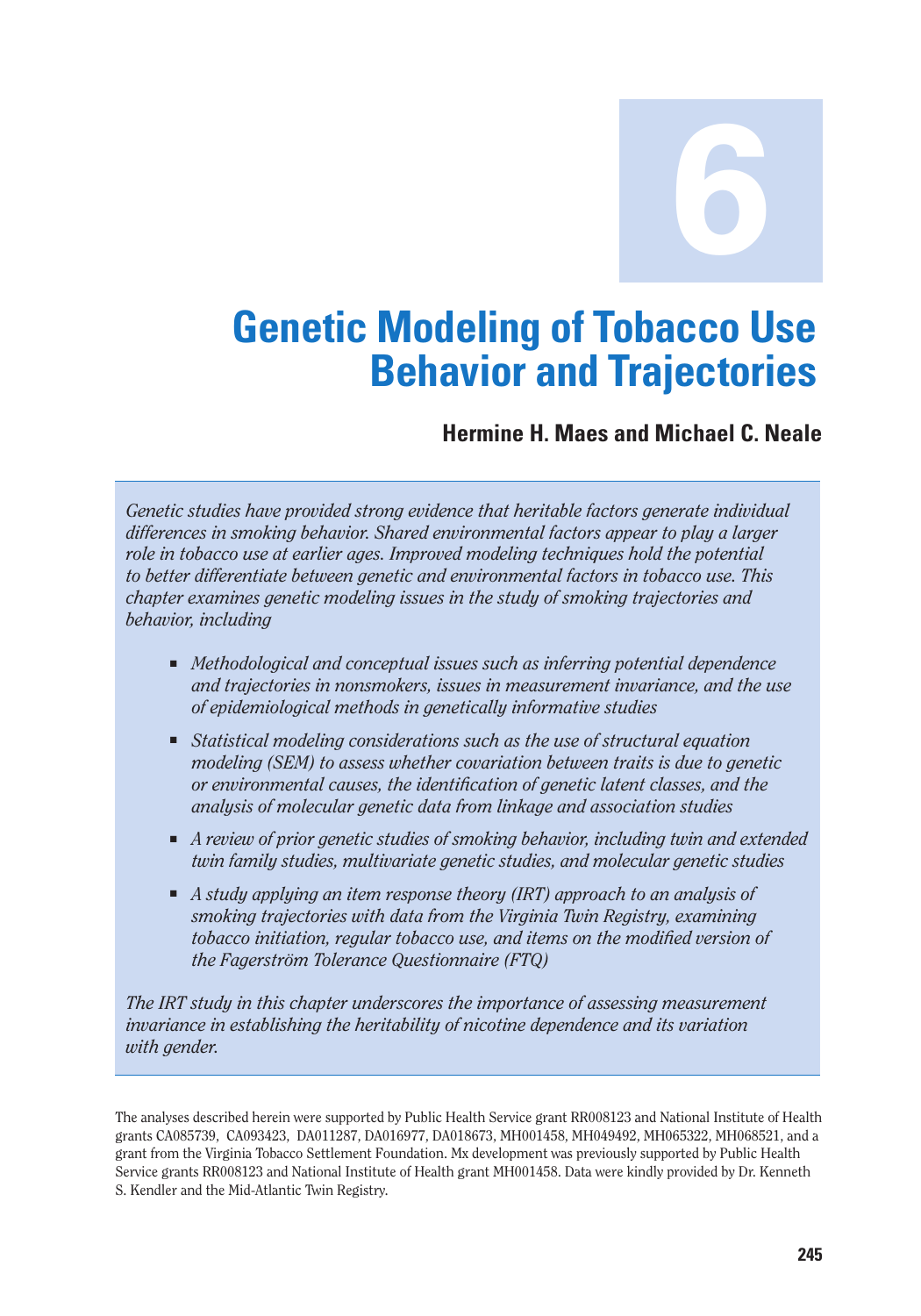# 6

# Genetic Modeling of Tobacco Use Behavior and Trajectories

**Hermine H. Maes and Michael C. Neale**

*Genetic studies have provided strong evidence that heritable factors generate individual differences in smoking behavior. Shared environmental factors appear to play a larger role in tobacco use at earlier ages. Improved modeling techniques hold the potential to better differentiate between genetic and environmental factors in tobacco use. This chapter examines genetic modeling issues in the study of smoking trajectories and behavior, including*

- *Methodological and conceptual issues such as inferring potential dependence and trajectories in nonsmokers, issues in measurement invariance, and the use of epidemiological methods in genetically informative studies*
- *Statistical modeling considerations such as the use of structural equation modeling (SEM) to assess whether covariation between traits is due to genetic or environmental causes, the identification of genetic latent classes, and the analysis of molecular genetic data from linkage and association studies*
- *A review of prior genetic studies of smoking behavior, including twin and extended twin family studies, multivariate genetic studies, and molecular genetic studies*
- *A study applying an item response theory (IRT) approach to an analysis of smoking trajectories with data from the Virginia Twin Registry, examining tobacco initiation, regular tobacco use, and items on the modified version of the Fagerström Tolerance Questionnaire (FTQ)*

*The IRT study in this chapter underscores the importance of assessing measurement invariance in establishing the heritability of nicotine dependence and its variation with gender.*

The analyses described herein were supported by Public Health Service grant RR008123 and National Institute of Health grants CA085739, CA093423, DA011287, DA016977, DA018673, MH001458, MH049492, MH065322, MH068521, and a grant from the Virginia Tobacco Settlement Foundation. Mx development was previously supported by Public Health Service grants RR008123 and National Institute of Health grant MH001458. Data were kindly provided by Dr. Kenneth S. Kendler and the Mid-Atlantic Twin Registry.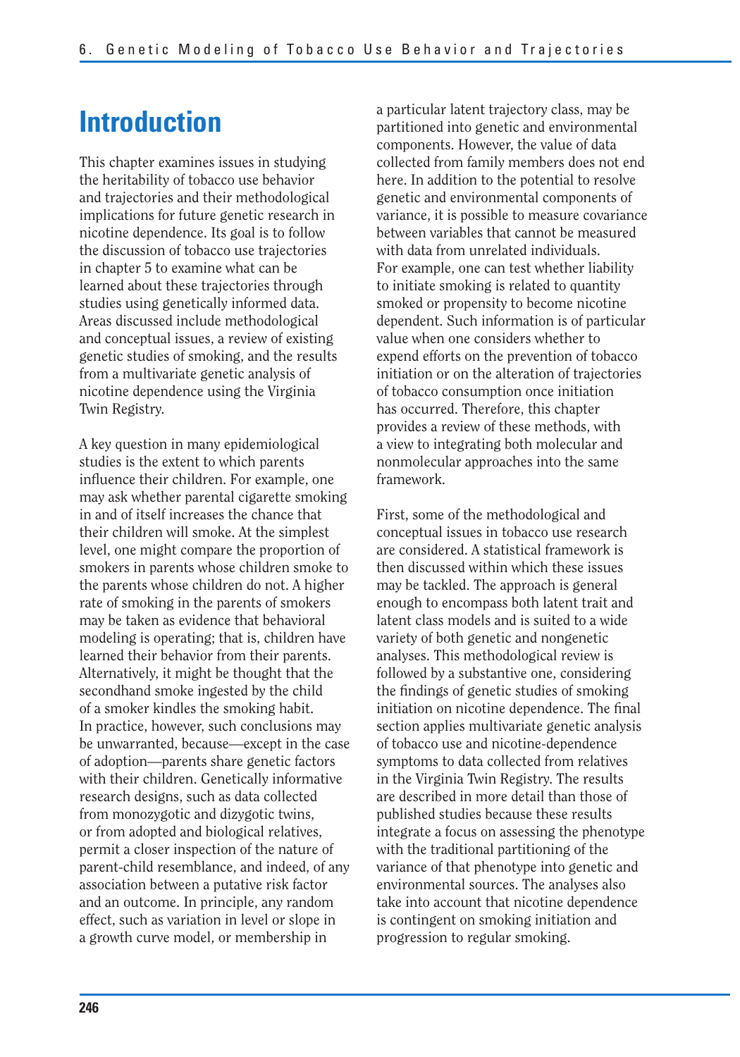# Introduction

This chapter examines issues in studying the heritability of tobacco use behavior and trajectories and their methodological implications for future genetic research in nicotine dependence. Its goal is to follow the discussion of tobacco use trajectories in chapter 5 to examine what can be learned about these trajectories through studies using genetically informed data. Areas discussed include methodological and conceptual issues, a review of existing genetic studies of smoking, and the results from a multivariate genetic analysis of nicotine dependence using the Virginia Twin Registry.

A key question in many epidemiological studies is the extent to which parents influence their children. For example, one may ask whether parental cigarette smoking in and of itself increases the chance that their children will smoke. At the simplest level, one might compare the proportion of smokers in parents whose children smoke to the parents whose children do not. A higher rate of smoking in the parents of smokers may be taken as evidence that behavioral modeling is operating; that is, children have learned their behavior from their parents. Alternatively, it might be thought that the secondhand smoke ingested by the child of a smoker kindles the smoking habit. In practice, however, such conclusions may be unwarranted, because—except in the case of adoption—parents share genetic factors with their children. Genetically informative research designs, such as data collected from monozygotic and dizygotic twins, or from adopted and biological relatives, permit a closer inspection of the nature of parent-child resemblance, and indeed, of any association between a putative risk factor and an outcome. In principle, any random effect, such as variation in level or slope in a growth curve model, or membership in a particular latent trajectory class, may be partitioned into genetic and environmental components. However, the value of data collected from family members does not end here. In addition to the potential to resolve genetic and environmental components of variance, it is possible to measure covariance between variables that cannot be measured with data from unrelated individuals. For example, one can test whether liability to initiate smoking is related to quantity smoked or propensity to become nicotine dependent. Such information is of particular value when one considers whether to expend efforts on the prevention of tobacco initiation or on the alteration of trajectories of tobacco consumption once initiation has occurred. Therefore, this chapter provides a review of these methods, with a view to integrating both molecular and nonmolecular approaches into the same framework.

First, some of the methodological and conceptual issues in tobacco use research are considered. A statistical framework is then discussed within which these issues may be tackled. The approach is general enough to encompass both latent trait and latent class models and is suited to a wide variety of both genetic and nongenetic analyses. This methodological review is followed by a substantive one, considering the findings of genetic studies of smoking initiation on nicotine dependence. The final section applies multivariate genetic analysis of tobacco use and nicotine-dependence symptoms to data collected from relatives in the Virginia Twin Registry. The results are described in more detail than those of published studies because these results integrate a focus on assessing the phenotype with the traditional partitioning of the variance of that phenotype into genetic and environmental sources. The analyses also take into account that nicotine dependence is contingent on smoking initiation and progression to regular smoking.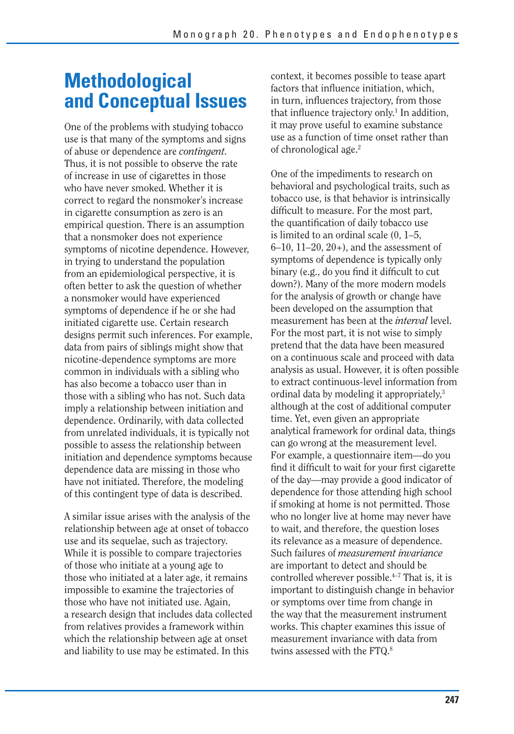# Methodological and Conceptual Issues

One of the problems with studying tobacco use is that many of the symptoms and signs of abuse or dependence are *contingent*. Thus, it is not possible to observe the rate of increase in use of cigarettes in those who have never smoked. Whether it is correct to regard the nonsmoker's increase in cigarette consumption as zero is an empirical question. There is an assumption that a nonsmoker does not experience symptoms of nicotine dependence. However, in trying to understand the population from an epidemiological perspective, it is often better to ask the question of whether a nonsmoker would have experienced symptoms of dependence if he or she had initiated cigarette use. Certain research designs permit such inferences. For example, data from pairs of siblings might show that nicotine-dependence symptoms are more common in individuals with a sibling who has also become a tobacco user than in those with a sibling who has not. Such data imply a relationship between initiation and dependence. Ordinarily, with data collected from unrelated individuals, it is typically not possible to assess the relationship between initiation and dependence symptoms because dependence data are missing in those who have not initiated. Therefore, the modeling of this contingent type of data is described.

A similar issue arises with the analysis of the relationship between age at onset of tobacco use and its sequelae, such as trajectory. While it is possible to compare trajectories of those who initiate at a young age to those who initiated at a later age, it remains impossible to examine the trajectories of those who have not initiated use. Again, a research design that includes data collected from relatives provides a framework within which the relationship between age at onset and liability to use may be estimated. In this context, it becomes possible to tease apart factors that influence initiation, which, in turn, influences trajectory, from those that influence trajectory only.[1] In addition, it may prove useful to examine substance use as a function of time onset rather than of chronological age.[2]

One of the impediments to research on behavioral and psychological traits, such as tobacco use, is that behavior is intrinsically difficult to measure. For the most part, the quantification of daily tobacco use is limited to an ordinal scale (0, 1–5, 6–10, 11–20, 20+), and the assessment of symptoms of dependence is typically only binary (e.g., do you find it difficult to cut down?). Many of the more modern models for the analysis of growth or change have been developed on the assumption that measurement has been at the *interval* level. For the most part, it is not wise to simply pretend that the data have been measured on a continuous scale and proceed with data analysis as usual. However, it is often possible to extract continuous-level information from ordinal data by modeling it appropriately,[3] although at the cost of additional computer time. Yet, even given an appropriate analytical framework for ordinal data, things can go wrong at the measurement level. For example, a questionnaire item—do you find it difficult to wait for your first cigarette of the day—may provide a good indicator of dependence for those attending high school if smoking at home is not permitted. Those who no longer live at home may never have to wait, and therefore, the question loses its relevance as a measure of dependence. Such failures of *measurement invariance* are important to detect and should be controlled wherever possible.[4–7] That is, it is important to distinguish change in behavior or symptoms over time from change in the way that the measurement instrument works. This chapter examines this issue of measurement invariance with data from twins assessed with the FTQ.[8]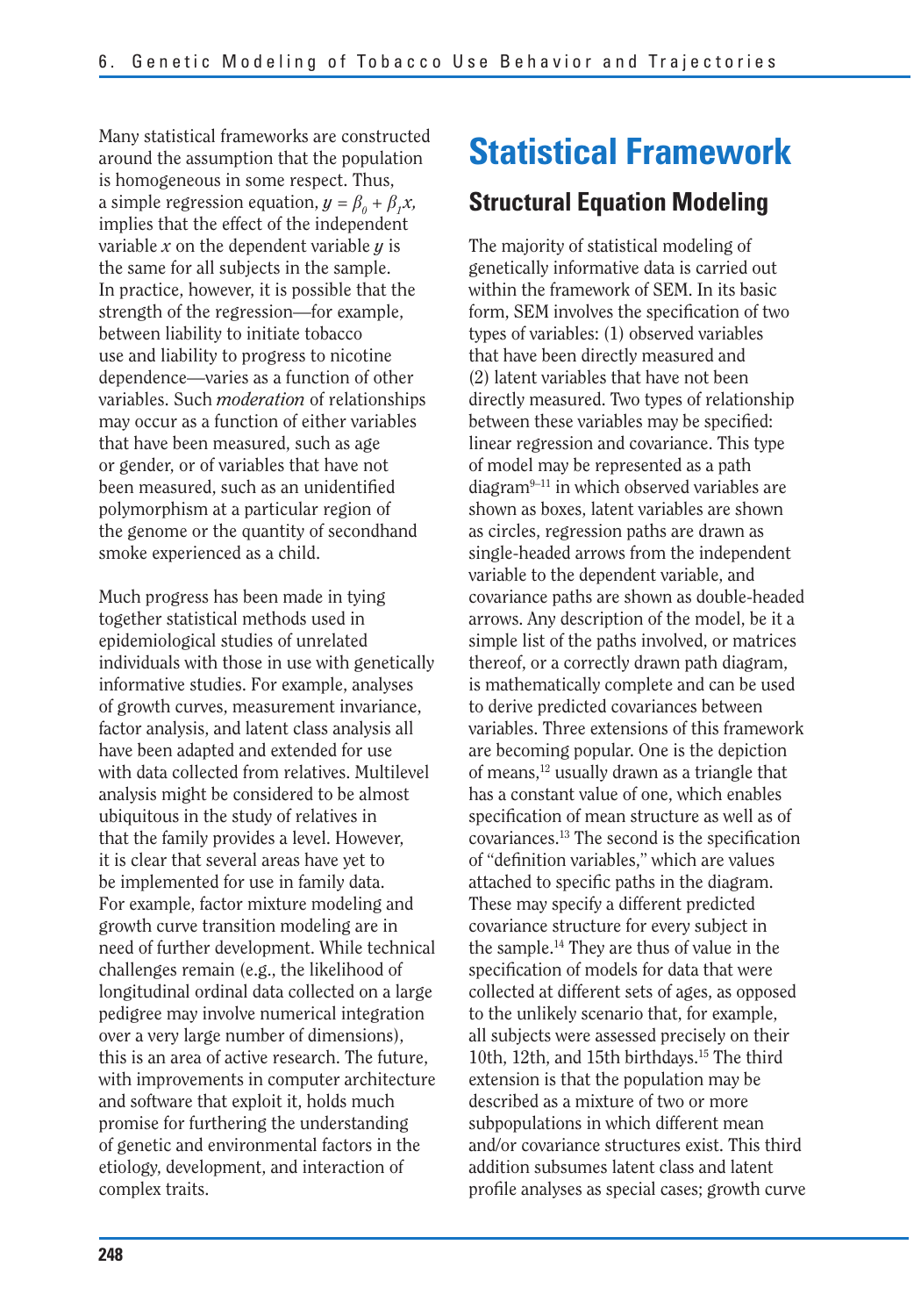Many statistical frameworks are constructed around the assumption that the population is homogeneous in some respect. Thus, a simple regression equation, $y = \beta_0 + \beta_1 x$, implies that the effect of the independent variable $x$ on the dependent variable $y$ is the same for all subjects in the sample. In practice, however, it is possible that the strength of the regression—for example, between liability to initiate tobacco use and liability to progress to nicotine dependence—varies as a function of other variables. Such *moderation* of relationships may occur as a function of either variables that have been measured, such as age or gender, or of variables that have not been measured, such as an unidentified polymorphism at a particular region of the genome or the quantity of secondhand smoke experienced as a child.

Much progress has been made in tying together statistical methods used in epidemiological studies of unrelated individuals with those in use with genetically informative studies. For example, analyses of growth curves, measurement invariance, factor analysis, and latent class analysis all have been adapted and extended for use with data collected from relatives. Multilevel analysis might be considered to be almost ubiquitous in the study of relatives in that the family provides a level. However, it is clear that several areas have yet to be implemented for use in family data. For example, factor mixture modeling and growth curve transition modeling are in need of further development. While technical challenges remain (e.g., the likelihood of longitudinal ordinal data collected on a large pedigree may involve numerical integration over a very large number of dimensions), this is an area of active research. The future, with improvements in computer architecture and software that exploit it, holds much promise for furthering the understanding of genetic and environmental factors in the etiology, development, and interaction of complex traits.

# Statistical Framework

## Structural Equation Modeling

The majority of statistical modeling of genetically informative data is carried out within the framework of SEM. In its basic form, SEM involves the specification of two types of variables: (1) observed variables that have been directly measured and (2) latent variables that have not been directly measured. Two types of relationship between these variables may be specified: linear regression and covariance. This type of model may be represented as a path diagram[9–11] in which observed variables are shown as boxes, latent variables are shown as circles, regression paths are drawn as single-headed arrows from the independent variable to the dependent variable, and covariance paths are shown as double-headed arrows. Any description of the model, be it a simple list of the paths involved, or matrices thereof, or a correctly drawn path diagram, is mathematically complete and can be used to derive predicted covariances between variables. Three extensions of this framework are becoming popular. One is the depiction of means,[12] usually drawn as a triangle that has a constant value of one, which enables specification of mean structure as well as of covariances.[13] The second is the specification of "definition variables," which are values attached to specific paths in the diagram. These may specify a different predicted covariance structure for every subject in the sample.[14] They are thus of value in the specification of models for data that were collected at different sets of ages, as opposed to the unlikely scenario that, for example, all subjects were assessed precisely on their 10th, 12th, and 15th birthdays.[15] The third extension is that the population may be described as a mixture of two or more subpopulations in which different mean and/or covariance structures exist. This third addition subsumes latent class and latent profile analyses as special cases; growth curve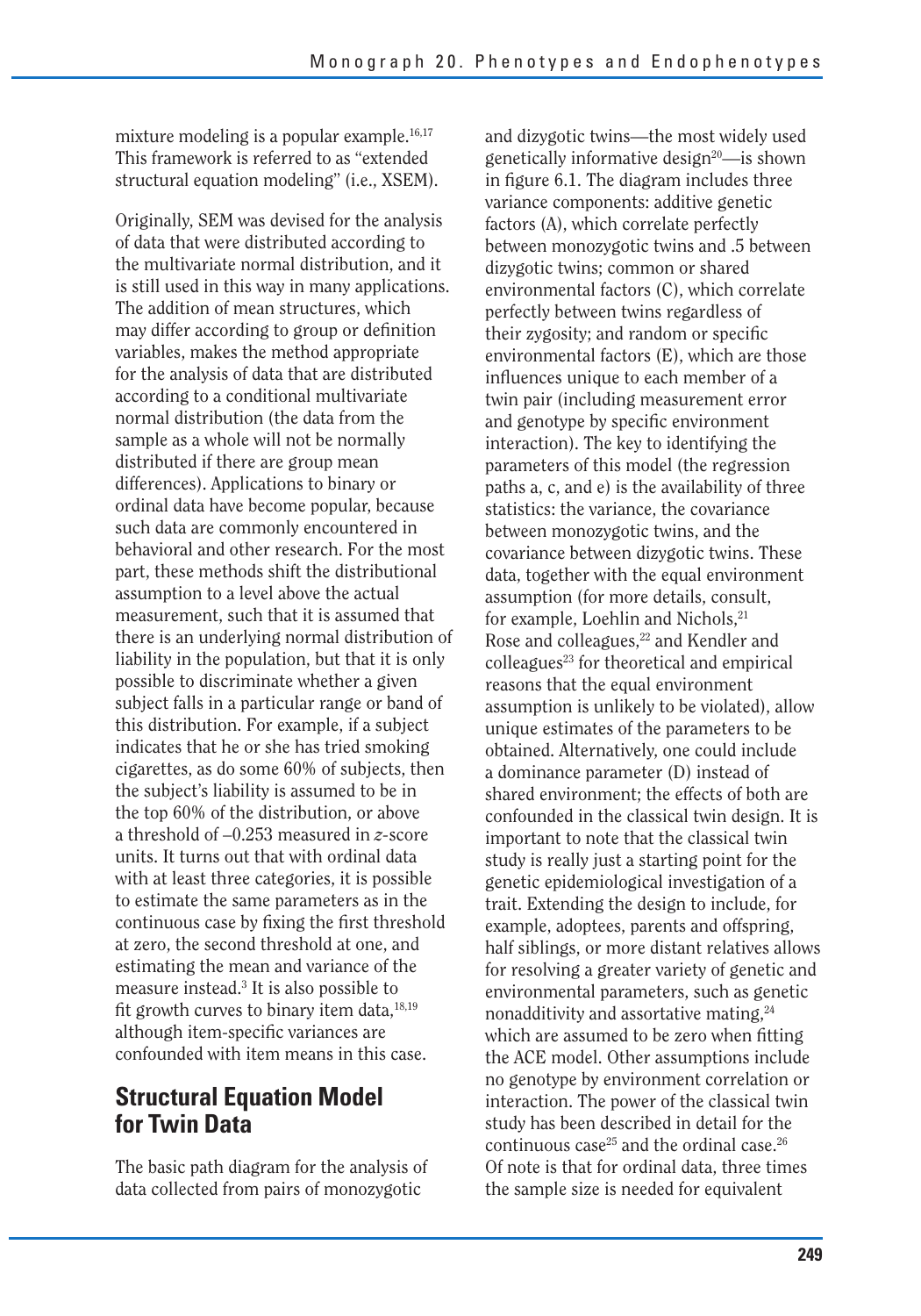mixture modeling is a popular example.[16,17] This framework is referred to as "extended structural equation modeling" (i.e., XSEM).

Originally, SEM was devised for the analysis of data that were distributed according to the multivariate normal distribution, and it is still used in this way in many applications. The addition of mean structures, which may differ according to group or definition variables, makes the method appropriate for the analysis of data that are distributed according to a conditional multivariate normal distribution (the data from the sample as a whole will not be normally distributed if there are group mean differences). Applications to binary or ordinal data have become popular, because such data are commonly encountered in behavioral and other research. For the most part, these methods shift the distributional assumption to a level above the actual measurement, such that it is assumed that there is an underlying normal distribution of liability in the population, but that it is only possible to discriminate whether a given subject falls in a particular range or band of this distribution. For example, if a subject indicates that he or she has tried smoking cigarettes, as do some 60% of subjects, then the subject's liability is assumed to be in the top 60% of the distribution, or above a threshold of –0.253 measured in $z$-score units. It turns out that with ordinal data with at least three categories, it is possible to estimate the same parameters as in the continuous case by fixing the first threshold at zero, the second threshold at one, and estimating the mean and variance of the measure instead.[3] It is also possible to fit growth curves to binary item data,[18,19] although item-specific variances are confounded with item means in this case.

## Structural Equation Model for Twin Data

The basic path diagram for the analysis of data collected from pairs of monozygotic and dizygotic twins—the most widely used genetically informative design[20]—is shown in figure 6.1. The diagram includes three variance components: additive genetic factors (A), which correlate perfectly between monozygotic twins and .5 between dizygotic twins; common or shared environmental factors (C), which correlate perfectly between twins regardless of their zygosity; and random or specific environmental factors (E), which are those influences unique to each member of a twin pair (including measurement error and genotype by specific environment interaction). The key to identifying the parameters of this model (the regression paths a, c, and e) is the availability of three statistics: the variance, the covariance between monozygotic twins, and the covariance between dizygotic twins. These data, together with the equal environment assumption (for more details, consult, for example, Loehlin and Nichols,[21] Rose and colleagues,[22] and Kendler and colleagues[23] for theoretical and empirical reasons that the equal environment assumption is unlikely to be violated), allow unique estimates of the parameters to be obtained. Alternatively, one could include a dominance parameter (D) instead of shared environment; the effects of both are confounded in the classical twin design. It is important to note that the classical twin study is really just a starting point for the genetic epidemiological investigation of a trait. Extending the design to include, for example, adoptees, parents and offspring, half siblings, or more distant relatives allows for resolving a greater variety of genetic and environmental parameters, such as genetic nonadditivity and assortative mating,[24] which are assumed to be zero when fitting the ACE model. Other assumptions include no genotype by environment correlation or interaction. The power of the classical twin study has been described in detail for the continuous case[25] and the ordinal case.[26] Of note is that for ordinal data, three times the sample size is needed for equivalent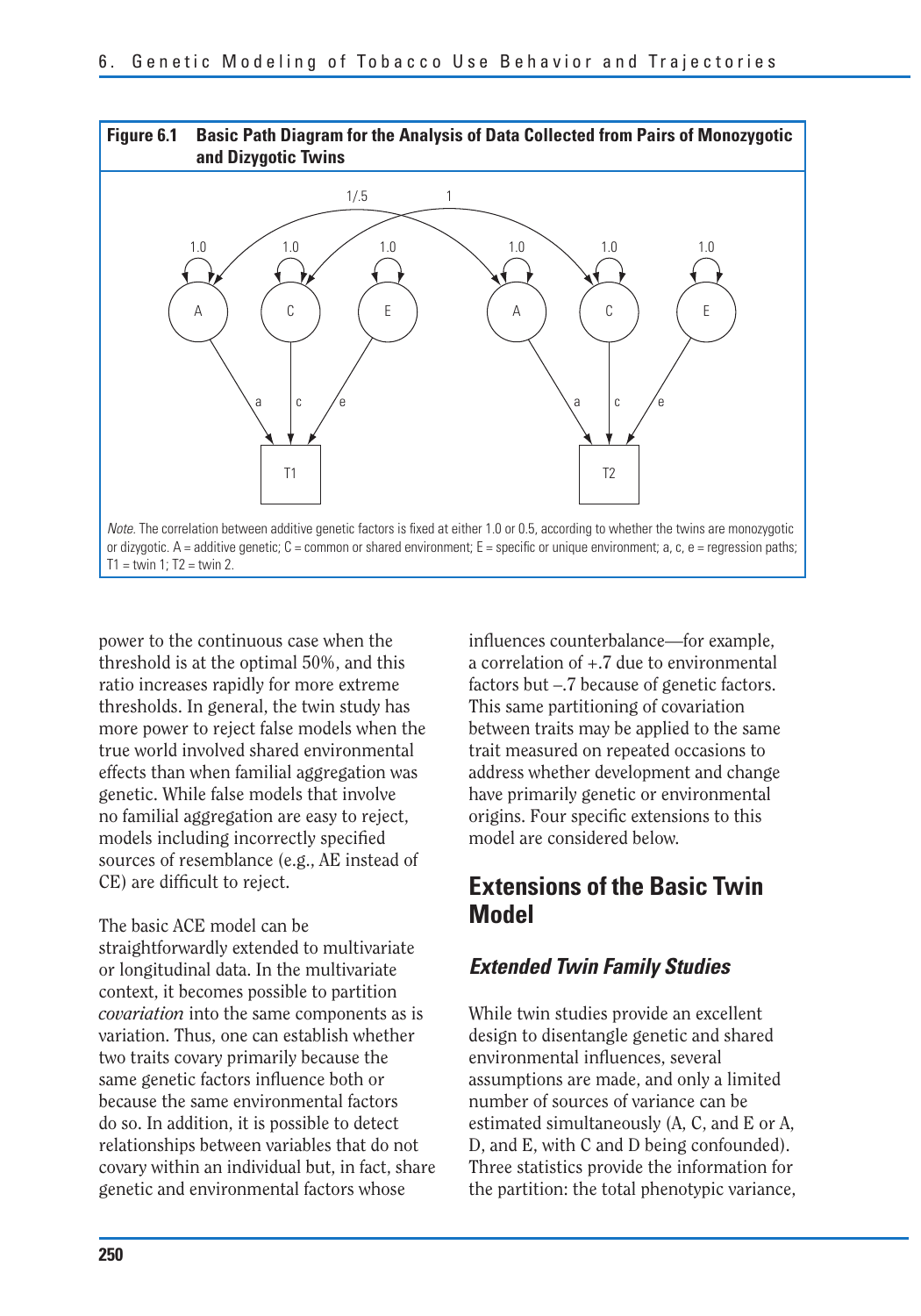**Figure 6.1 Basic Path Diagram for the Analysis of Data Collected from Pairs of Monozygotic and Dizygotic Twins**

*Note.* The correlation between additive genetic factors is fixed at either 1.0 or 0.5, according to whether the twins are monozygotic or dizygotic. A = additive genetic; C = common or shared environment; E = specific or unique environment; a, c, e = regression paths; T1 = twin 1; T2 = twin 2.

power to the continuous case when the threshold is at the optimal 50%, and this ratio increases rapidly for more extreme thresholds. In general, the twin study has more power to reject false models when the true world involved shared environmental effects than when familial aggregation was genetic. While false models that involve no familial aggregation are easy to reject, models including incorrectly specified sources of resemblance (e.g., AE instead of CE) are difficult to reject.

The basic ACE model can be straightforwardly extended to multivariate or longitudinal data. In the multivariate context, it becomes possible to partition *covariation* into the same components as is variation. Thus, one can establish whether two traits covary primarily because the same genetic factors influence both or because the same environmental factors do so. In addition, it is possible to detect relationships between variables that do not covary within an individual but, in fact, share genetic and environmental factors whose influences counterbalance—for example, a correlation of +.7 due to environmental factors but –.7 because of genetic factors. This same partitioning of covariation between traits may be applied to the same trait measured on repeated occasions to address whether development and change have primarily genetic or environmental origins. Four specific extensions to this model are considered below.

## Extensions of the Basic Twin Model

### *Extended Twin Family Studies*

While twin studies provide an excellent design to disentangle genetic and shared environmental influences, several assumptions are made, and only a limited number of sources of variance can be estimated simultaneously (A, C, and E or A, D, and E, with C and D being confounded). Three statistics provide the information for the partition: the total phenotypic variance,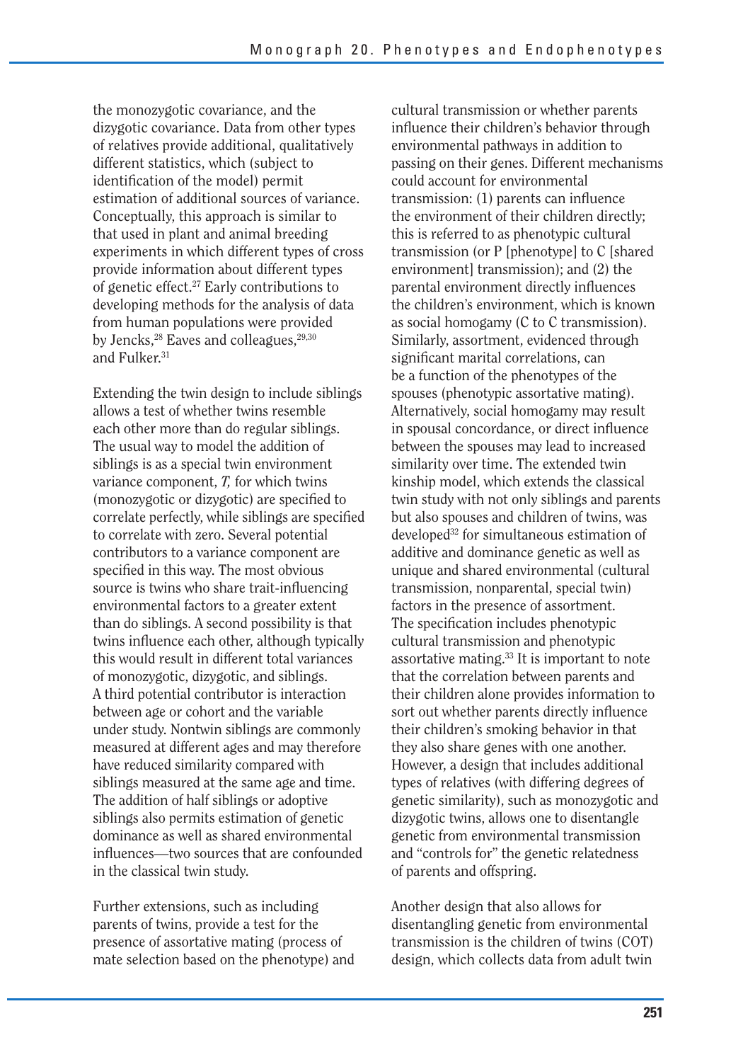the monozygotic covariance, and the dizygotic covariance. Data from other types of relatives provide additional, qualitatively different statistics, which (subject to identification of the model) permit estimation of additional sources of variance. Conceptually, this approach is similar to that used in plant and animal breeding experiments in which different types of cross provide information about different types of genetic effect.[27] Early contributions to developing methods for the analysis of data from human populations were provided by Jencks,[28] Eaves and colleagues,[29,30] and Fulker.[31]

Extending the twin design to include siblings allows a test of whether twins resemble each other more than do regular siblings. The usual way to model the addition of siblings is as a special twin environment variance component, *T*, for which twins (monozygotic or dizygotic) are specified to correlate perfectly, while siblings are specified to correlate with zero. Several potential contributors to a variance component are specified in this way. The most obvious source is twins who share trait-influencing environmental factors to a greater extent than do siblings. A second possibility is that twins influence each other, although typically this would result in different total variances of monozygotic, dizygotic, and siblings. A third potential contributor is interaction between age or cohort and the variable under study. Nontwin siblings are commonly measured at different ages and may therefore have reduced similarity compared with siblings measured at the same age and time. The addition of half siblings or adoptive siblings also permits estimation of genetic dominance as well as shared environmental influences—two sources that are confounded in the classical twin study.

Further extensions, such as including parents of twins, provide a test for the presence of assortative mating (process of mate selection based on the phenotype) and cultural transmission or whether parents influence their children's behavior through environmental pathways in addition to passing on their genes. Different mechanisms could account for environmental transmission: (1) parents can influence the environment of their children directly; this is referred to as phenotypic cultural transmission (or P [phenotype] to C [shared environment] transmission); and (2) the parental environment directly influences the children's environment, which is known as social homogamy (C to C transmission). Similarly, assortment, evidenced through significant marital correlations, can be a function of the phenotypes of the spouses (phenotypic assortative mating). Alternatively, social homogamy may result in spousal concordance, or direct influence between the spouses may lead to increased similarity over time. The extended twin kinship model, which extends the classical twin study with not only siblings and parents but also spouses and children of twins, was developed[32] for simultaneous estimation of additive and dominance genetic as well as unique and shared environmental (cultural transmission, nonparental, special twin) factors in the presence of assortment. The specification includes phenotypic cultural transmission and phenotypic assortative mating.[33] It is important to note that the correlation between parents and their children alone provides information to sort out whether parents directly influence their children's smoking behavior in that they also share genes with one another. However, a design that includes additional types of relatives (with differing degrees of genetic similarity), such as monozygotic and dizygotic twins, allows one to disentangle genetic from environmental transmission and "controls for" the genetic relatedness of parents and offspring.

Another design that also allows for disentangling genetic from environmental transmission is the children of twins (COT) design, which collects data from adult twin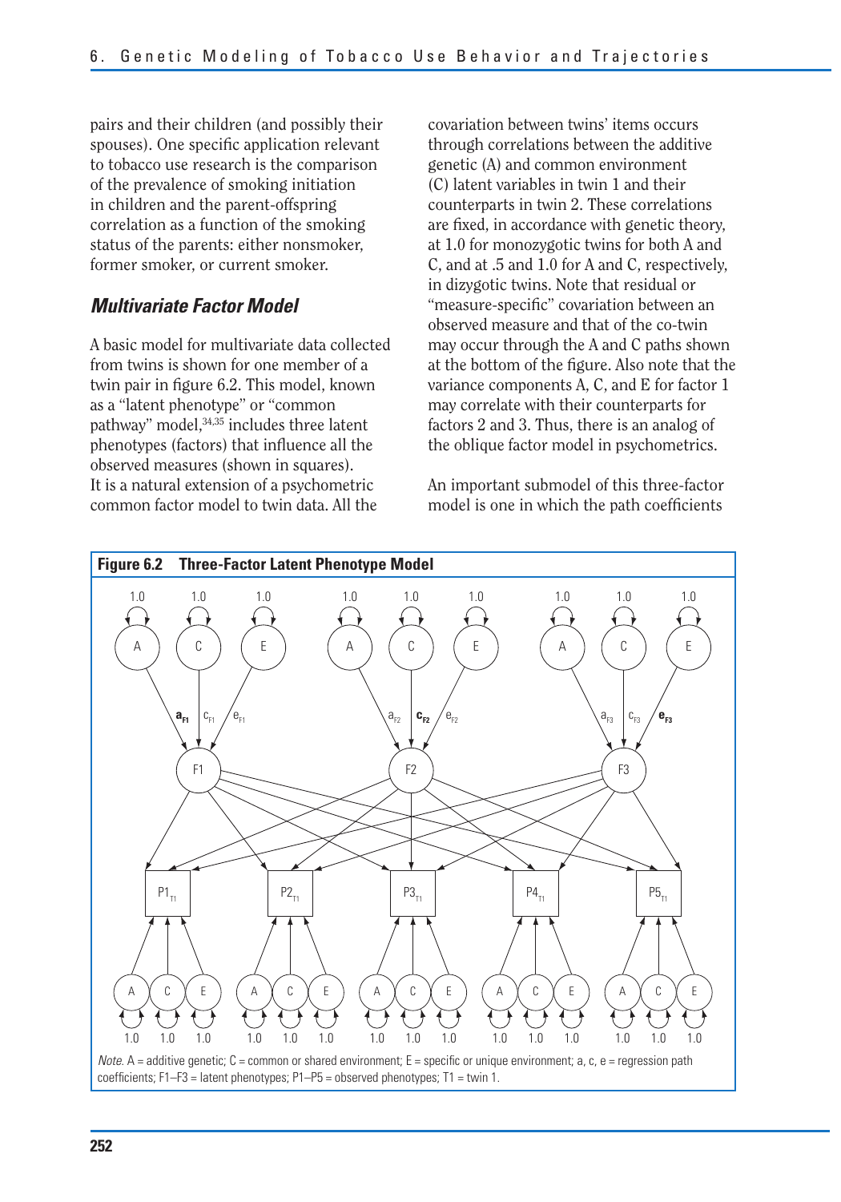pairs and their children (and possibly their spouses). One specific application relevant to tobacco use research is the comparison of the prevalence of smoking initiation in children and the parent-offspring correlation as a function of the smoking status of the parents: either nonsmoker, former smoker, or current smoker.

### *Multivariate Factor Model*

A basic model for multivariate data collected from twins is shown for one member of a twin pair in figure 6.2. This model, known as a "latent phenotype" or "common pathway" model,[34,35] includes three latent phenotypes (factors) that influence all the observed measures (shown in squares). It is a natural extension of a psychometric common factor model to twin data. All the covariation between twins' items occurs through correlations between the additive genetic (A) and common environment (C) latent variables in twin 1 and their counterparts in twin 2. These correlations are fixed, in accordance with genetic theory, at 1.0 for monozygotic twins for both A and C, and at .5 and 1.0 for A and C, respectively, in dizygotic twins. Note that residual or "measure-specific" covariation between an observed measure and that of the co-twin may occur through the A and C paths shown at the bottom of the figure. Also note that the variance components A, C, and E for factor 1 may correlate with their counterparts for factors 2 and 3. Thus, there is an analog of the oblique factor model in psychometrics.

An important submodel of this three-factor model is one in which the path coefficients

**Figure 6.2 Three-Factor Latent Phenotype Model**

*Note.* A = additive genetic; C = common or shared environment; E = specific or unique environment; a, c, e = regression path coefficients; F1–F3 = latent phenotypes; P1–P5 = observed phenotypes; T1 = twin 1.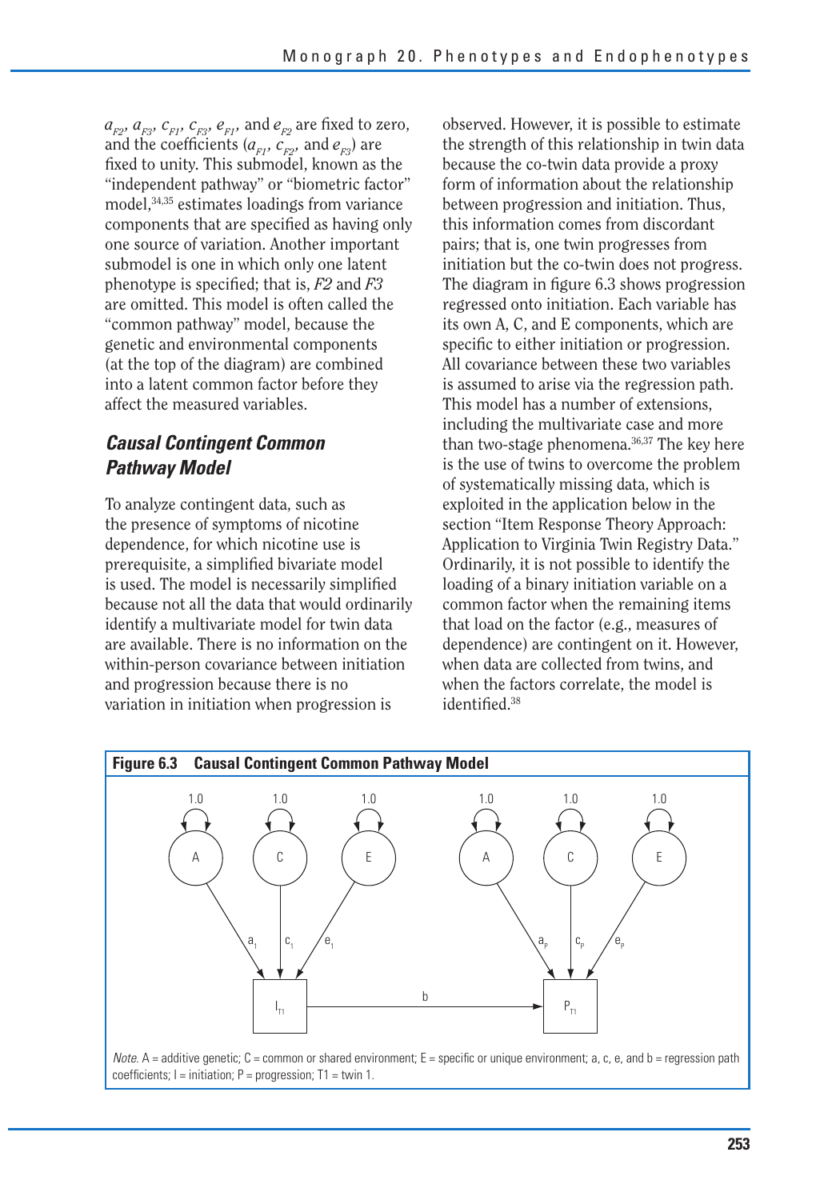$a_{F2}$, $a_{F3}$, $c_{F1}$, $c_{F3}$, $e_{F1}$, and $e_{F2}$ are fixed to zero, and the coefficients ($a_{F1}$, $c_{F2}$, and $e_{F3}$) are fixed to unity. This submodel, known as the "independent pathway" or "biometric factor" model,[34,35] estimates loadings from variance components that are specified as having only one source of variation. Another important submodel is one in which only one latent phenotype is specified; that is, *F2* and *F3* are omitted. This model is often called the "common pathway" model, because the genetic and environmental components (at the top of the diagram) are combined into a latent common factor before they affect the measured variables.

## Causal Contingent Common Pathway Model

To analyze contingent data, such as the presence of symptoms of nicotine dependence, for which nicotine use is prerequisite, a simplified bivariate model is used. The model is necessarily simplified because not all the data that would ordinarily identify a multivariate model for twin data are available. There is no information on the within-person covariance between initiation and progression because there is no variation in initiation when progression is observed. However, it is possible to estimate the strength of this relationship in twin data because the co-twin data provide a proxy form of information about the relationship between progression and initiation. Thus, this information comes from discordant pairs; that is, one twin progresses from initiation but the co-twin does not progress. The diagram in figure 6.3 shows progression regressed onto initiation. Each variable has its own A, C, and E components, which are specific to either initiation or progression. All covariance between these two variables is assumed to arise via the regression path. This model has a number of extensions, including the multivariate case and more than two-stage phenomena.[36,37] The key here is the use of twins to overcome the problem of systematically missing data, which is exploited in the application below in the section "Item Response Theory Approach: Application to Virginia Twin Registry Data." Ordinarily, it is not possible to identify the loading of a binary initiation variable on a common factor when the remaining items that load on the factor (e.g., measures of dependence) are contingent on it. However, when data are collected from twins, and when the factors correlate, the model is identified.[38]

**Figure 6.3 Causal Contingent Common Pathway Model**

*Note.* A = additive genetic; C = common or shared environment; E = specific or unique environment; a, c, e, and b = regression path coefficients; I = initiation; P = progression; T1 = twin 1.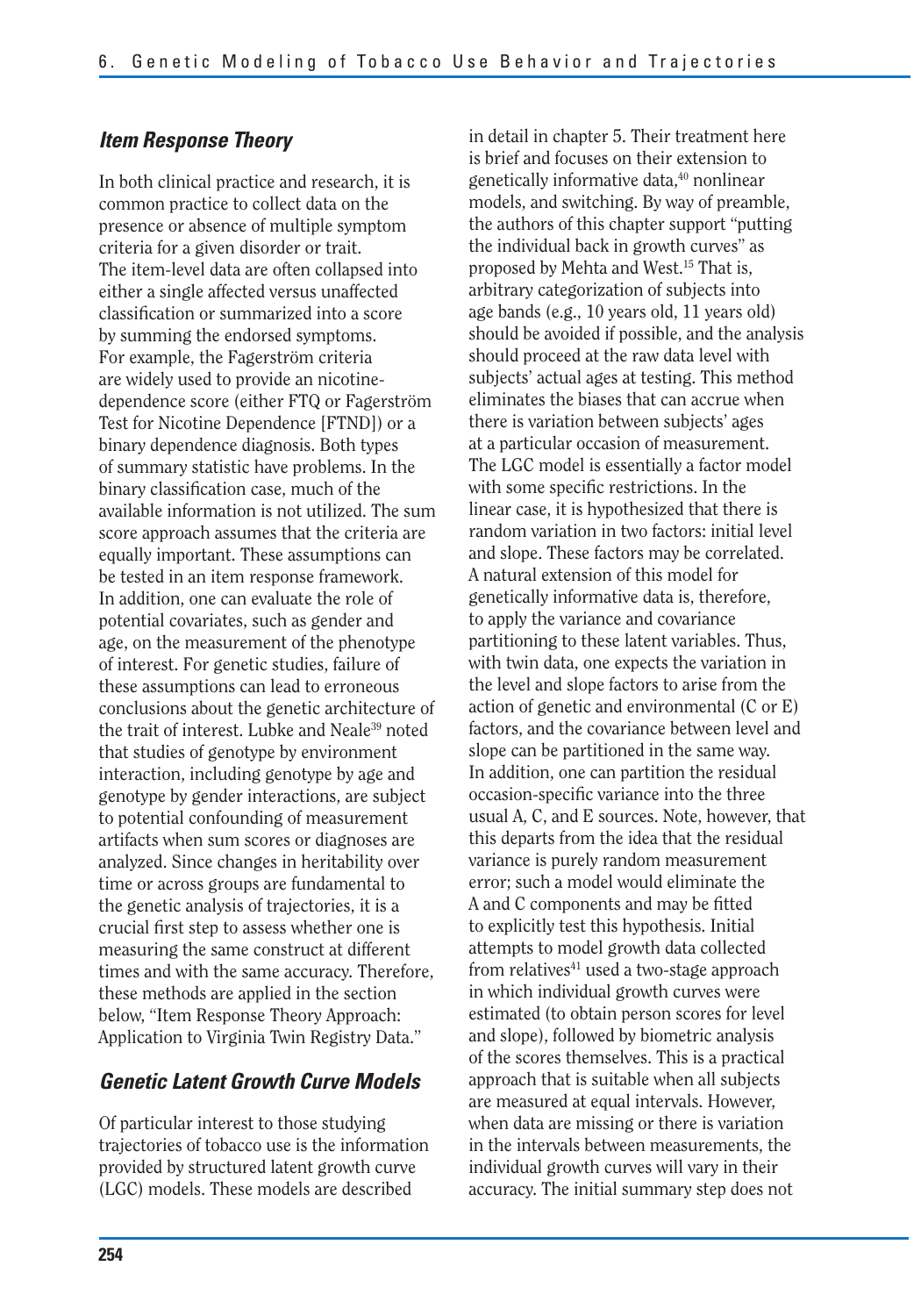### *Item Response Theory*

In both clinical practice and research, it is common practice to collect data on the presence or absence of multiple symptom criteria for a given disorder or trait. The item-level data are often collapsed into either a single affected versus unaffected classification or summarized into a score by summing the endorsed symptoms. For example, the Fagerström criteria are widely used to provide an nicotine-dependence score (either FTQ or Fagerström Test for Nicotine Dependence [FTND]) or a binary dependence diagnosis. Both types of summary statistic have problems. In the binary classification case, much of the available information is not utilized. The sum score approach assumes that the criteria are equally important. These assumptions can be tested in an item response framework. In addition, one can evaluate the role of potential covariates, such as gender and age, on the measurement of the phenotype of interest. For genetic studies, failure of these assumptions can lead to erroneous conclusions about the genetic architecture of the trait of interest. Lubke and Neale[39] noted that studies of genotype by environment interaction, including genotype by age and genotype by gender interactions, are subject to potential confounding of measurement artifacts when sum scores or diagnoses are analyzed. Since changes in heritability over time or across groups are fundamental to the genetic analysis of trajectories, it is a crucial first step to assess whether one is measuring the same construct at different times and with the same accuracy. Therefore, these methods are applied in the section below, "Item Response Theory Approach: Application to Virginia Twin Registry Data."

### *Genetic Latent Growth Curve Models*

Of particular interest to those studying trajectories of tobacco use is the information provided by structured latent growth curve (LGC) models. These models are described in detail in chapter 5. Their treatment here is brief and focuses on their extension to genetically informative data,[40] nonlinear models, and switching. By way of preamble, the authors of this chapter support "putting the individual back in growth curves" as proposed by Mehta and West.[15] That is, arbitrary categorization of subjects into age bands (e.g., 10 years old, 11 years old) should be avoided if possible, and the analysis should proceed at the raw data level with subjects' actual ages at testing. This method eliminates the biases that can accrue when there is variation between subjects' ages at a particular occasion of measurement. The LGC model is essentially a factor model with some specific restrictions. In the linear case, it is hypothesized that there is random variation in two factors: initial level and slope. These factors may be correlated. A natural extension of this model for genetically informative data is, therefore, to apply the variance and covariance partitioning to these latent variables. Thus, with twin data, one expects the variation in the level and slope factors to arise from the action of genetic and environmental (C or E) factors, and the covariance between level and slope can be partitioned in the same way. In addition, one can partition the residual occasion-specific variance into the three usual A, C, and E sources. Note, however, that this departs from the idea that the residual variance is purely random measurement error; such a model would eliminate the A and C components and may be fitted to explicitly test this hypothesis. Initial attempts to model growth data collected from relatives[41] used a two-stage approach in which individual growth curves were estimated (to obtain person scores for level and slope), followed by biometric analysis of the scores themselves. This is a practical approach that is suitable when all subjects are measured at equal intervals. However, when data are missing or there is variation in the intervals between measurements, the individual growth curves will vary in their accuracy. The initial summary step does not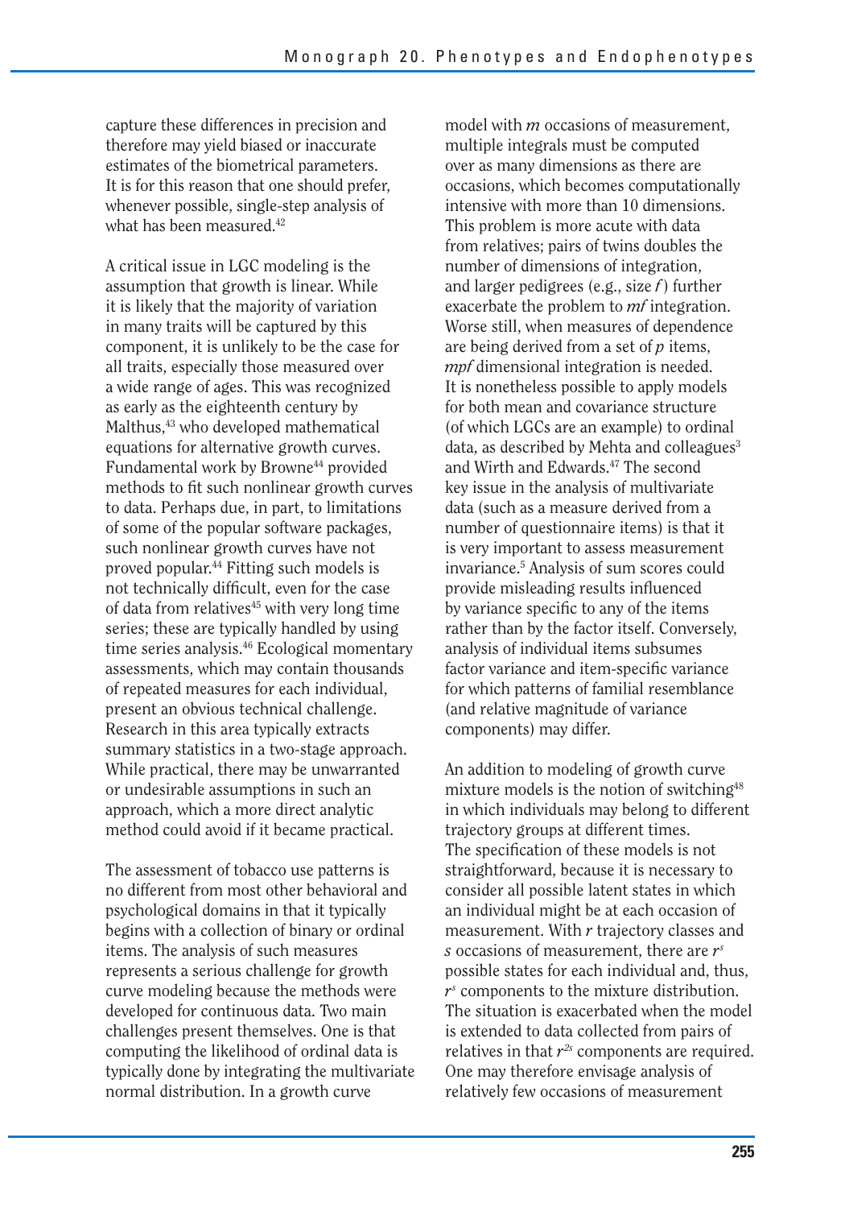capture these differences in precision and therefore may yield biased or inaccurate estimates of the biometrical parameters. It is for this reason that one should prefer, whenever possible, single-step analysis of what has been measured.[42]

A critical issue in LGC modeling is the assumption that growth is linear. While it is likely that the majority of variation in many traits will be captured by this component, it is unlikely to be the case for all traits, especially those measured over a wide range of ages. This was recognized as early as the eighteenth century by Malthus,[43] who developed mathematical equations for alternative growth curves. Fundamental work by Browne[44] provided methods to fit such nonlinear growth curves to data. Perhaps due, in part, to limitations of some of the popular software packages, such nonlinear growth curves have not proved popular.[44] Fitting such models is not technically difficult, even for the case of data from relatives[45] with very long time series; these are typically handled by using time series analysis.[46] Ecological momentary assessments, which may contain thousands of repeated measures for each individual, present an obvious technical challenge. Research in this area typically extracts summary statistics in a two-stage approach. While practical, there may be unwarranted or undesirable assumptions in such an approach, which a more direct analytic method could avoid if it became practical.

The assessment of tobacco use patterns is no different from most other behavioral and psychological domains in that it typically begins with a collection of binary or ordinal items. The analysis of such measures represents a serious challenge for growth curve modeling because the methods were developed for continuous data. Two main challenges present themselves. One is that computing the likelihood of ordinal data is typically done by integrating the multivariate normal distribution. In a growth curve model with $m$ occasions of measurement, multiple integrals must be computed over as many dimensions as there are occasions, which becomes computationally intensive with more than 10 dimensions. This problem is more acute with data from relatives; pairs of twins doubles the number of dimensions of integration, and larger pedigrees (e.g., size $f$) further exacerbate the problem to $mf$ integration. Worse still, when measures of dependence are being derived from a set of $p$ items, $mpf$ dimensional integration is needed. It is nonetheless possible to apply models for both mean and covariance structure (of which LGCs are an example) to ordinal data, as described by Mehta and colleagues[3] and Wirth and Edwards.[47] The second key issue in the analysis of multivariate data (such as a measure derived from a number of questionnaire items) is that it is very important to assess measurement invariance.[5] Analysis of sum scores could provide misleading results influenced by variance specific to any of the items rather than by the factor itself. Conversely, analysis of individual items subsumes factor variance and item-specific variance for which patterns of familial resemblance (and relative magnitude of variance components) may differ.

An addition to modeling of growth curve mixture models is the notion of switching[48] in which individuals may belong to different trajectory groups at different times. The specification of these models is not straightforward, because it is necessary to consider all possible latent states in which an individual might be at each occasion of measurement. With $r$ trajectory classes and $s$ occasions of measurement, there are $r^s$ possible states for each individual and, thus, $r^s$ components to the mixture distribution. The situation is exacerbated when the model is extended to data collected from pairs of relatives in that $r^{2s}$ components are required. One may therefore envisage analysis of relatively few occasions of measurement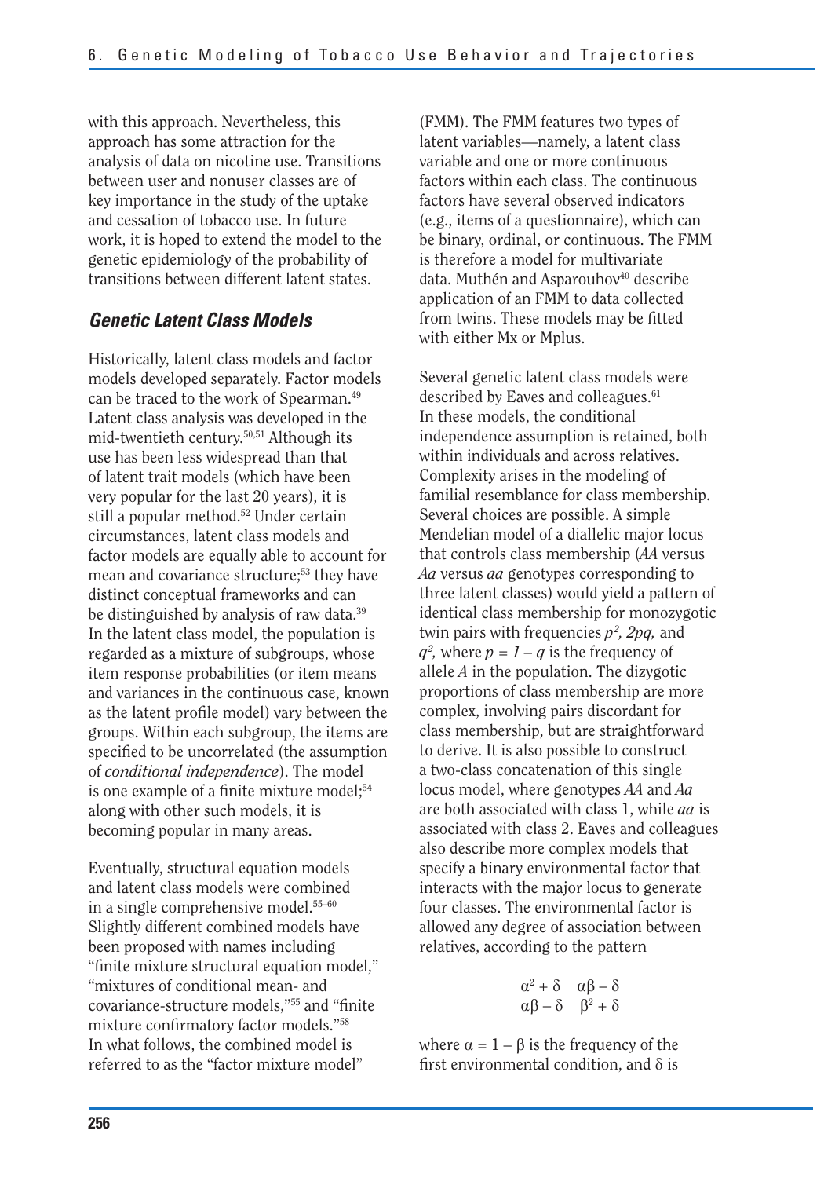with this approach. Nevertheless, this approach has some attraction for the analysis of data on nicotine use. Transitions between user and nonuser classes are of key importance in the study of the uptake and cessation of tobacco use. In future work, it is hoped to extend the model to the genetic epidemiology of the probability of transitions between different latent states.

## *Genetic Latent Class Models*

Historically, latent class models and factor models developed separately. Factor models can be traced to the work of Spearman.[49] Latent class analysis was developed in the mid-twentieth century.[50,51] Although its use has been less widespread than that of latent trait models (which have been very popular for the last 20 years), it is still a popular method.[52] Under certain circumstances, latent class models and factor models are equally able to account for mean and covariance structure;[53] they have distinct conceptual frameworks and can be distinguished by analysis of raw data.[39] In the latent class model, the population is regarded as a mixture of subgroups, whose item response probabilities (or item means and variances in the continuous case, known as the latent profile model) vary between the groups. Within each subgroup, the items are specified to be uncorrelated (the assumption of *conditional independence*). The model is one example of a finite mixture model;[54] along with other such models, it is becoming popular in many areas.

Eventually, structural equation models and latent class models were combined in a single comprehensive model.[55–60] Slightly different combined models have been proposed with names including "finite mixture structural equation model," "mixtures of conditional mean- and covariance-structure models,"[55] and "finite mixture confirmatory factor models."[58] In what follows, the combined model is referred to as the "factor mixture model" (FMM). The FMM features two types of latent variables—namely, a latent class variable and one or more continuous factors within each class. The continuous factors have several observed indicators (e.g., items of a questionnaire), which can be binary, ordinal, or continuous. The FMM is therefore a model for multivariate data. Muthén and Asparouhov[40] describe application of an FMM to data collected from twins. These models may be fitted with either Mx or Mplus.

Several genetic latent class models were described by Eaves and colleagues.[61] In these models, the conditional independence assumption is retained, both within individuals and across relatives. Complexity arises in the modeling of familial resemblance for class membership. Several choices are possible. A simple Mendelian model of a diallelic major locus that controls class membership (*AA* versus *Aa* versus *aa* genotypes corresponding to three latent classes) would yield a pattern of identical class membership for monozygotic twin pairs with frequencies $p^2$, $2pq$, and $q^2$, where $p = 1 - q$ is the frequency of allele *A* in the population. The dizygotic proportions of class membership are more complex, involving pairs discordant for class membership, but are straightforward to derive. It is also possible to construct a two-class concatenation of this single locus model, where genotypes *AA* and *Aa* are both associated with class 1, while *aa* is associated with class 2. Eaves and colleagues also describe more complex models that specify a binary environmental factor that interacts with the major locus to generate four classes. The environmental factor is allowed any degree of association between relatives, according to the pattern

$$\begin{matrix} \alpha^2 + \delta & \alpha\beta - \delta \\ \alpha\beta - \delta & \beta^2 + \delta \end{matrix}$$

where $\alpha = 1 - \beta$ is the frequency of the first environmental condition, and $\delta$ is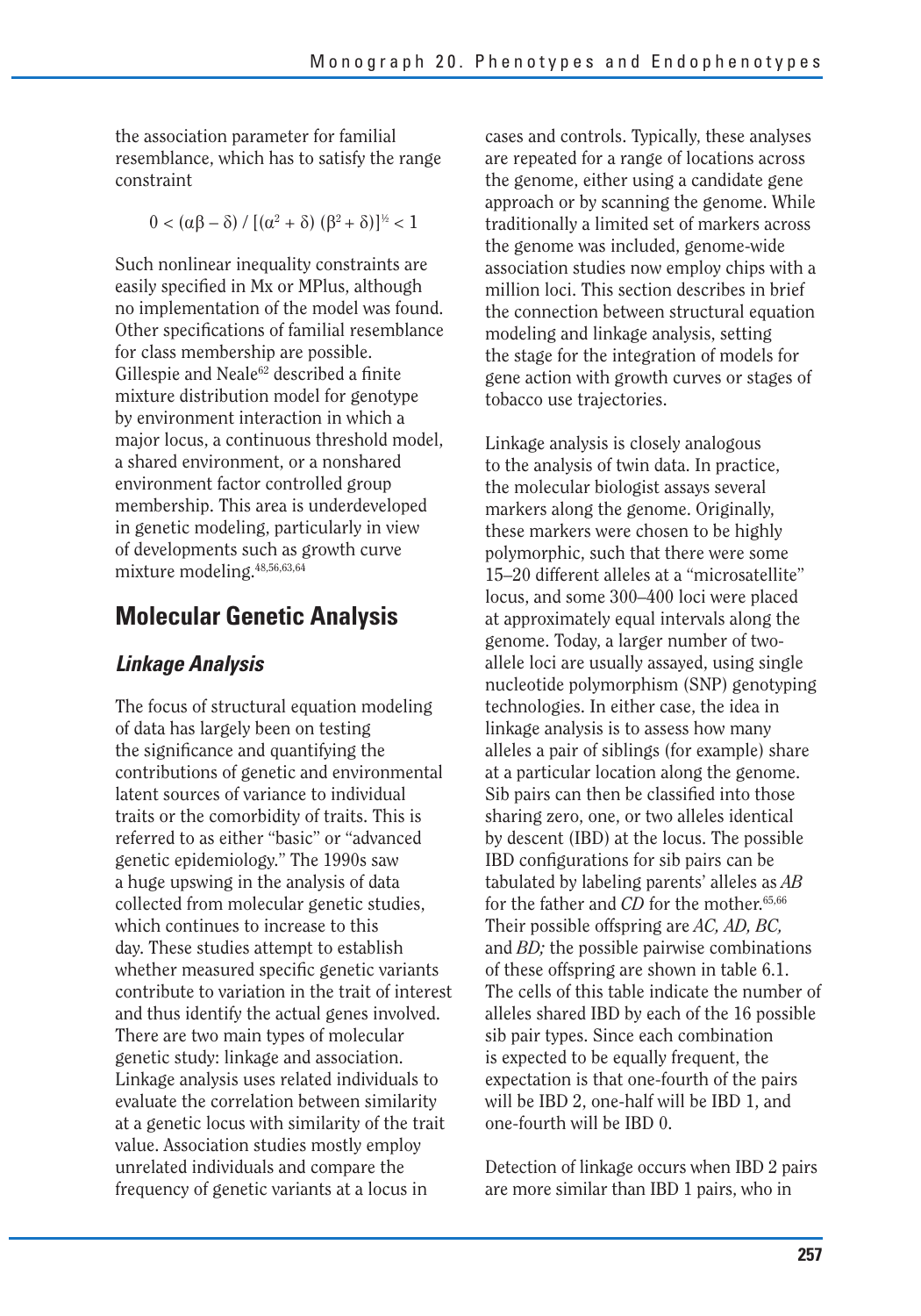the association parameter for familial resemblance, which has to satisfy the range constraint

$$0 < (\alpha\beta - \delta) / [(\alpha^2 + \delta)(\beta^2 + \delta)]^{\frac{1}{2}} < 1$$

Such nonlinear inequality constraints are easily specified in Mx or MPlus, although no implementation of the model was found. Other specifications of familial resemblance for class membership are possible. Gillespie and Neale[62] described a finite mixture distribution model for genotype by environment interaction in which a major locus, a continuous threshold model, a shared environment, or a nonshared environment factor controlled group membership. This area is underdeveloped in genetic modeling, particularly in view of developments such as growth curve mixture modeling.[48,56,63,64]

## Molecular Genetic Analysis

### *Linkage Analysis*

The focus of structural equation modeling of data has largely been on testing the significance and quantifying the contributions of genetic and environmental latent sources of variance to individual traits or the comorbidity of traits. This is referred to as either "basic" or "advanced genetic epidemiology." The 1990s saw a huge upswing in the analysis of data collected from molecular genetic studies, which continues to increase to this day. These studies attempt to establish whether measured specific genetic variants contribute to variation in the trait of interest and thus identify the actual genes involved. There are two main types of molecular genetic study: linkage and association. Linkage analysis uses related individuals to evaluate the correlation between similarity at a genetic locus with similarity of the trait value. Association studies mostly employ unrelated individuals and compare the frequency of genetic variants at a locus in cases and controls. Typically, these analyses are repeated for a range of locations across the genome, either using a candidate gene approach or by scanning the genome. While traditionally a limited set of markers across the genome was included, genome-wide association studies now employ chips with a million loci. This section describes in brief the connection between structural equation modeling and linkage analysis, setting the stage for the integration of models for gene action with growth curves or stages of tobacco use trajectories.

Linkage analysis is closely analogous to the analysis of twin data. In practice, the molecular biologist assays several markers along the genome. Originally, these markers were chosen to be highly polymorphic, such that there were some 15–20 different alleles at a "microsatellite" locus, and some 300–400 loci were placed at approximately equal intervals along the genome. Today, a larger number of two-allele loci are usually assayed, using single nucleotide polymorphism (SNP) genotyping technologies. In either case, the idea in linkage analysis is to assess how many alleles a pair of siblings (for example) share at a particular location along the genome. Sib pairs can then be classified into those sharing zero, one, or two alleles identical by descent (IBD) at the locus. The possible IBD configurations for sib pairs can be tabulated by labeling parents' alleles as *AB* for the father and *CD* for the mother.[65,66] Their possible offspring are *AC, AD, BC,* and *BD;* the possible pairwise combinations of these offspring are shown in table 6.1. The cells of this table indicate the number of alleles shared IBD by each of the 16 possible sib pair types. Since each combination is expected to be equally frequent, the expectation is that one-fourth of the pairs will be IBD 2, one-half will be IBD 1, and one-fourth will be IBD 0.

Detection of linkage occurs when IBD 2 pairs are more similar than IBD 1 pairs, who in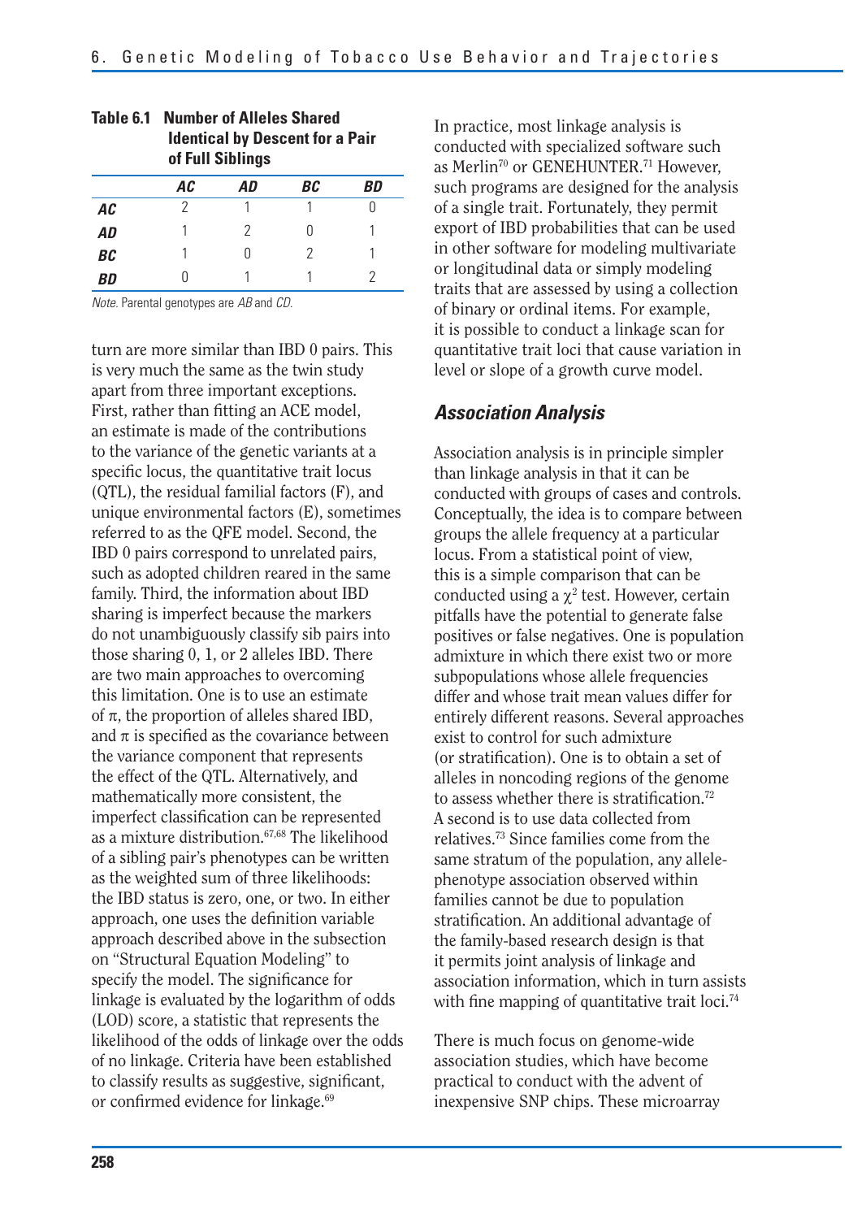**Table 6.1 Number of Alleles Shared Identical by Descent for a Pair of Full Siblings**

| | *AC* | *AD* | *BC* | *BD* |
|---|---|---|---|---|
| ***AC*** | 2 | 1 | 1 | 0 |
| ***AD*** | 1 | 2 | 0 | 1 |
| ***BC*** | 1 | 0 | 2 | 1 |
| ***BD*** | 0 | 1 | 1 | 2 |

*Note.* Parental genotypes are *AB* and *CD*.

turn are more similar than IBD 0 pairs. This is very much the same as the twin study apart from three important exceptions. First, rather than fitting an ACE model, an estimate is made of the contributions to the variance of the genetic variants at a specific locus, the quantitative trait locus (QTL), the residual familial factors (F), and unique environmental factors (E), sometimes referred to as the QFE model. Second, the IBD 0 pairs correspond to unrelated pairs, such as adopted children reared in the same family. Third, the information about IBD sharing is imperfect because the markers do not unambiguously classify sib pairs into those sharing 0, 1, or 2 alleles IBD. There are two main approaches to overcoming this limitation. One is to use an estimate of $\pi$, the proportion of alleles shared IBD, and $\pi$ is specified as the covariance between the variance component that represents the effect of the QTL. Alternatively, and mathematically more consistent, the imperfect classification can be represented as a mixture distribution.[67,68] The likelihood of a sibling pair's phenotypes can be written as the weighted sum of three likelihoods: the IBD status is zero, one, or two. In either approach, one uses the definition variable approach described above in the subsection on "Structural Equation Modeling" to specify the model. The significance for linkage is evaluated by the logarithm of odds (LOD) score, a statistic that represents the likelihood of the odds of linkage over the odds of no linkage. Criteria have been established to classify results as suggestive, significant, or confirmed evidence for linkage.[69]

In practice, most linkage analysis is conducted with specialized software such as Merlin[70] or GENEHUNTER.[71] However, such programs are designed for the analysis of a single trait. Fortunately, they permit export of IBD probabilities that can be used in other software for modeling multivariate or longitudinal data or simply modeling traits that are assessed by using a collection of binary or ordinal items. For example, it is possible to conduct a linkage scan for quantitative trait loci that cause variation in level or slope of a growth curve model.

### *Association Analysis*

Association analysis is in principle simpler than linkage analysis in that it can be conducted with groups of cases and controls. Conceptually, the idea is to compare between groups the allele frequency at a particular locus. From a statistical point of view, this is a simple comparison that can be conducted using a $\chi^2$ test. However, certain pitfalls have the potential to generate false positives or false negatives. One is population admixture in which there exist two or more subpopulations whose allele frequencies differ and whose trait mean values differ for entirely different reasons. Several approaches exist to control for such admixture (or stratification). One is to obtain a set of alleles in noncoding regions of the genome to assess whether there is stratification.[72] A second is to use data collected from relatives.[73] Since families come from the same stratum of the population, any allele-phenotype association observed within families cannot be due to population stratification. An additional advantage of the family-based research design is that it permits joint analysis of linkage and association information, which in turn assists with fine mapping of quantitative trait loci.[74]

There is much focus on genome-wide association studies, which have become practical to conduct with the advent of inexpensive SNP chips. These microarray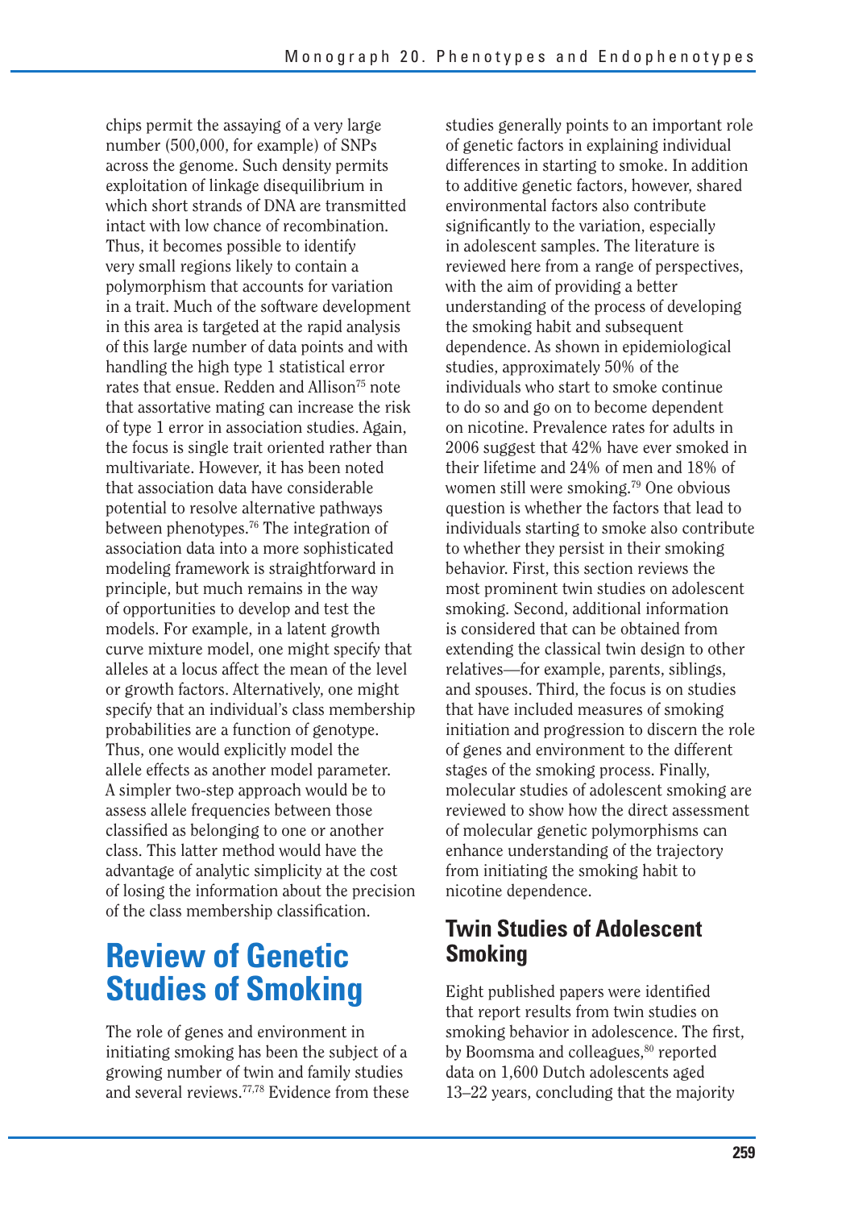chips permit the assaying of a very large number (500,000, for example) of SNPs across the genome. Such density permits exploitation of linkage disequilibrium in which short strands of DNA are transmitted intact with low chance of recombination. Thus, it becomes possible to identify very small regions likely to contain a polymorphism that accounts for variation in a trait. Much of the software development in this area is targeted at the rapid analysis of this large number of data points and with handling the high type 1 statistical error rates that ensue. Redden and Allison[75] note that assortative mating can increase the risk of type 1 error in association studies. Again, the focus is single trait oriented rather than multivariate. However, it has been noted that association data have considerable potential to resolve alternative pathways between phenotypes.[76] The integration of association data into a more sophisticated modeling framework is straightforward in principle, but much remains in the way of opportunities to develop and test the models. For example, in a latent growth curve mixture model, one might specify that alleles at a locus affect the mean of the level or growth factors. Alternatively, one might specify that an individual's class membership probabilities are a function of genotype. Thus, one would explicitly model the allele effects as another model parameter. A simpler two-step approach would be to assess allele frequencies between those classified as belonging to one or another class. This latter method would have the advantage of analytic simplicity at the cost of losing the information about the precision of the class membership classification.

# Review of Genetic Studies of Smoking

The role of genes and environment in initiating smoking has been the subject of a growing number of twin and family studies and several reviews.[77,78] Evidence from these studies generally points to an important role of genetic factors in explaining individual differences in starting to smoke. In addition to additive genetic factors, however, shared environmental factors also contribute significantly to the variation, especially in adolescent samples. The literature is reviewed here from a range of perspectives, with the aim of providing a better understanding of the process of developing the smoking habit and subsequent dependence. As shown in epidemiological studies, approximately 50% of the individuals who start to smoke continue to do so and go on to become dependent on nicotine. Prevalence rates for adults in 2006 suggest that 42% have ever smoked in their lifetime and 24% of men and 18% of women still were smoking.[79] One obvious question is whether the factors that lead to individuals starting to smoke also contribute to whether they persist in their smoking behavior. First, this section reviews the most prominent twin studies on adolescent smoking. Second, additional information is considered that can be obtained from extending the classical twin design to other relatives—for example, parents, siblings, and spouses. Third, the focus is on studies that have included measures of smoking initiation and progression to discern the role of genes and environment to the different stages of the smoking process. Finally, molecular studies of adolescent smoking are reviewed to show how the direct assessment of molecular genetic polymorphisms can enhance understanding of the trajectory from initiating the smoking habit to nicotine dependence.

## Twin Studies of Adolescent Smoking

Eight published papers were identified that report results from twin studies on smoking behavior in adolescence. The first, by Boomsma and colleagues,[80] reported data on 1,600 Dutch adolescents aged 13–22 years, concluding that the majority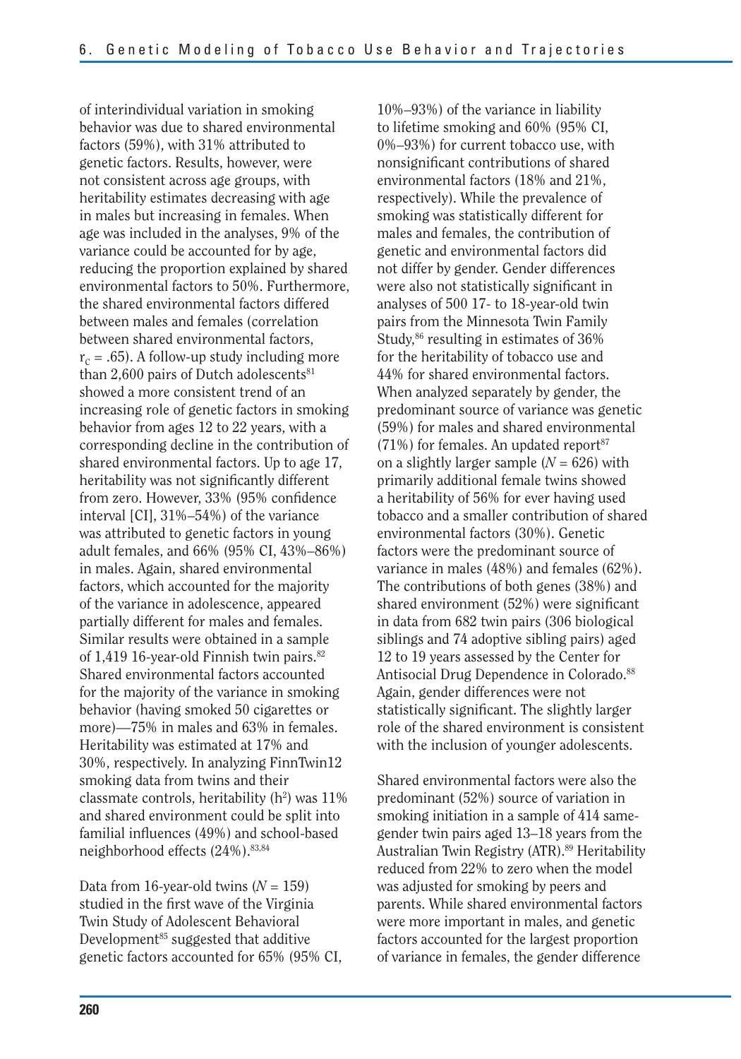of interindividual variation in smoking behavior was due to shared environmental factors (59%), with 31% attributed to genetic factors. Results, however, were not consistent across age groups, with heritability estimates decreasing with age in males but increasing in females. When age was included in the analyses, 9% of the variance could be accounted for by age, reducing the proportion explained by shared environmental factors to 50%. Furthermore, the shared environmental factors differed between males and females (correlation between shared environmental factors, $r_C = .65$). A follow-up study including more than 2,600 pairs of Dutch adolescents[81] showed a more consistent trend of an increasing role of genetic factors in smoking behavior from ages 12 to 22 years, with a corresponding decline in the contribution of shared environmental factors. Up to age 17, heritability was not significantly different from zero. However, 33% (95% confidence interval [CI], 31%–54%) of the variance was attributed to genetic factors in young adult females, and 66% (95% CI, 43%–86%) in males. Again, shared environmental factors, which accounted for the majority of the variance in adolescence, appeared partially different for males and females. Similar results were obtained in a sample of 1,419 16-year-old Finnish twin pairs.[82] Shared environmental factors accounted for the majority of the variance in smoking behavior (having smoked 50 cigarettes or more)—75% in males and 63% in females. Heritability was estimated at 17% and 30%, respectively. In analyzing FinnTwin12 smoking data from twins and their classmate controls, heritability ($h^2$) was 11% and shared environment could be split into familial influences (49%) and school-based neighborhood effects (24%).[83,84]

Data from 16-year-old twins ($N = 159$) studied in the first wave of the Virginia Twin Study of Adolescent Behavioral Development[85] suggested that additive genetic factors accounted for 65% (95% CI, 10%–93%) of the variance in liability to lifetime smoking and 60% (95% CI, 0%–93%) for current tobacco use, with nonsignificant contributions of shared environmental factors (18% and 21%, respectively). While the prevalence of smoking was statistically different for males and females, the contribution of genetic and environmental factors did not differ by gender. Gender differences were also not statistically significant in analyses of 500 17- to 18-year-old twin pairs from the Minnesota Twin Family Study,[86] resulting in estimates of 36% for the heritability of tobacco use and 44% for shared environmental factors. When analyzed separately by gender, the predominant source of variance was genetic (59%) for males and shared environmental (71%) for females. An updated report[87] on a slightly larger sample ($N = 626$) with primarily additional female twins showed a heritability of 56% for ever having used tobacco and a smaller contribution of shared environmental factors (30%). Genetic factors were the predominant source of variance in males (48%) and females (62%). The contributions of both genes (38%) and shared environment (52%) were significant in data from 682 twin pairs (306 biological siblings and 74 adoptive sibling pairs) aged 12 to 19 years assessed by the Center for Antisocial Drug Dependence in Colorado.[88] Again, gender differences were not statistically significant. The slightly larger role of the shared environment is consistent with the inclusion of younger adolescents.

Shared environmental factors were also the predominant (52%) source of variation in smoking initiation in a sample of 414 same-gender twin pairs aged 13–18 years from the Australian Twin Registry (ATR).[89] Heritability reduced from 22% to zero when the model was adjusted for smoking by peers and parents. While shared environmental factors were more important in males, and genetic factors accounted for the largest proportion of variance in females, the gender difference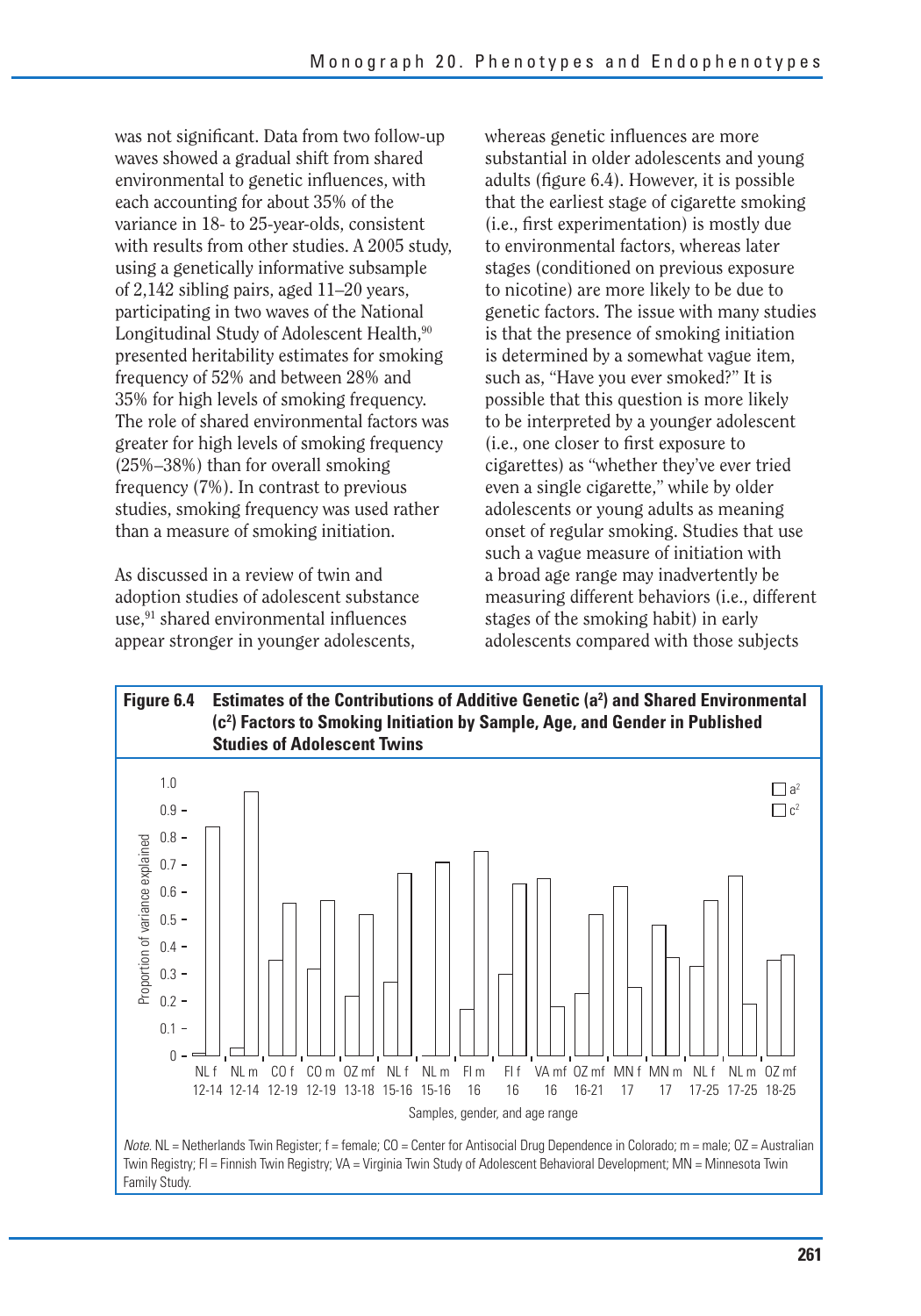was not significant. Data from two follow-up waves showed a gradual shift from shared environmental to genetic influences, with each accounting for about 35% of the variance in 18- to 25-year-olds, consistent with results from other studies. A 2005 study, using a genetically informative subsample of 2,142 sibling pairs, aged 11–20 years, participating in two waves of the National Longitudinal Study of Adolescent Health,[90] presented heritability estimates for smoking frequency of 52% and between 28% and 35% for high levels of smoking frequency. The role of shared environmental factors was greater for high levels of smoking frequency (25%–38%) than for overall smoking frequency (7%). In contrast to previous studies, smoking frequency was used rather than a measure of smoking initiation.

As discussed in a review of twin and adoption studies of adolescent substance use,[91] shared environmental influences appear stronger in younger adolescents, whereas genetic influences are more substantial in older adolescents and young adults (figure 6.4). However, it is possible that the earliest stage of cigarette smoking (i.e., first experimentation) is mostly due to environmental factors, whereas later stages (conditioned on previous exposure to nicotine) are more likely to be due to genetic factors. The issue with many studies is that the presence of smoking initiation is determined by a somewhat vague item, such as, "Have you ever smoked?" It is possible that this question is more likely to be interpreted by a younger adolescent (i.e., one closer to first exposure to cigarettes) as "whether they've ever tried even a single cigarette," while by older adolescents or young adults as meaning onset of regular smoking. Studies that use such a vague measure of initiation with a broad age range may inadvertently be measuring different behaviors (i.e., different stages of the smoking habit) in early adolescents compared with those subjects

**Figure 6.4 Estimates of the Contributions of Additive Genetic ($a^2$) and Shared Environmental ($c^2$) Factors to Smoking Initiation by Sample, Age, and Gender in Published Studies of Adolescent Twins**

*Note.* NL = Netherlands Twin Register; f = female; CO = Center for Antisocial Drug Dependence in Colorado; m = male; OZ = Australian Twin Registry; FI = Finnish Twin Registry; VA = Virginia Twin Study of Adolescent Behavioral Development; MN = Minnesota Twin Family Study.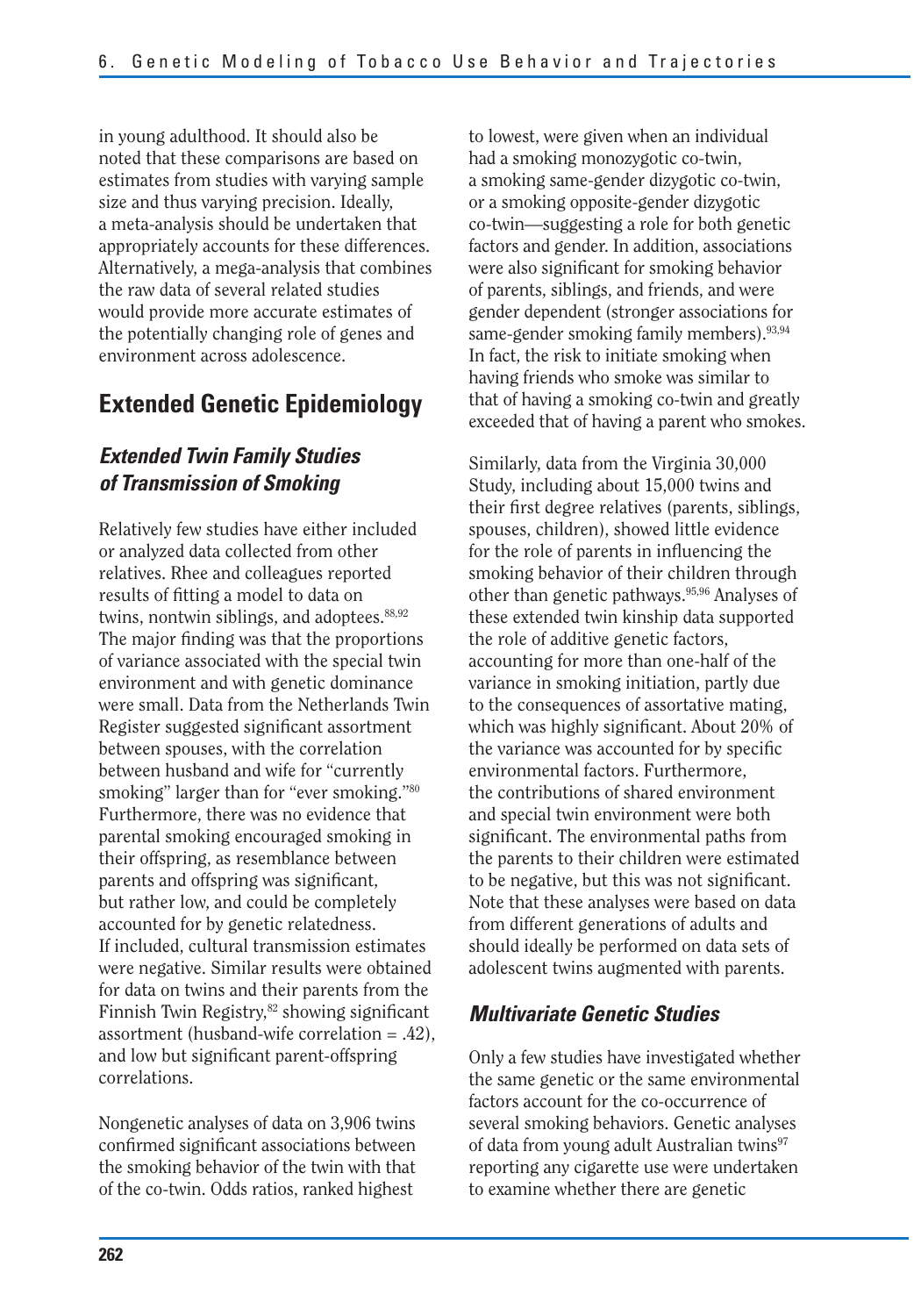in young adulthood. It should also be noted that these comparisons are based on estimates from studies with varying sample size and thus varying precision. Ideally, a meta-analysis should be undertaken that appropriately accounts for these differences. Alternatively, a mega-analysis that combines the raw data of several related studies would provide more accurate estimates of the potentially changing role of genes and environment across adolescence.

## Extended Genetic Epidemiology

### *Extended Twin Family Studies of Transmission of Smoking*

Relatively few studies have either included or analyzed data collected from other relatives. Rhee and colleagues reported results of fitting a model to data on twins, nontwin siblings, and adoptees.[88,92] The major finding was that the proportions of variance associated with the special twin environment and with genetic dominance were small. Data from the Netherlands Twin Register suggested significant assortment between spouses, with the correlation between husband and wife for "currently smoking" larger than for "ever smoking."[80] Furthermore, there was no evidence that parental smoking encouraged smoking in their offspring, as resemblance between parents and offspring was significant, but rather low, and could be completely accounted for by genetic relatedness. If included, cultural transmission estimates were negative. Similar results were obtained for data on twins and their parents from the Finnish Twin Registry,[82] showing significant assortment (husband-wife correlation = .42), and low but significant parent-offspring correlations.

Nongenetic analyses of data on 3,906 twins confirmed significant associations between the smoking behavior of the twin with that of the co-twin. Odds ratios, ranked highest to lowest, were given when an individual had a smoking monozygotic co-twin, a smoking same-gender dizygotic co-twin, or a smoking opposite-gender dizygotic co-twin—suggesting a role for both genetic factors and gender. In addition, associations were also significant for smoking behavior of parents, siblings, and friends, and were gender dependent (stronger associations for same-gender smoking family members).[93,94] In fact, the risk to initiate smoking when having friends who smoke was similar to that of having a smoking co-twin and greatly exceeded that of having a parent who smokes.

Similarly, data from the Virginia 30,000 Study, including about 15,000 twins and their first degree relatives (parents, siblings, spouses, children), showed little evidence for the role of parents in influencing the smoking behavior of their children through other than genetic pathways.[95,96] Analyses of these extended twin kinship data supported the role of additive genetic factors, accounting for more than one-half of the variance in smoking initiation, partly due to the consequences of assortative mating, which was highly significant. About 20% of the variance was accounted for by specific environmental factors. Furthermore, the contributions of shared environment and special twin environment were both significant. The environmental paths from the parents to their children were estimated to be negative, but this was not significant. Note that these analyses were based on data from different generations of adults and should ideally be performed on data sets of adolescent twins augmented with parents.

### *Multivariate Genetic Studies*

Only a few studies have investigated whether the same genetic or the same environmental factors account for the co-occurrence of several smoking behaviors. Genetic analyses of data from young adult Australian twins[97] reporting any cigarette use were undertaken to examine whether there are genetic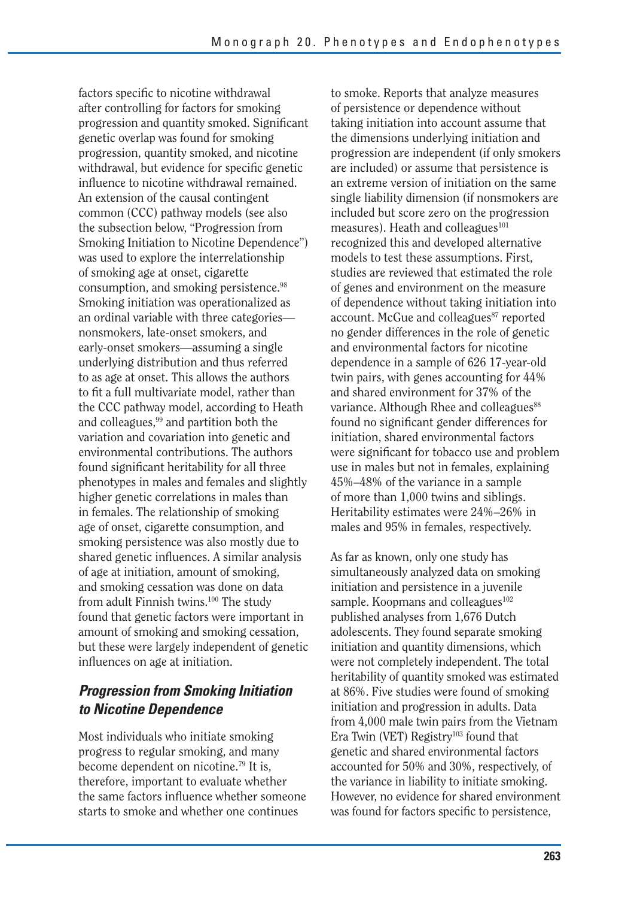factors specific to nicotine withdrawal after controlling for factors for smoking progression and quantity smoked. Significant genetic overlap was found for smoking progression, quantity smoked, and nicotine withdrawal, but evidence for specific genetic influence to nicotine withdrawal remained. An extension of the causal contingent common (CCC) pathway models (see also the subsection below, "Progression from Smoking Initiation to Nicotine Dependence") was used to explore the interrelationship of smoking age at onset, cigarette consumption, and smoking persistence.[98] Smoking initiation was operationalized as an ordinal variable with three categories—nonsmokers, late-onset smokers, and early-onset smokers—assuming a single underlying distribution and thus referred to as age at onset. This allows the authors to fit a full multivariate model, rather than the CCC pathway model, according to Heath and colleagues,[99] and partition both the variation and covariation into genetic and environmental contributions. The authors found significant heritability for all three phenotypes in males and females and slightly higher genetic correlations in males than in females. The relationship of smoking age of onset, cigarette consumption, and smoking persistence was also mostly due to shared genetic influences. A similar analysis of age at initiation, amount of smoking, and smoking cessation was done on data from adult Finnish twins.[100] The study found that genetic factors were important in amount of smoking and smoking cessation, but these were largely independent of genetic influences on age at initiation.

## *Progression from Smoking Initiation to Nicotine Dependence*

Most individuals who initiate smoking progress to regular smoking, and many become dependent on nicotine.[79] It is, therefore, important to evaluate whether the same factors influence whether someone starts to smoke and whether one continues to smoke. Reports that analyze measures of persistence or dependence without taking initiation into account assume that the dimensions underlying initiation and progression are independent (if only smokers are included) or assume that persistence is an extreme version of initiation on the same single liability dimension (if nonsmokers are included but score zero on the progression measures). Heath and colleagues[101] recognized this and developed alternative models to test these assumptions. First, studies are reviewed that estimated the role of genes and environment on the measure of dependence without taking initiation into account. McGue and colleagues[87] reported no gender differences in the role of genetic and environmental factors for nicotine dependence in a sample of 626 17-year-old twin pairs, with genes accounting for 44% and shared environment for 37% of the variance. Although Rhee and colleagues[88] found no significant gender differences for initiation, shared environmental factors were significant for tobacco use and problem use in males but not in females, explaining 45%–48% of the variance in a sample of more than 1,000 twins and siblings. Heritability estimates were 24%–26% in males and 95% in females, respectively.

As far as known, only one study has simultaneously analyzed data on smoking initiation and persistence in a juvenile sample. Koopmans and colleagues[102] published analyses from 1,676 Dutch adolescents. They found separate smoking initiation and quantity dimensions, which were not completely independent. The total heritability of quantity smoked was estimated at 86%. Five studies were found of smoking initiation and progression in adults. Data from 4,000 male twin pairs from the Vietnam Era Twin (VET) Registry[103] found that genetic and shared environmental factors accounted for 50% and 30%, respectively, of the variance in liability to initiate smoking. However, no evidence for shared environment was found for factors specific to persistence,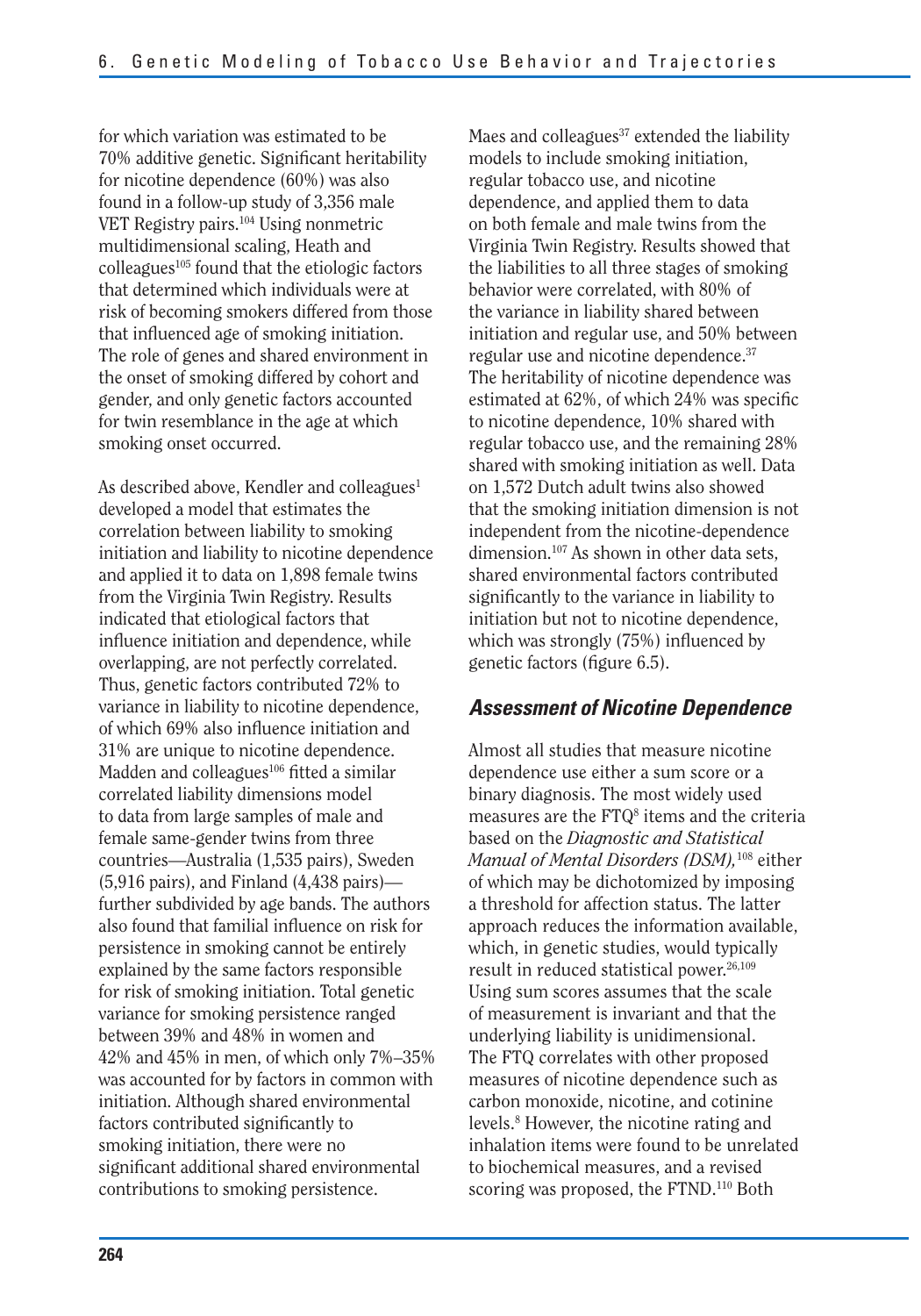for which variation was estimated to be 70% additive genetic. Significant heritability for nicotine dependence (60%) was also found in a follow-up study of 3,356 male VET Registry pairs.[104] Using nonmetric multidimensional scaling, Heath and colleagues[105] found that the etiologic factors that determined which individuals were at risk of becoming smokers differed from those that influenced age of smoking initiation. The role of genes and shared environment in the onset of smoking differed by cohort and gender, and only genetic factors accounted for twin resemblance in the age at which smoking onset occurred.

As described above, Kendler and colleagues[1] developed a model that estimates the correlation between liability to smoking initiation and liability to nicotine dependence and applied it to data on 1,898 female twins from the Virginia Twin Registry. Results indicated that etiological factors that influence initiation and dependence, while overlapping, are not perfectly correlated. Thus, genetic factors contributed 72% to variance in liability to nicotine dependence, of which 69% also influence initiation and 31% are unique to nicotine dependence. Madden and colleagues[106] fitted a similar correlated liability dimensions model to data from large samples of male and female same-gender twins from three countries—Australia (1,535 pairs), Sweden (5,916 pairs), and Finland (4,438 pairs)—further subdivided by age bands. The authors also found that familial influence on risk for persistence in smoking cannot be entirely explained by the same factors responsible for risk of smoking initiation. Total genetic variance for smoking persistence ranged between 39% and 48% in women and 42% and 45% in men, of which only 7%–35% was accounted for by factors in common with initiation. Although shared environmental factors contributed significantly to smoking initiation, there were no significant additional shared environmental contributions to smoking persistence.

Maes and colleagues[37] extended the liability models to include smoking initiation, regular tobacco use, and nicotine dependence, and applied them to data on both female and male twins from the Virginia Twin Registry. Results showed that the liabilities to all three stages of smoking behavior were correlated, with 80% of the variance in liability shared between initiation and regular use, and 50% between regular use and nicotine dependence.[37] The heritability of nicotine dependence was estimated at 62%, of which 24% was specific to nicotine dependence, 10% shared with regular tobacco use, and the remaining 28% shared with smoking initiation as well. Data on 1,572 Dutch adult twins also showed that the smoking initiation dimension is not independent from the nicotine-dependence dimension.[107] As shown in other data sets, shared environmental factors contributed significantly to the variance in liability to initiation but not to nicotine dependence, which was strongly (75%) influenced by genetic factors (figure 6.5).

## *Assessment of Nicotine Dependence*

Almost all studies that measure nicotine dependence use either a sum score or a binary diagnosis. The most widely used measures are the FTQ[8] items and the criteria based on the *Diagnostic and Statistical Manual of Mental Disorders (DSM),*[108] either of which may be dichotomized by imposing a threshold for affection status. The latter approach reduces the information available, which, in genetic studies, would typically result in reduced statistical power.[26,109] Using sum scores assumes that the scale of measurement is invariant and that the underlying liability is unidimensional. The FTQ correlates with other proposed measures of nicotine dependence such as carbon monoxide, nicotine, and cotinine levels.[8] However, the nicotine rating and inhalation items were found to be unrelated to biochemical measures, and a revised scoring was proposed, the FTND.[110] Both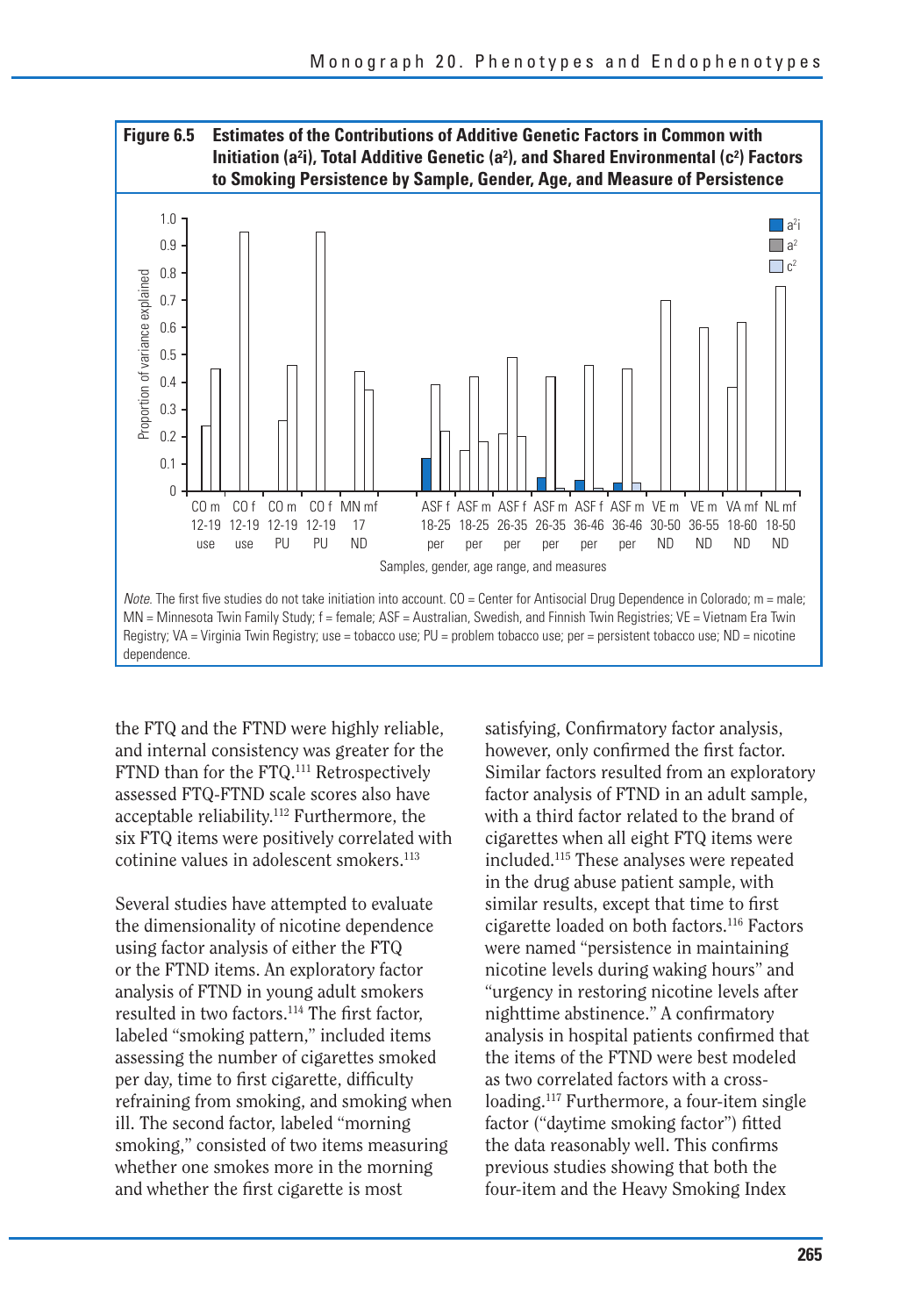**Figure 6.5 Estimates of the Contributions of Additive Genetic Factors in Common with Initiation ($a^2i$), Total Additive Genetic ($a^2$), and Shared Environmental ($c^2$) Factors to Smoking Persistence by Sample, Gender, Age, and Measure of Persistence**

*Note.* The first five studies do not take initiation into account. CO = Center for Antisocial Drug Dependence in Colorado; m = male; MN = Minnesota Twin Family Study; f = female; ASF = Australian, Swedish, and Finnish Twin Registries; VE = Vietnam Era Twin Registry; VA = Virginia Twin Registry; use = tobacco use; PU = problem tobacco use; per = persistent tobacco use; ND = nicotine dependence.

the FTQ and the FTND were highly reliable, and internal consistency was greater for the FTND than for the FTQ.[111] Retrospectively assessed FTQ-FTND scale scores also have acceptable reliability.[112] Furthermore, the six FTQ items were positively correlated with cotinine values in adolescent smokers.[113]

Several studies have attempted to evaluate the dimensionality of nicotine dependence using factor analysis of either the FTQ or the FTND items. An exploratory factor analysis of FTND in young adult smokers resulted in two factors.[114] The first factor, labeled "smoking pattern," included items assessing the number of cigarettes smoked per day, time to first cigarette, difficulty refraining from smoking, and smoking when ill. The second factor, labeled "morning smoking," consisted of two items measuring whether one smokes more in the morning and whether the first cigarette is most satisfying, Confirmatory factor analysis, however, only confirmed the first factor. Similar factors resulted from an exploratory factor analysis of FTND in an adult sample, with a third factor related to the brand of cigarettes when all eight FTQ items were included.[115] These analyses were repeated in the drug abuse patient sample, with similar results, except that time to first cigarette loaded on both factors.[116] Factors were named "persistence in maintaining nicotine levels during waking hours" and "urgency in restoring nicotine levels after nighttime abstinence." A confirmatory analysis in hospital patients confirmed that the items of the FTND were best modeled as two correlated factors with a cross-loading.[117] Furthermore, a four-item single factor ("daytime smoking factor") fitted the data reasonably well. This confirms previous studies showing that both the four-item and the Heavy Smoking Index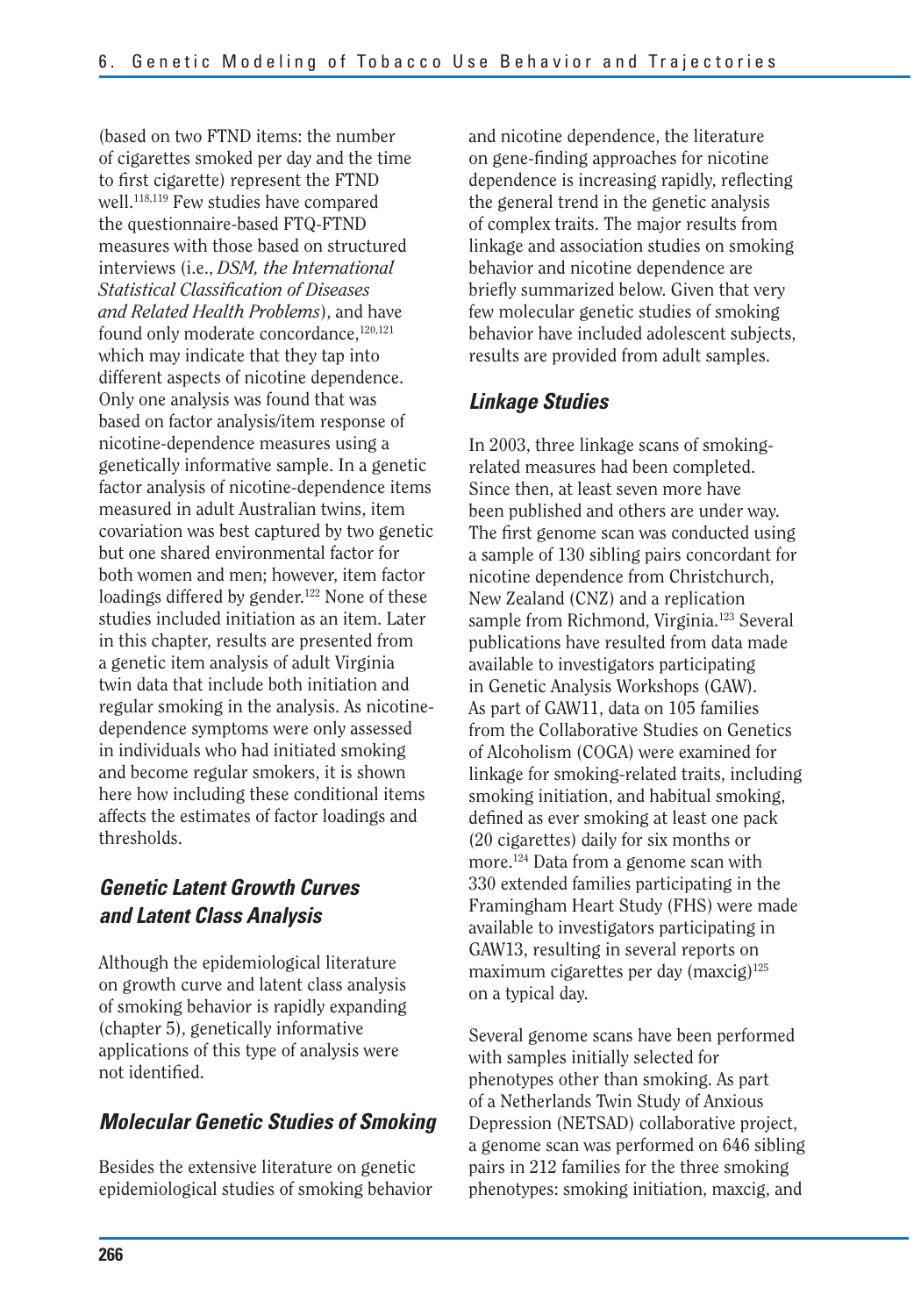(based on two FTND items: the number of cigarettes smoked per day and the time to first cigarette) represent the FTND well.[118,119] Few studies have compared the questionnaire-based FTQ-FTND measures with those based on structured interviews (i.e., *DSM, the International Statistical Classification of Diseases and Related Health Problems*), and have found only moderate concordance,[120,121] which may indicate that they tap into different aspects of nicotine dependence. Only one analysis was found that was based on factor analysis/item response of nicotine-dependence measures using a genetically informative sample. In a genetic factor analysis of nicotine-dependence items measured in adult Australian twins, item covariation was best captured by two genetic but one shared environmental factor for both women and men; however, item factor loadings differed by gender.[122] None of these studies included initiation as an item. Later in this chapter, results are presented from a genetic item analysis of adult Virginia twin data that include both initiation and regular smoking in the analysis. As nicotine-dependence symptoms were only assessed in individuals who had initiated smoking and become regular smokers, it is shown here how including these conditional items affects the estimates of factor loadings and thresholds.

### Genetic Latent Growth Curves and Latent Class Analysis

Although the epidemiological literature on growth curve and latent class analysis of smoking behavior is rapidly expanding (chapter 5), genetically informative applications of this type of analysis were not identified.

### Molecular Genetic Studies of Smoking

Besides the extensive literature on genetic epidemiological studies of smoking behavior and nicotine dependence, the literature on gene-finding approaches for nicotine dependence is increasing rapidly, reflecting the general trend in the genetic analysis of complex traits. The major results from linkage and association studies on smoking behavior and nicotine dependence are briefly summarized below. Given that very few molecular genetic studies of smoking behavior have included adolescent subjects, results are provided from adult samples.

### Linkage Studies

In 2003, three linkage scans of smoking-related measures had been completed. Since then, at least seven more have been published and others are under way. The first genome scan was conducted using a sample of 130 sibling pairs concordant for nicotine dependence from Christchurch, New Zealand (CNZ) and a replication sample from Richmond, Virginia.[123] Several publications have resulted from data made available to investigators participating in Genetic Analysis Workshops (GAW). As part of GAW11, data on 105 families from the Collaborative Studies on Genetics of Alcoholism (COGA) were examined for linkage for smoking-related traits, including smoking initiation, and habitual smoking, defined as ever smoking at least one pack (20 cigarettes) daily for six months or more.[124] Data from a genome scan with 330 extended families participating in the Framingham Heart Study (FHS) were made available to investigators participating in GAW13, resulting in several reports on maximum cigarettes per day (maxcig)[125] on a typical day.

Several genome scans have been performed with samples initially selected for phenotypes other than smoking. As part of a Netherlands Twin Study of Anxious Depression (NETSAD) collaborative project, a genome scan was performed on 646 sibling pairs in 212 families for the three smoking phenotypes: smoking initiation, maxcig, and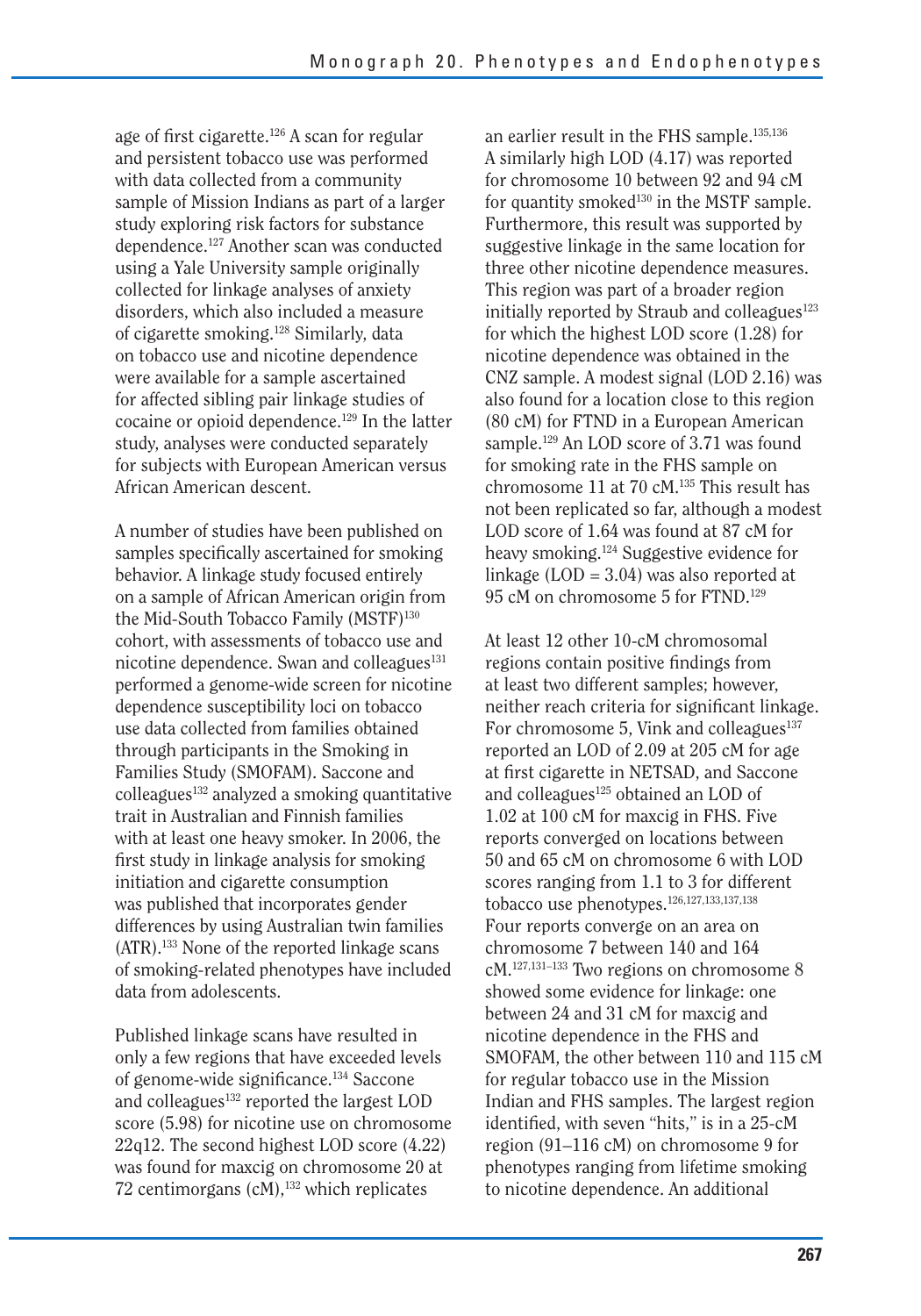age of first cigarette.[126] A scan for regular and persistent tobacco use was performed with data collected from a community sample of Mission Indians as part of a larger study exploring risk factors for substance dependence.[127] Another scan was conducted using a Yale University sample originally collected for linkage analyses of anxiety disorders, which also included a measure of cigarette smoking.[128] Similarly, data on tobacco use and nicotine dependence were available for a sample ascertained for affected sibling pair linkage studies of cocaine or opioid dependence.[129] In the latter study, analyses were conducted separately for subjects with European American versus African American descent.

A number of studies have been published on samples specifically ascertained for smoking behavior. A linkage study focused entirely on a sample of African American origin from the Mid-South Tobacco Family (MSTF)[130] cohort, with assessments of tobacco use and nicotine dependence. Swan and colleagues[131] performed a genome-wide screen for nicotine dependence susceptibility loci on tobacco use data collected from families obtained through participants in the Smoking in Families Study (SMOFAM). Saccone and colleagues[132] analyzed a smoking quantitative trait in Australian and Finnish families with at least one heavy smoker. In 2006, the first study in linkage analysis for smoking initiation and cigarette consumption was published that incorporates gender differences by using Australian twin families (ATR).[133] None of the reported linkage scans of smoking-related phenotypes have included data from adolescents.

Published linkage scans have resulted in only a few regions that have exceeded levels of genome-wide significance.[134] Saccone and colleagues[132] reported the largest LOD score (5.98) for nicotine use on chromosome 22q12. The second highest LOD score (4.22) was found for maxcig on chromosome 20 at 72 centimorgans (cM),[132] which replicates an earlier result in the FHS sample.[135,136] A similarly high LOD (4.17) was reported for chromosome 10 between 92 and 94 cM for quantity smoked[130] in the MSTF sample. Furthermore, this result was supported by suggestive linkage in the same location for three other nicotine dependence measures. This region was part of a broader region initially reported by Straub and colleagues[123] for which the highest LOD score (1.28) for nicotine dependence was obtained in the CNZ sample. A modest signal (LOD 2.16) was also found for a location close to this region (80 cM) for FTND in a European American sample.[129] An LOD score of 3.71 was found for smoking rate in the FHS sample on chromosome 11 at 70 cM.[135] This result has not been replicated so far, although a modest LOD score of 1.64 was found at 87 cM for heavy smoking.[124] Suggestive evidence for linkage (LOD = 3.04) was also reported at 95 cM on chromosome 5 for FTND.[129]

At least 12 other 10-cM chromosomal regions contain positive findings from at least two different samples; however, neither reach criteria for significant linkage. For chromosome 5, Vink and colleagues[137] reported an LOD of 2.09 at 205 cM for age at first cigarette in NETSAD, and Saccone and colleagues[125] obtained an LOD of 1.02 at 100 cM for maxcig in FHS. Five reports converged on locations between 50 and 65 cM on chromosome 6 with LOD scores ranging from 1.1 to 3 for different tobacco use phenotypes.[126,127,133,137,138] Four reports converge on an area on chromosome 7 between 140 and 164 cM.[127,131–133] Two regions on chromosome 8 showed some evidence for linkage: one between 24 and 31 cM for maxcig and nicotine dependence in the FHS and SMOFAM, the other between 110 and 115 cM for regular tobacco use in the Mission Indian and FHS samples. The largest region identified, with seven "hits," is in a 25-cM region (91–116 cM) on chromosome 9 for phenotypes ranging from lifetime smoking to nicotine dependence. An additional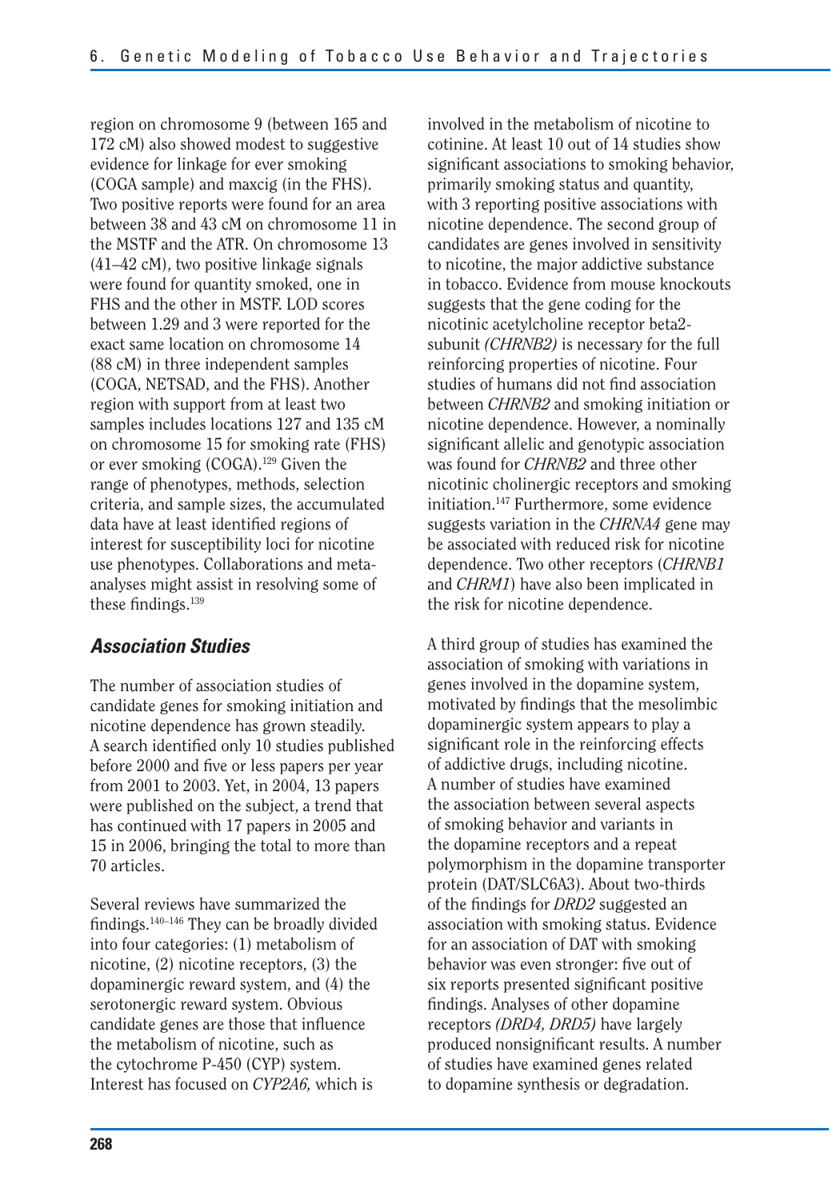region on chromosome 9 (between 165 and 172 cM) also showed modest to suggestive evidence for linkage for ever smoking (COGA sample) and maxcig (in the FHS). Two positive reports were found for an area between 38 and 43 cM on chromosome 11 in the MSTF and the ATR. On chromosome 13 (41–42 cM), two positive linkage signals were found for quantity smoked, one in FHS and the other in MSTF. LOD scores between 1.29 and 3 were reported for the exact same location on chromosome 14 (88 cM) in three independent samples (COGA, NETSAD, and the FHS). Another region with support from at least two samples includes locations 127 and 135 cM on chromosome 15 for smoking rate (FHS) or ever smoking (COGA).[129] Given the range of phenotypes, methods, selection criteria, and sample sizes, the accumulated data have at least identified regions of interest for susceptibility loci for nicotine use phenotypes. Collaborations and meta-analyses might assist in resolving some of these findings.[139]

### *Association Studies*

The number of association studies of candidate genes for smoking initiation and nicotine dependence has grown steadily. A search identified only 10 studies published before 2000 and five or less papers per year from 2001 to 2003. Yet, in 2004, 13 papers were published on the subject, a trend that has continued with 17 papers in 2005 and 15 in 2006, bringing the total to more than 70 articles.

Several reviews have summarized the findings.[140–146] They can be broadly divided into four categories: (1) metabolism of nicotine, (2) nicotine receptors, (3) the dopaminergic reward system, and (4) the serotonergic reward system. Obvious candidate genes are those that influence the metabolism of nicotine, such as the cytochrome P-450 (CYP) system. Interest has focused on *CYP2A6,* which is involved in the metabolism of nicotine to cotinine. At least 10 out of 14 studies show significant associations to smoking behavior, primarily smoking status and quantity, with 3 reporting positive associations with nicotine dependence. The second group of candidates are genes involved in sensitivity to nicotine, the major addictive substance in tobacco. Evidence from mouse knockouts suggests that the gene coding for the nicotinic acetylcholine receptor beta2-subunit *(CHRNB2)* is necessary for the full reinforcing properties of nicotine. Four studies of humans did not find association between *CHRNB2* and smoking initiation or nicotine dependence. However, a nominally significant allelic and genotypic association was found for *CHRNB2* and three other nicotinic cholinergic receptors and smoking initiation.[147] Furthermore, some evidence suggests variation in the *CHRNA4* gene may be associated with reduced risk for nicotine dependence. Two other receptors (*CHRNB1* and *CHRM1*) have also been implicated in the risk for nicotine dependence.

A third group of studies has examined the association of smoking with variations in genes involved in the dopamine system, motivated by findings that the mesolimbic dopaminergic system appears to play a significant role in the reinforcing effects of addictive drugs, including nicotine. A number of studies have examined the association between several aspects of smoking behavior and variants in the dopamine receptors and a repeat polymorphism in the dopamine transporter protein (DAT/SLC6A3). About two-thirds of the findings for *DRD2* suggested an association with smoking status. Evidence for an association of DAT with smoking behavior was even stronger: five out of six reports presented significant positive findings. Analyses of other dopamine receptors *(DRD4, DRD5)* have largely produced nonsignificant results. A number of studies have examined genes related to dopamine synthesis or degradation.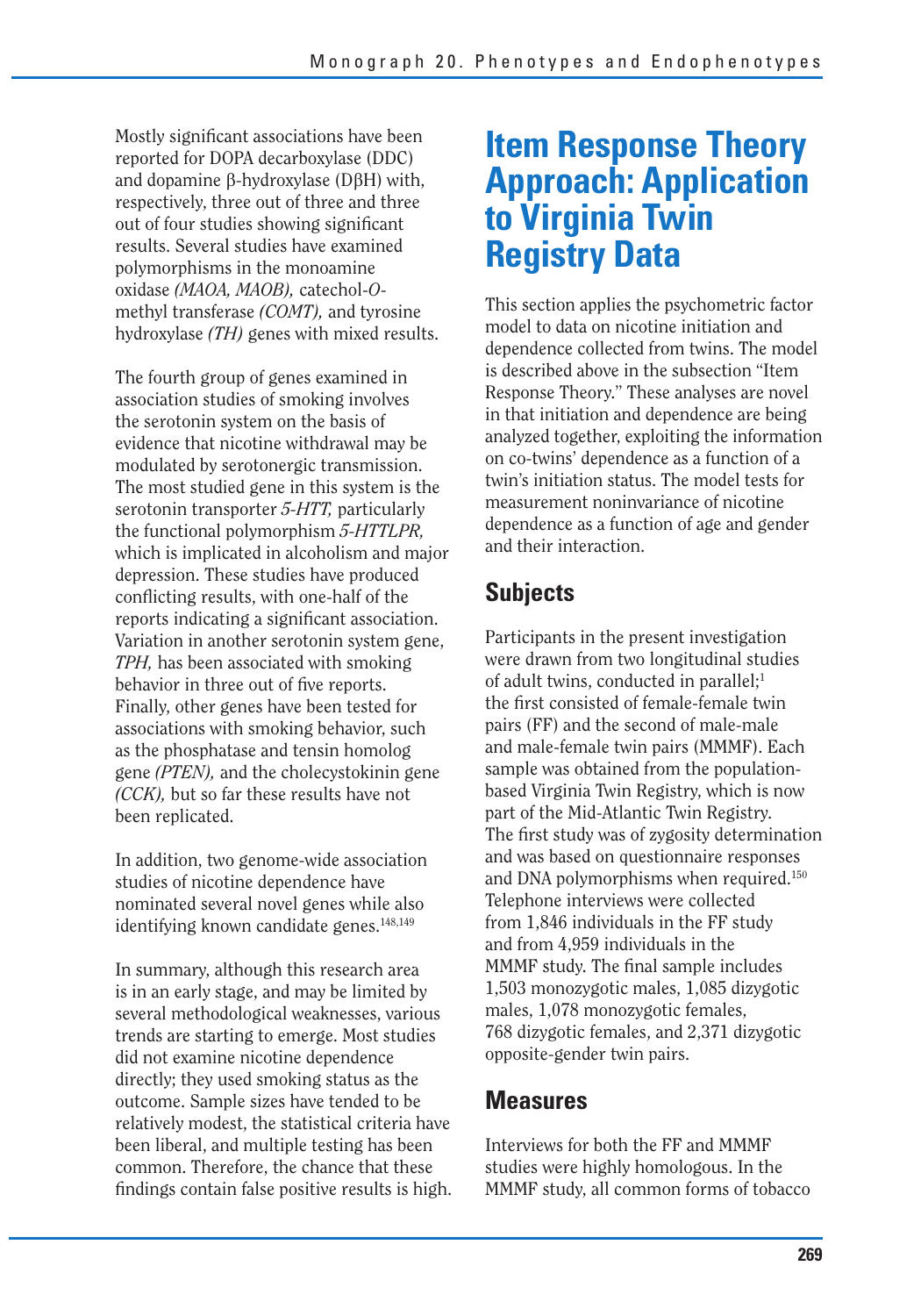Mostly significant associations have been reported for DOPA decarboxylase (DDC) and dopamine β-hydroxylase (DβH) with, respectively, three out of three and three out of four studies showing significant results. Several studies have examined polymorphisms in the monoamine oxidase *(MAOA, MAOB),* catechol-*O*-methyl transferase *(COMT),* and tyrosine hydroxylase *(TH)* genes with mixed results.

The fourth group of genes examined in association studies of smoking involves the serotonin system on the basis of evidence that nicotine withdrawal may be modulated by serotonergic transmission. The most studied gene in this system is the serotonin transporter *5-HTT,* particularly the functional polymorphism *5-HTTLPR,* which is implicated in alcoholism and major depression. These studies have produced conflicting results, with one-half of the reports indicating a significant association. Variation in another serotonin system gene, *TPH,* has been associated with smoking behavior in three out of five reports. Finally, other genes have been tested for associations with smoking behavior, such as the phosphatase and tensin homolog gene *(PTEN),* and the cholecystokinin gene *(CCK),* but so far these results have not been replicated.

In addition, two genome-wide association studies of nicotine dependence have nominated several novel genes while also identifying known candidate genes.[148,149]

In summary, although this research area is in an early stage, and may be limited by several methodological weaknesses, various trends are starting to emerge. Most studies did not examine nicotine dependence directly; they used smoking status as the outcome. Sample sizes have tended to be relatively modest, the statistical criteria have been liberal, and multiple testing has been common. Therefore, the chance that these findings contain false positive results is high.

# Item Response Theory Approach: Application to Virginia Twin Registry Data

This section applies the psychometric factor model to data on nicotine initiation and dependence collected from twins. The model is described above in the subsection "Item Response Theory." These analyses are novel in that initiation and dependence are being analyzed together, exploiting the information on co-twins' dependence as a function of a twin's initiation status. The model tests for measurement noninvariance of nicotine dependence as a function of age and gender and their interaction.

## Subjects

Participants in the present investigation were drawn from two longitudinal studies of adult twins, conducted in parallel;[1] the first consisted of female-female twin pairs (FF) and the second of male-male and male-female twin pairs (MMMF). Each sample was obtained from the population-based Virginia Twin Registry, which is now part of the Mid-Atlantic Twin Registry. The first study was of zygosity determination and was based on questionnaire responses and DNA polymorphisms when required.[150] Telephone interviews were collected from 1,846 individuals in the FF study and from 4,959 individuals in the MMMF study. The final sample includes 1,503 monozygotic males, 1,085 dizygotic males, 1,078 monozygotic females, 768 dizygotic females, and 2,371 dizygotic opposite-gender twin pairs.

## Measures

Interviews for both the FF and MMMF studies were highly homologous. In the MMMF study, all common forms of tobacco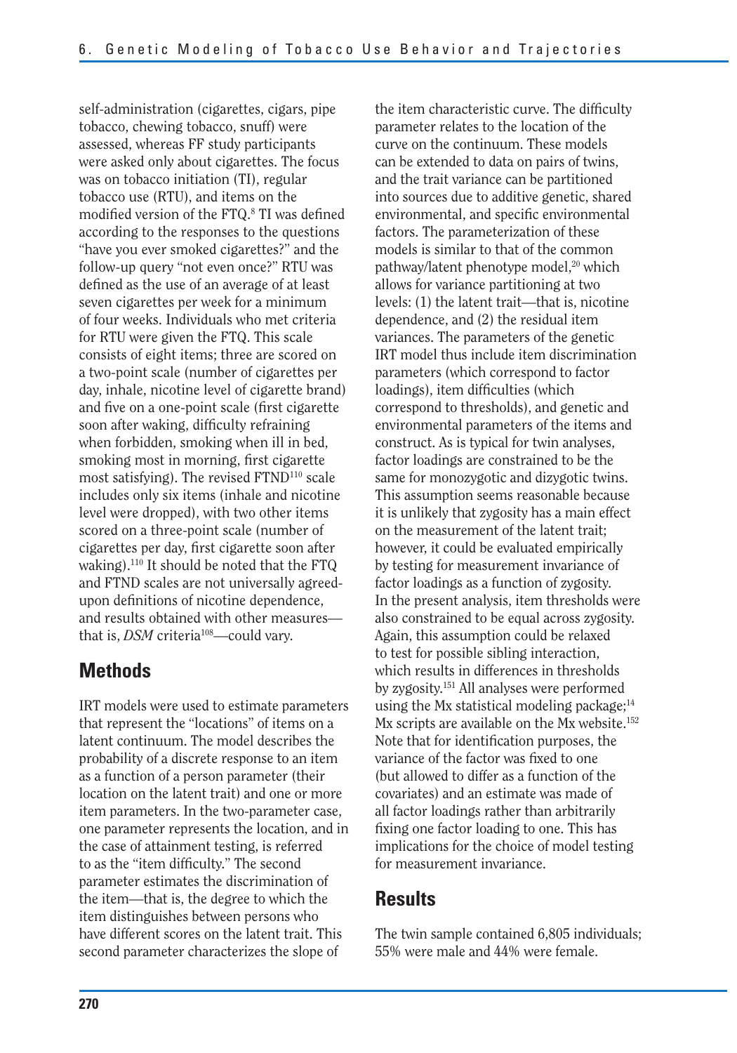self-administration (cigarettes, cigars, pipe tobacco, chewing tobacco, snuff) were assessed, whereas FF study participants were asked only about cigarettes. The focus was on tobacco initiation (TI), regular tobacco use (RTU), and items on the modified version of the FTQ.[8] TI was defined according to the responses to the questions "have you ever smoked cigarettes?" and the follow-up query "not even once?" RTU was defined as the use of an average of at least seven cigarettes per week for a minimum of four weeks. Individuals who met criteria for RTU were given the FTQ. This scale consists of eight items; three are scored on a two-point scale (number of cigarettes per day, inhale, nicotine level of cigarette brand) and five on a one-point scale (first cigarette soon after waking, difficulty refraining when forbidden, smoking when ill in bed, smoking most in morning, first cigarette most satisfying). The revised FTND[110] scale includes only six items (inhale and nicotine level were dropped), with two other items scored on a three-point scale (number of cigarettes per day, first cigarette soon after waking).[110] It should be noted that the FTQ and FTND scales are not universally agreed-upon definitions of nicotine dependence, and results obtained with other measures—that is, *DSM* criteria[108]—could vary.

## Methods

IRT models were used to estimate parameters that represent the "locations" of items on a latent continuum. The model describes the probability of a discrete response to an item as a function of a person parameter (their location on the latent trait) and one or more item parameters. In the two-parameter case, one parameter represents the location, and in the case of attainment testing, is referred to as the "item difficulty." The second parameter estimates the discrimination of the item—that is, the degree to which the item distinguishes between persons who have different scores on the latent trait. This second parameter characterizes the slope of the item characteristic curve. The difficulty parameter relates to the location of the curve on the continuum. These models can be extended to data on pairs of twins, and the trait variance can be partitioned into sources due to additive genetic, shared environmental, and specific environmental factors. The parameterization of these models is similar to that of the common pathway/latent phenotype model,[20] which allows for variance partitioning at two levels: (1) the latent trait—that is, nicotine dependence, and (2) the residual item variances. The parameters of the genetic IRT model thus include item discrimination parameters (which correspond to factor loadings), item difficulties (which correspond to thresholds), and genetic and environmental parameters of the items and construct. As is typical for twin analyses, factor loadings are constrained to be the same for monozygotic and dizygotic twins. This assumption seems reasonable because it is unlikely that zygosity has a main effect on the measurement of the latent trait; however, it could be evaluated empirically by testing for measurement invariance of factor loadings as a function of zygosity. In the present analysis, item thresholds were also constrained to be equal across zygosity. Again, this assumption could be relaxed to test for possible sibling interaction, which results in differences in thresholds by zygosity.[151] All analyses were performed using the Mx statistical modeling package;[14] Mx scripts are available on the Mx website.[152] Note that for identification purposes, the variance of the factor was fixed to one (but allowed to differ as a function of the covariates) and an estimate was made of all factor loadings rather than arbitrarily fixing one factor loading to one. This has implications for the choice of model testing for measurement invariance.

## Results

The twin sample contained 6,805 individuals; 55% were male and 44% were female.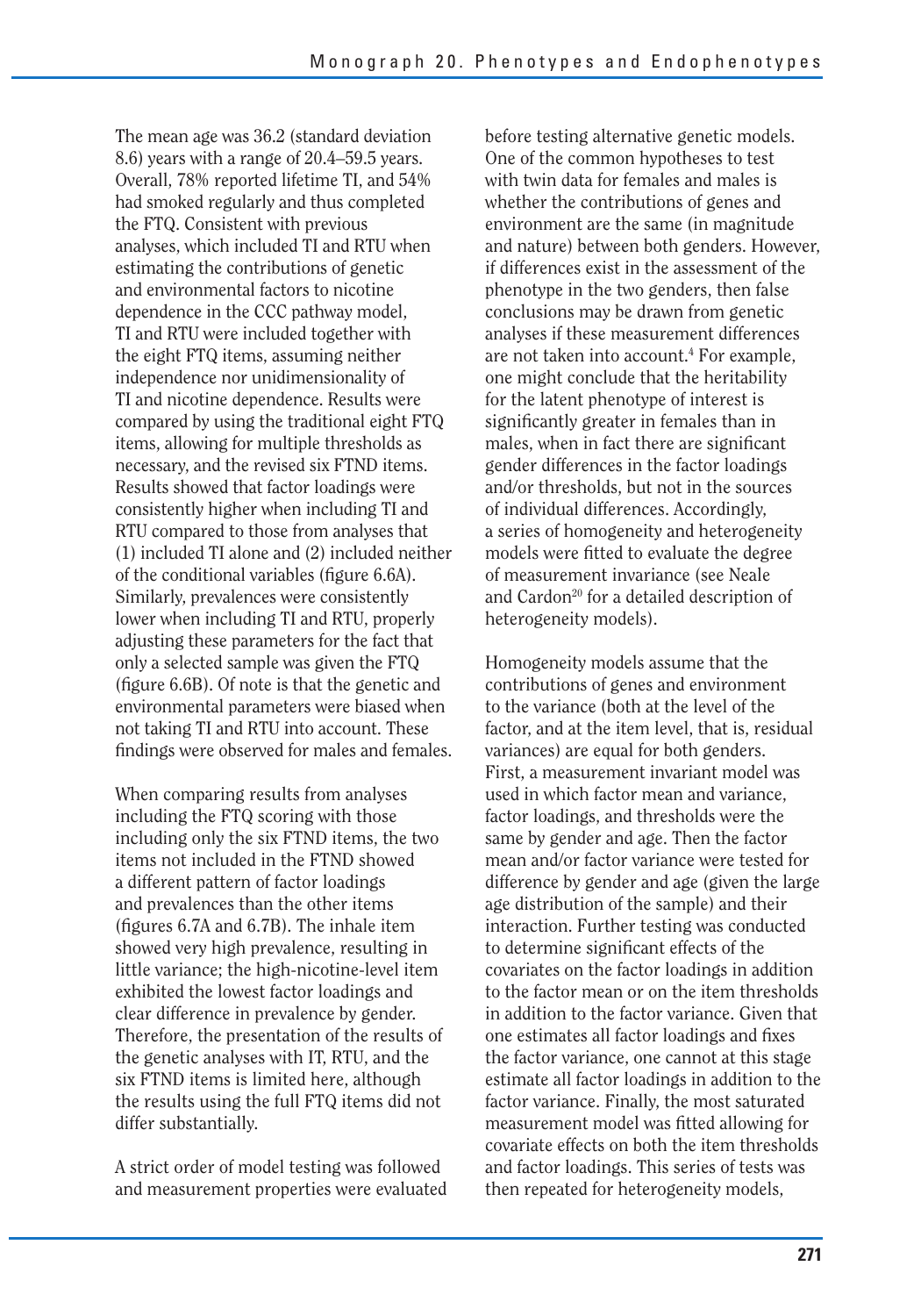The mean age was 36.2 (standard deviation 8.6) years with a range of 20.4–59.5 years. Overall, 78% reported lifetime TI, and 54% had smoked regularly and thus completed the FTQ. Consistent with previous analyses, which included TI and RTU when estimating the contributions of genetic and environmental factors to nicotine dependence in the CCC pathway model, TI and RTU were included together with the eight FTQ items, assuming neither independence nor unidimensionality of TI and nicotine dependence. Results were compared by using the traditional eight FTQ items, allowing for multiple thresholds as necessary, and the revised six FTND items. Results showed that factor loadings were consistently higher when including TI and RTU compared to those from analyses that (1) included TI alone and (2) included neither of the conditional variables (figure 6.6A). Similarly, prevalences were consistently lower when including TI and RTU, properly adjusting these parameters for the fact that only a selected sample was given the FTQ (figure 6.6B). Of note is that the genetic and environmental parameters were biased when not taking TI and RTU into account. These findings were observed for males and females.

When comparing results from analyses including the FTQ scoring with those including only the six FTND items, the two items not included in the FTND showed a different pattern of factor loadings and prevalences than the other items (figures 6.7A and 6.7B). The inhale item showed very high prevalence, resulting in little variance; the high-nicotine-level item exhibited the lowest factor loadings and clear difference in prevalence by gender. Therefore, the presentation of the results of the genetic analyses with IT, RTU, and the six FTND items is limited here, although the results using the full FTQ items did not differ substantially.

A strict order of model testing was followed and measurement properties were evaluated before testing alternative genetic models. One of the common hypotheses to test with twin data for females and males is whether the contributions of genes and environment are the same (in magnitude and nature) between both genders. However, if differences exist in the assessment of the phenotype in the two genders, then false conclusions may be drawn from genetic analyses if these measurement differences are not taken into account.[4] For example, one might conclude that the heritability for the latent phenotype of interest is significantly greater in females than in males, when in fact there are significant gender differences in the factor loadings and/or thresholds, but not in the sources of individual differences. Accordingly, a series of homogeneity and heterogeneity models were fitted to evaluate the degree of measurement invariance (see Neale and Cardon[20] for a detailed description of heterogeneity models).

Homogeneity models assume that the contributions of genes and environment to the variance (both at the level of the factor, and at the item level, that is, residual variances) are equal for both genders. First, a measurement invariant model was used in which factor mean and variance, factor loadings, and thresholds were the same by gender and age. Then the factor mean and/or factor variance were tested for difference by gender and age (given the large age distribution of the sample) and their interaction. Further testing was conducted to determine significant effects of the covariates on the factor loadings in addition to the factor mean or on the item thresholds in addition to the factor variance. Given that one estimates all factor loadings and fixes the factor variance, one cannot at this stage estimate all factor loadings in addition to the factor variance. Finally, the most saturated measurement model was fitted allowing for covariate effects on both the item thresholds and factor loadings. This series of tests was then repeated for heterogeneity models,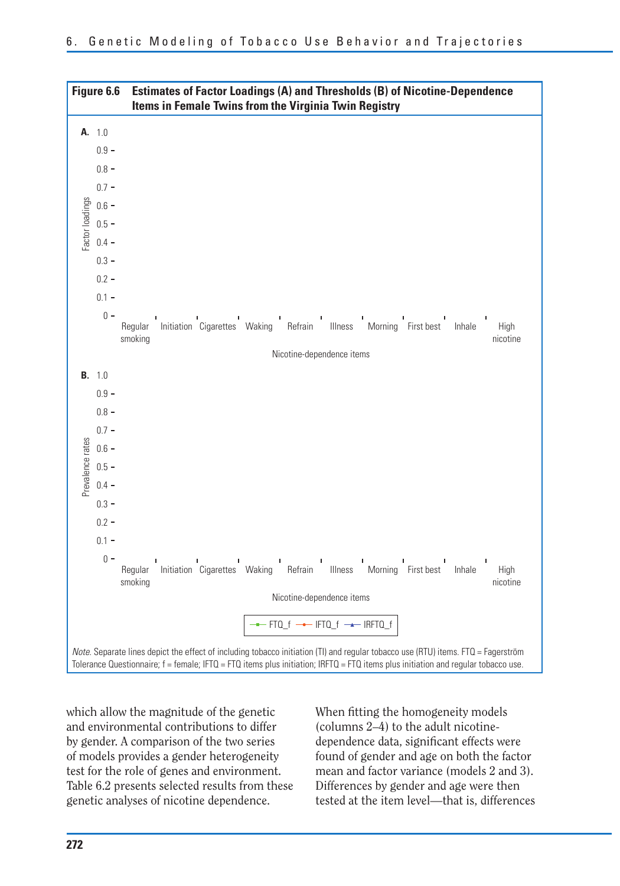**Figure 6.6 Estimates of Factor Loadings (A) and Thresholds (B) of Nicotine-Dependence Items in Female Twins from the Virginia Twin Registry**

A. Factor loadings (0–1.0) by nicotine-dependence items: Regular smoking, Initiation, Cigarettes, Waking, Refrain, Illness, Morning, First best, Inhale, High nicotine

B. Prevalence rates (0–1.0) by nicotine-dependence items: Regular smoking, Initiation, Cigarettes, Waking, Refrain, Illness, Morning, First best, Inhale, High nicotine

Legend: FTQ_f, IFTQ_f, IRFTQ_f

*Note.* Separate lines depict the effect of including tobacco initiation (TI) and regular tobacco use (RTU) items. FTQ = Fagerström Tolerance Questionnaire; f = female; IFTQ = FTQ items plus initiation; IRFTQ = FTQ items plus initiation and regular tobacco use.

which allow the magnitude of the genetic and environmental contributions to differ by gender. A comparison of the two series of models provides a gender heterogeneity test for the role of genes and environment. Table 6.2 presents selected results from these genetic analyses of nicotine dependence.

When fitting the homogeneity models (columns 2–4) to the adult nicotine-dependence data, significant effects were found of gender and age on both the factor mean and factor variance (models 2 and 3). Differences by gender and age were then tested at the item level—that is, differences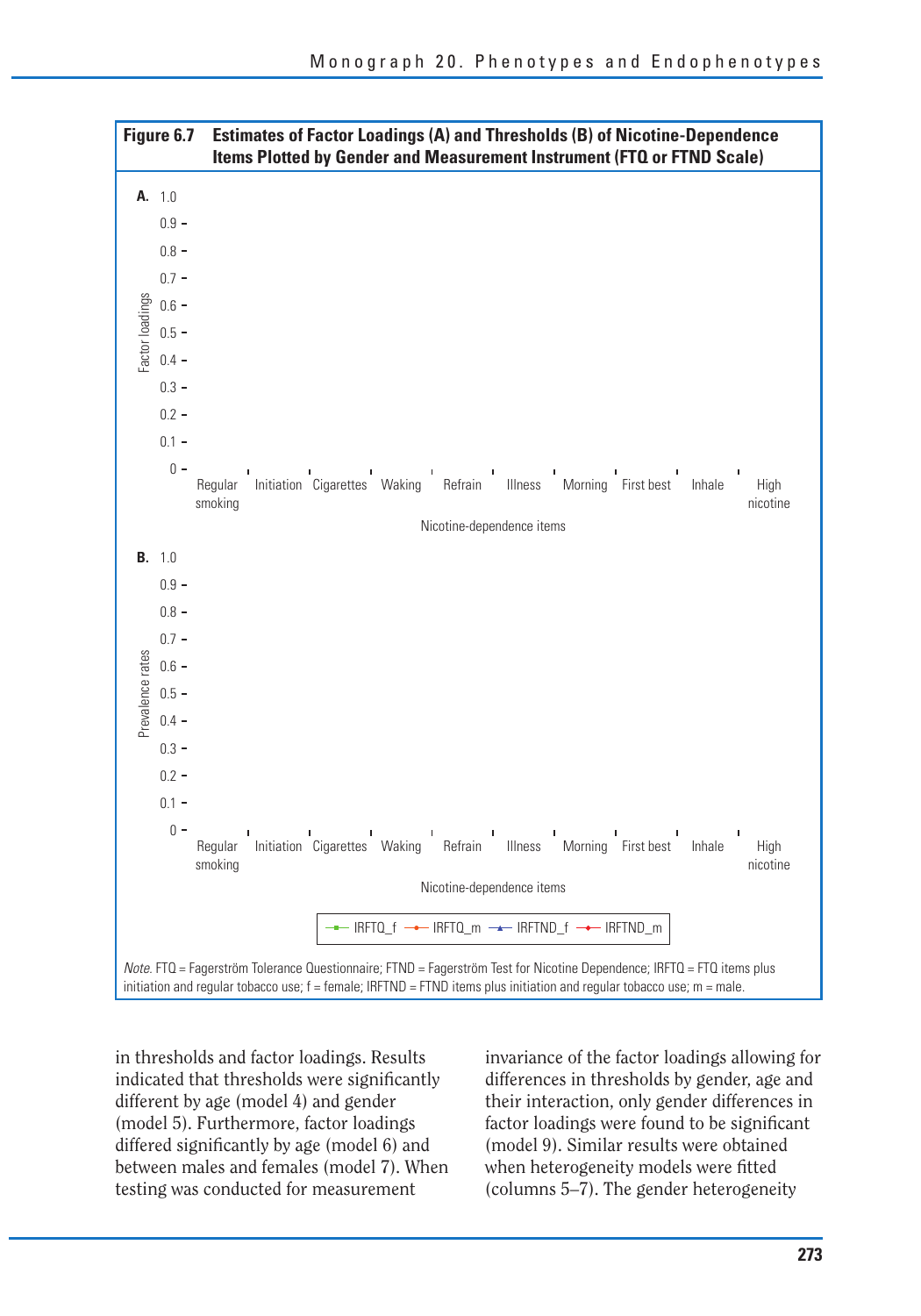**Figure 6.7 Estimates of Factor Loadings (A) and Thresholds (B) of Nicotine-Dependence Items Plotted by Gender and Measurement Instrument (FTQ or FTND Scale)**

**A.**

Factor loadings: 0 – 1.0

Nicotine-dependence items: Regular smoking, Initiation, Cigarettes, Waking, Refrain, Illness, Morning, First best, Inhale, High nicotine

**B.**

Prevalence rates: 0 – 1.0

Nicotine-dependence items: Regular smoking, Initiation, Cigarettes, Waking, Refrain, Illness, Morning, First best, Inhale, High nicotine

IRFTQ_f, IRFTQ_m, IRFTND_f, IRFTND_m

*Note.* FTQ = Fagerström Tolerance Questionnaire; FTND = Fagerström Test for Nicotine Dependence; IRFTQ = FTQ items plus initiation and regular tobacco use; f = female; IRFTND = FTND items plus initiation and regular tobacco use; m = male.

in thresholds and factor loadings. Results indicated that thresholds were significantly different by age (model 4) and gender (model 5). Furthermore, factor loadings differed significantly by age (model 6) and between males and females (model 7). When testing was conducted for measurement invariance of the factor loadings allowing for differences in thresholds by gender, age and their interaction, only gender differences in factor loadings were found to be significant (model 9). Similar results were obtained when heterogeneity models were fitted (columns 5–7). The gender heterogeneity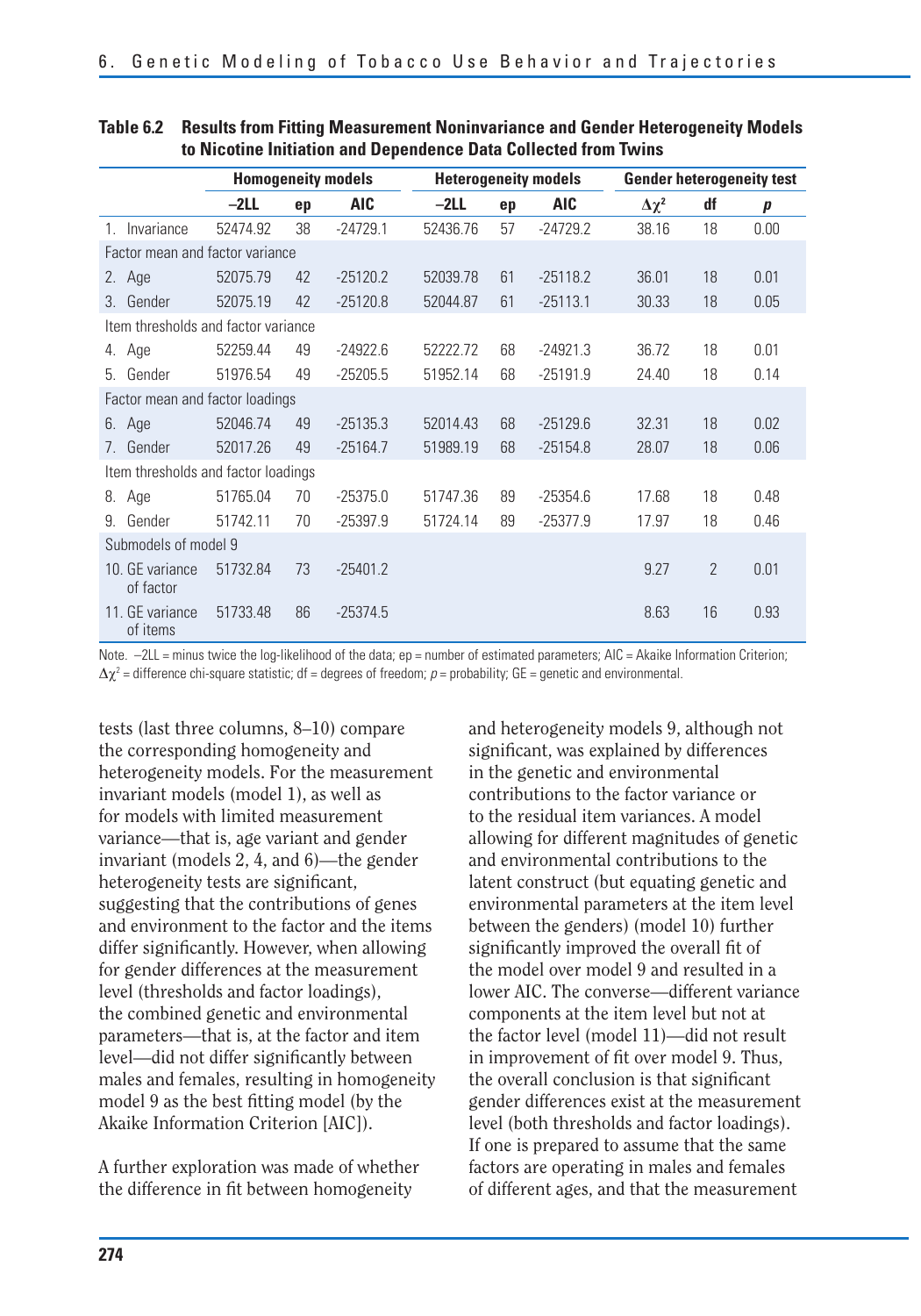**Table 6.2 Results from Fitting Measurement Noninvariance and Gender Heterogeneity Models to Nicotine Initiation and Dependence Data Collected from Twins**

| | Homogeneity models | | | Heterogeneity models | | | Gender heterogeneity test | | |
|---|---|---|---|---|---|---|---|---|---|
| | –2LL | ep | AIC | –2LL | ep | AIC | $\Delta\chi^2$ | df | *p* |
| 1. Invariance | 52474.92 | 38 | -24729.1 | 52436.76 | 57 | -24729.2 | 38.16 | 18 | 0.00 |
| Factor mean and factor variance | | | | | | | | | |
| 2. Age | 52075.79 | 42 | -25120.2 | 52039.78 | 61 | -25118.2 | 36.01 | 18 | 0.01 |
| 3. Gender | 52075.19 | 42 | -25120.8 | 52044.87 | 61 | -25113.1 | 30.33 | 18 | 0.05 |
| Item thresholds and factor variance | | | | | | | | | |
| 4. Age | 52259.44 | 49 | -24922.6 | 52222.72 | 68 | -24921.3 | 36.72 | 18 | 0.01 |
| 5. Gender | 51976.54 | 49 | -25205.5 | 51952.14 | 68 | -25191.9 | 24.40 | 18 | 0.14 |
| Factor mean and factor loadings | | | | | | | | | |
| 6. Age | 52046.74 | 49 | -25135.3 | 52014.43 | 68 | -25129.6 | 32.31 | 18 | 0.02 |
| 7. Gender | 52017.26 | 49 | -25164.7 | 51989.19 | 68 | -25154.8 | 28.07 | 18 | 0.06 |
| Item thresholds and factor loadings | | | | | | | | | |
| 8. Age | 51765.04 | 70 | -25375.0 | 51747.36 | 89 | -25354.6 | 17.68 | 18 | 0.48 |
| 9. Gender | 51742.11 | 70 | -25397.9 | 51724.14 | 89 | -25377.9 | 17.97 | 18 | 0.46 |
| Submodels of model 9 | | | | | | | | | |
| 10. GE variance of factor | 51732.84 | 73 | -25401.2 | | | | 9.27 | 2 | 0.01 |
| 11. GE variance of items | 51733.48 | 86 | -25374.5 | | | | 8.63 | 16 | 0.93 |

Note. –2LL = minus twice the log-likelihood of the data; ep = number of estimated parameters; AIC = Akaike Information Criterion; $\Delta\chi^2$ = difference chi-square statistic; df = degrees of freedom; *p* = probability; GE = genetic and environmental.

tests (last three columns, 8–10) compare the corresponding homogeneity and heterogeneity models. For the measurement invariant models (model 1), as well as for models with limited measurement variance—that is, age variant and gender invariant (models 2, 4, and 6)—the gender heterogeneity tests are significant, suggesting that the contributions of genes and environment to the factor and the items differ significantly. However, when allowing for gender differences at the measurement level (thresholds and factor loadings), the combined genetic and environmental parameters—that is, at the factor and item level—did not differ significantly between males and females, resulting in homogeneity model 9 as the best fitting model (by the Akaike Information Criterion [AIC]).

A further exploration was made of whether the difference in fit between homogeneity and heterogeneity models 9, although not significant, was explained by differences in the genetic and environmental contributions to the factor variance or to the residual item variances. A model allowing for different magnitudes of genetic and environmental contributions to the latent construct (but equating genetic and environmental parameters at the item level between the genders) (model 10) further significantly improved the overall fit of the model over model 9 and resulted in a lower AIC. The converse—different variance components at the item level but not at the factor level (model 11)—did not result in improvement of fit over model 9. Thus, the overall conclusion is that significant gender differences exist at the measurement level (both thresholds and factor loadings). If one is prepared to assume that the same factors are operating in males and females of different ages, and that the measurement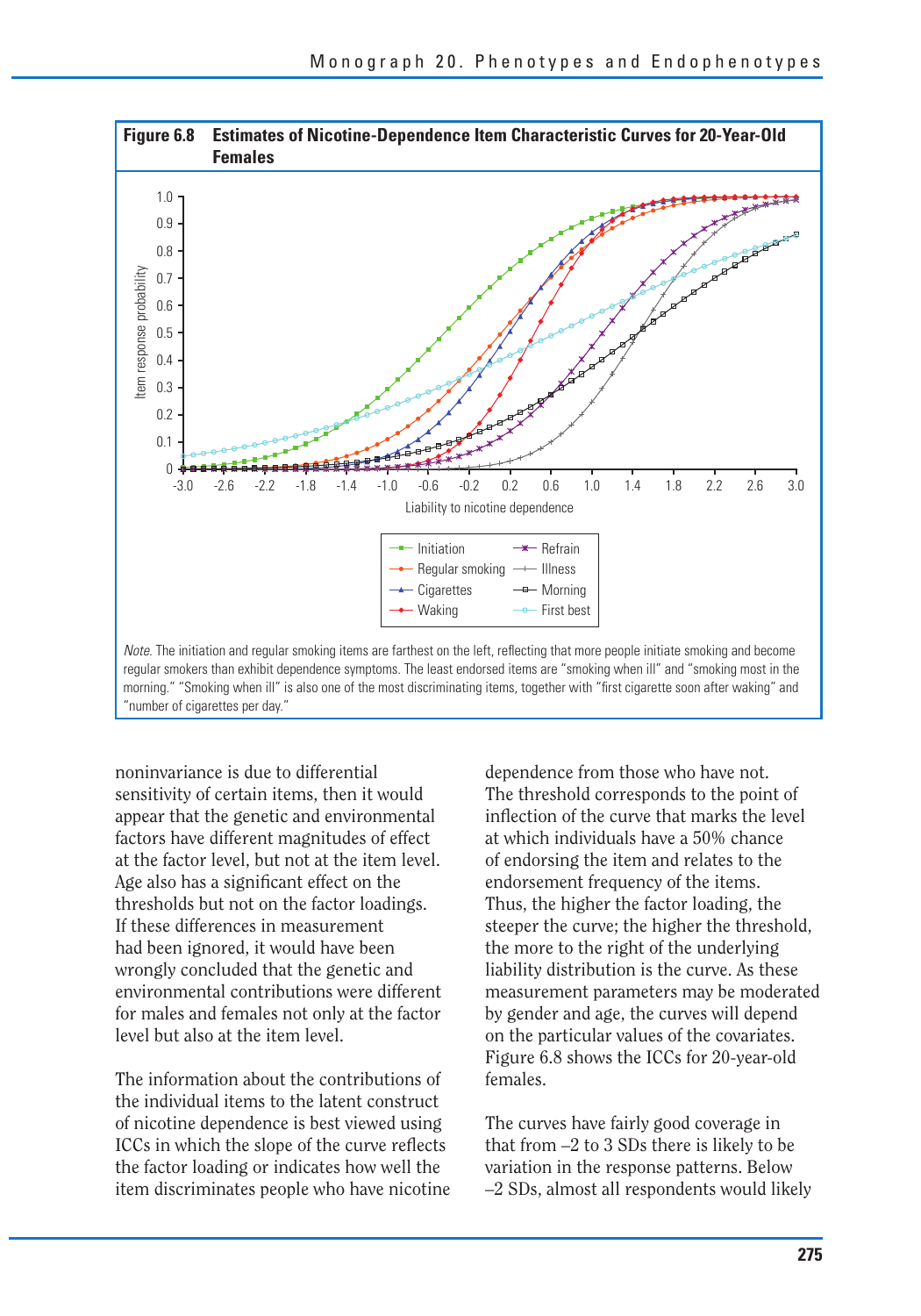**Figure 6.8 Estimates of Nicotine-Dependence Item Characteristic Curves for 20-Year-Old Females**

*Note.* The initiation and regular smoking items are farthest on the left, reflecting that more people initiate smoking and become regular smokers than exhibit dependence symptoms. The least endorsed items are "smoking when ill" and "smoking most in the morning." "Smoking when ill" is also one of the most discriminating items, together with "first cigarette soon after waking" and "number of cigarettes per day."

noninvariance is due to differential sensitivity of certain items, then it would appear that the genetic and environmental factors have different magnitudes of effect at the factor level, but not at the item level. Age also has a significant effect on the thresholds but not on the factor loadings. If these differences in measurement had been ignored, it would have been wrongly concluded that the genetic and environmental contributions were different for males and females not only at the factor level but also at the item level.

The information about the contributions of the individual items to the latent construct of nicotine dependence is best viewed using ICCs in which the slope of the curve reflects the factor loading or indicates how well the item discriminates people who have nicotine dependence from those who have not. The threshold corresponds to the point of inflection of the curve that marks the level at which individuals have a 50% chance of endorsing the item and relates to the endorsement frequency of the items. Thus, the higher the factor loading, the steeper the curve; the higher the threshold, the more to the right of the underlying liability distribution is the curve. As these measurement parameters may be moderated by gender and age, the curves will depend on the particular values of the covariates. Figure 6.8 shows the ICCs for 20-year-old females.

The curves have fairly good coverage in that from –2 to 3 SDs there is likely to be variation in the response patterns. Below –2 SDs, almost all respondents would likely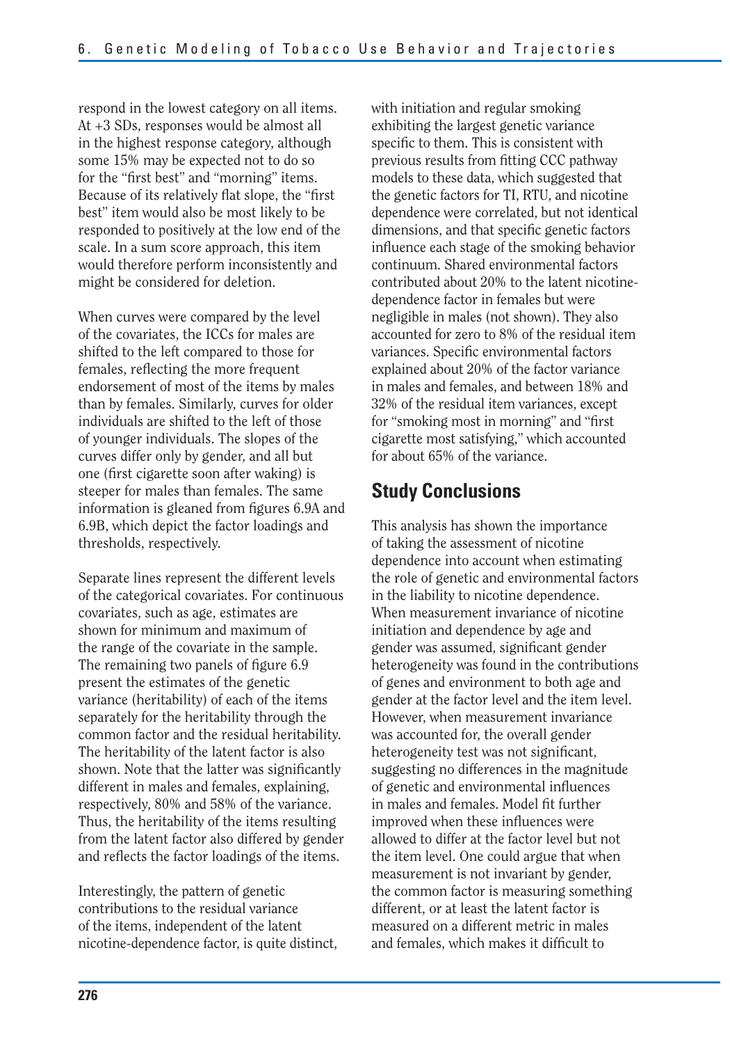respond in the lowest category on all items. At +3 SDs, responses would be almost all in the highest response category, although some 15% may be expected not to do so for the "first best" and "morning" items. Because of its relatively flat slope, the "first best" item would also be most likely to be responded to positively at the low end of the scale. In a sum score approach, this item would therefore perform inconsistently and might be considered for deletion.

When curves were compared by the level of the covariates, the ICCs for males are shifted to the left compared to those for females, reflecting the more frequent endorsement of most of the items by males than by females. Similarly, curves for older individuals are shifted to the left of those of younger individuals. The slopes of the curves differ only by gender, and all but one (first cigarette soon after waking) is steeper for males than females. The same information is gleaned from figures 6.9A and 6.9B, which depict the factor loadings and thresholds, respectively.

Separate lines represent the different levels of the categorical covariates. For continuous covariates, such as age, estimates are shown for minimum and maximum of the range of the covariate in the sample. The remaining two panels of figure 6.9 present the estimates of the genetic variance (heritability) of each of the items separately for the heritability through the common factor and the residual heritability. The heritability of the latent factor is also shown. Note that the latter was significantly different in males and females, explaining, respectively, 80% and 58% of the variance. Thus, the heritability of the items resulting from the latent factor also differed by gender and reflects the factor loadings of the items.

Interestingly, the pattern of genetic contributions to the residual variance of the items, independent of the latent nicotine-dependence factor, is quite distinct, with initiation and regular smoking exhibiting the largest genetic variance specific to them. This is consistent with previous results from fitting CCC pathway models to these data, which suggested that the genetic factors for TI, RTU, and nicotine dependence were correlated, but not identical dimensions, and that specific genetic factors influence each stage of the smoking behavior continuum. Shared environmental factors contributed about 20% to the latent nicotine-dependence factor in females but were negligible in males (not shown). They also accounted for zero to 8% of the residual item variances. Specific environmental factors explained about 20% of the factor variance in males and females, and between 18% and 32% of the residual item variances, except for "smoking most in morning" and "first cigarette most satisfying," which accounted for about 65% of the variance.

## Study Conclusions

This analysis has shown the importance of taking the assessment of nicotine dependence into account when estimating the role of genetic and environmental factors in the liability to nicotine dependence. When measurement invariance of nicotine initiation and dependence by age and gender was assumed, significant gender heterogeneity was found in the contributions of genes and environment to both age and gender at the factor level and the item level. However, when measurement invariance was accounted for, the overall gender heterogeneity test was not significant, suggesting no differences in the magnitude of genetic and environmental influences in males and females. Model fit further improved when these influences were allowed to differ at the factor level but not the item level. One could argue that when measurement is not invariant by gender, the common factor is measuring something different, or at least the latent factor is measured on a different metric in males and females, which makes it difficult to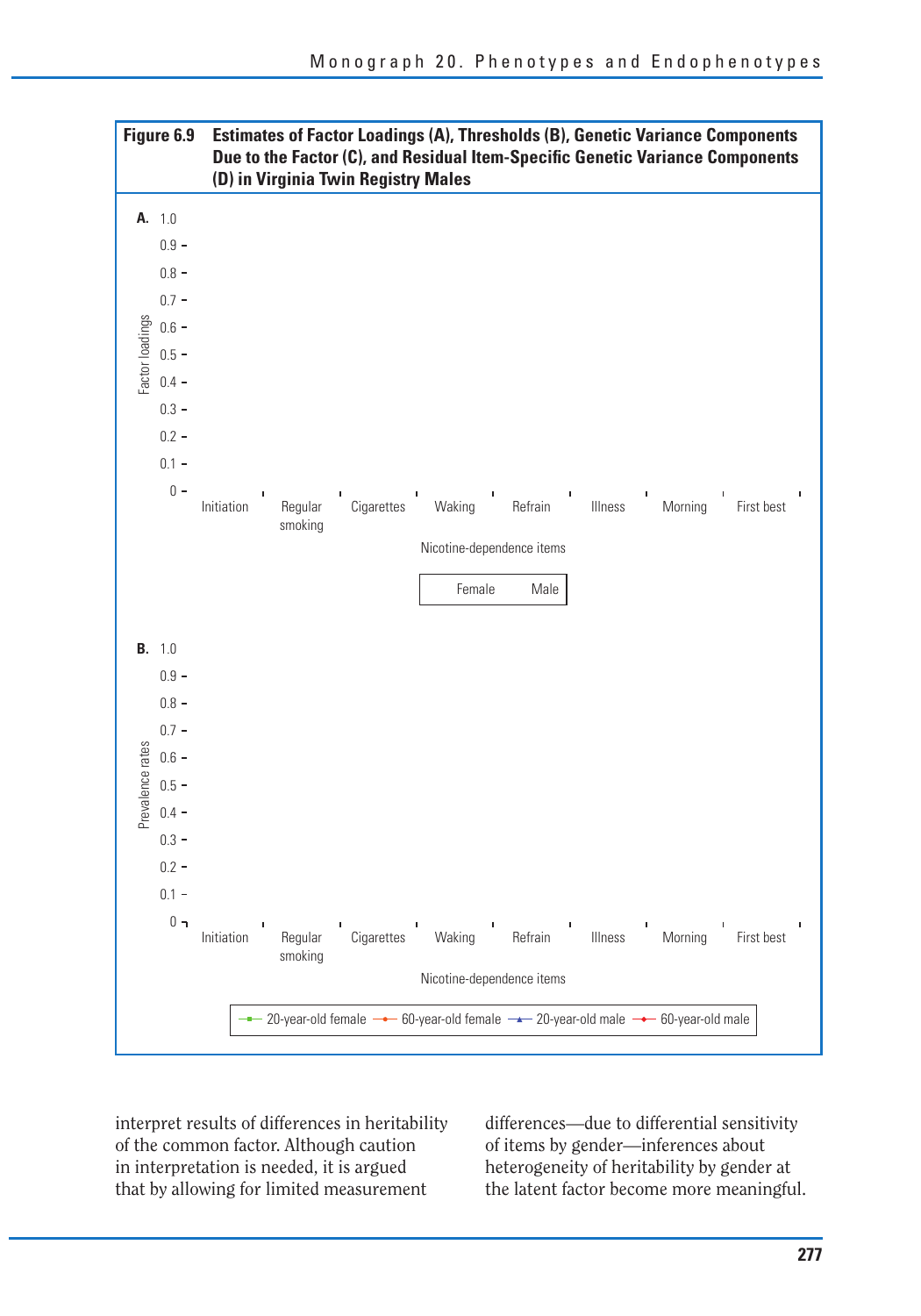**Figure 6.9 Estimates of Factor Loadings (A), Thresholds (B), Genetic Variance Components Due to the Factor (C), and Residual Item-Specific Genetic Variance Components (D) in Virginia Twin Registry Males**

**A.**

Factor loadings: 0, 0.1, 0.2, 0.3, 0.4, 0.5, 0.6, 0.7, 0.8, 0.9, 1.0

Initiation, Regular smoking, Cigarettes, Waking, Refrain, Illness, Morning, First best

Nicotine-dependence items

Female Male

**B.**

Prevalence rates: 0, 0.1, 0.2, 0.3, 0.4, 0.5, 0.6, 0.7, 0.8, 0.9, 1.0

Initiation, Regular smoking, Cigarettes, Waking, Refrain, Illness, Morning, First best

Nicotine-dependence items

20-year-old female, 60-year-old female, 20-year-old male, 60-year-old male

interpret results of differences in heritability of the common factor. Although caution in interpretation is needed, it is argued that by allowing for limited measurement differences—due to differential sensitivity of items by gender—inferences about heterogeneity of heritability by gender at the latent factor become more meaningful.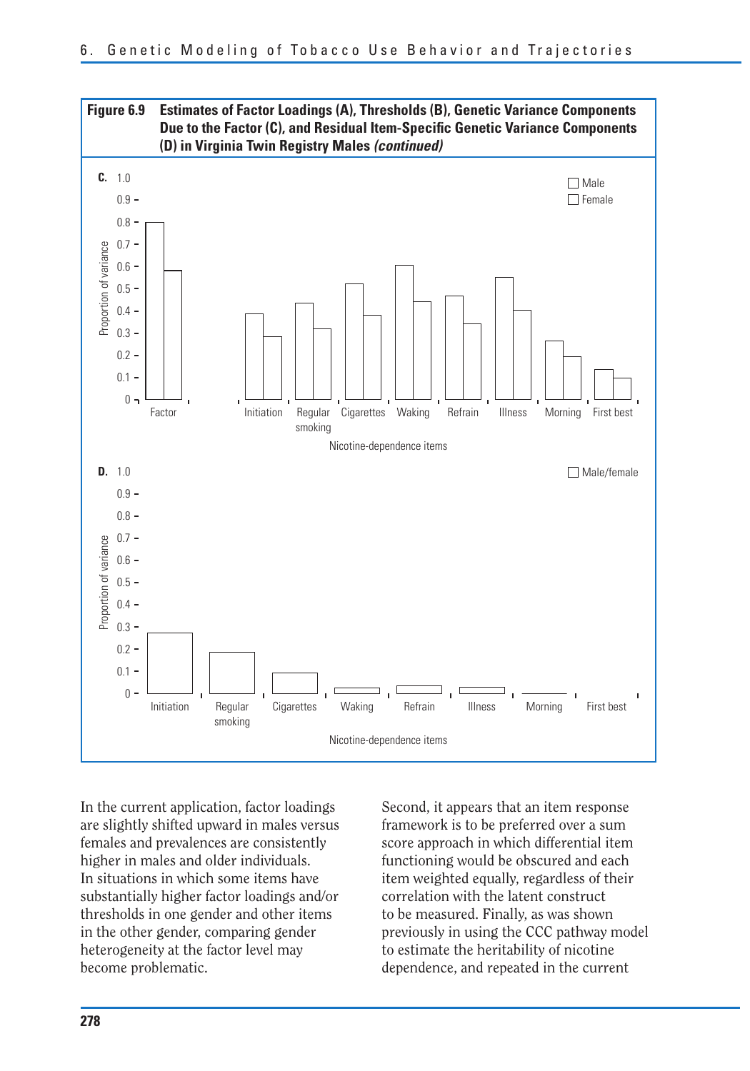**Figure 6.9 Estimates of Factor Loadings (A), Thresholds (B), Genetic Variance Components Due to the Factor (C), and Residual Item-Specific Genetic Variance Components (D) in Virginia Twin Registry Males *(continued)***

In the current application, factor loadings are slightly shifted upward in males versus females and prevalences are consistently higher in males and older individuals. In situations in which some items have substantially higher factor loadings and/or thresholds in one gender and other items in the other gender, comparing gender heterogeneity at the factor level may become problematic.

Second, it appears that an item response framework is to be preferred over a sum score approach in which differential item functioning would be obscured and each item weighted equally, regardless of their correlation with the latent construct to be measured. Finally, as was shown previously in using the CCC pathway model to estimate the heritability of nicotine dependence, and repeated in the current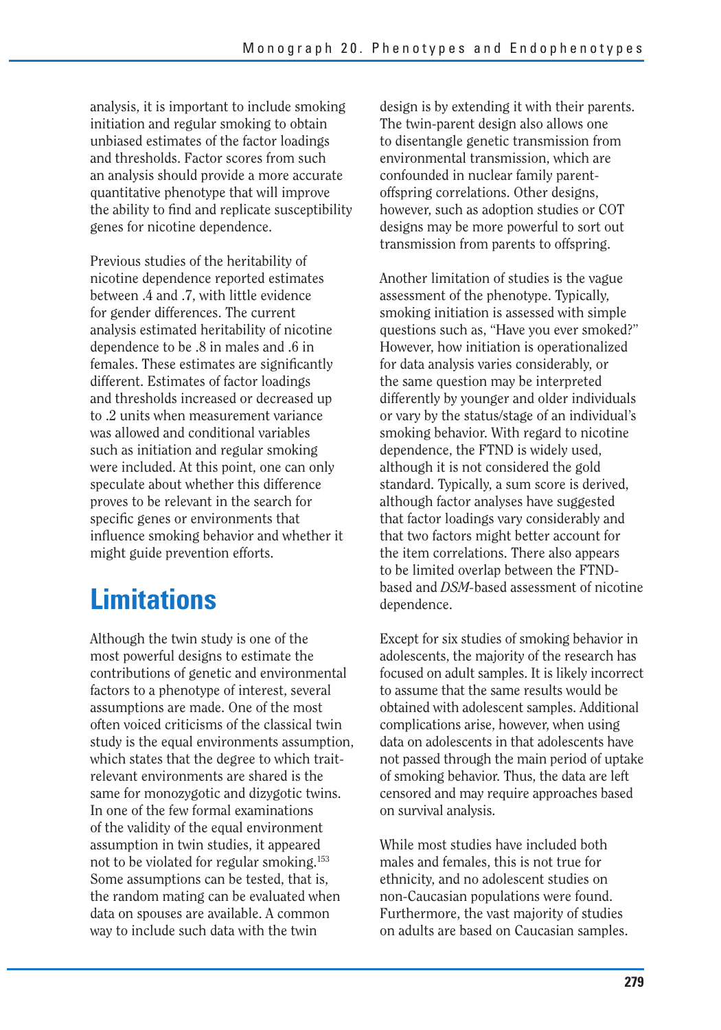analysis, it is important to include smoking initiation and regular smoking to obtain unbiased estimates of the factor loadings and thresholds. Factor scores from such an analysis should provide a more accurate quantitative phenotype that will improve the ability to find and replicate susceptibility genes for nicotine dependence.

Previous studies of the heritability of nicotine dependence reported estimates between .4 and .7, with little evidence for gender differences. The current analysis estimated heritability of nicotine dependence to be .8 in males and .6 in females. These estimates are significantly different. Estimates of factor loadings and thresholds increased or decreased up to .2 units when measurement variance was allowed and conditional variables such as initiation and regular smoking were included. At this point, one can only speculate about whether this difference proves to be relevant in the search for specific genes or environments that influence smoking behavior and whether it might guide prevention efforts.

# Limitations

Although the twin study is one of the most powerful designs to estimate the contributions of genetic and environmental factors to a phenotype of interest, several assumptions are made. One of the most often voiced criticisms of the classical twin study is the equal environments assumption, which states that the degree to which trait-relevant environments are shared is the same for monozygotic and dizygotic twins. In one of the few formal examinations of the validity of the equal environment assumption in twin studies, it appeared not to be violated for regular smoking.[153] Some assumptions can be tested, that is, the random mating can be evaluated when data on spouses are available. A common way to include such data with the twin design is by extending it with their parents. The twin-parent design also allows one to disentangle genetic transmission from environmental transmission, which are confounded in nuclear family parent-offspring correlations. Other designs, however, such as adoption studies or COT designs may be more powerful to sort out transmission from parents to offspring.

Another limitation of studies is the vague assessment of the phenotype. Typically, smoking initiation is assessed with simple questions such as, "Have you ever smoked?" However, how initiation is operationalized for data analysis varies considerably, or the same question may be interpreted differently by younger and older individuals or vary by the status/stage of an individual's smoking behavior. With regard to nicotine dependence, the FTND is widely used, although it is not considered the gold standard. Typically, a sum score is derived, although factor analyses have suggested that factor loadings vary considerably and that two factors might better account for the item correlations. There also appears to be limited overlap between the FTND-based and *DSM*-based assessment of nicotine dependence.

Except for six studies of smoking behavior in adolescents, the majority of the research has focused on adult samples. It is likely incorrect to assume that the same results would be obtained with adolescent samples. Additional complications arise, however, when using data on adolescents in that adolescents have not passed through the main period of uptake of smoking behavior. Thus, the data are left censored and may require approaches based on survival analysis.

While most studies have included both males and females, this is not true for ethnicity, and no adolescent studies on non-Caucasian populations were found. Furthermore, the vast majority of studies on adults are based on Caucasian samples.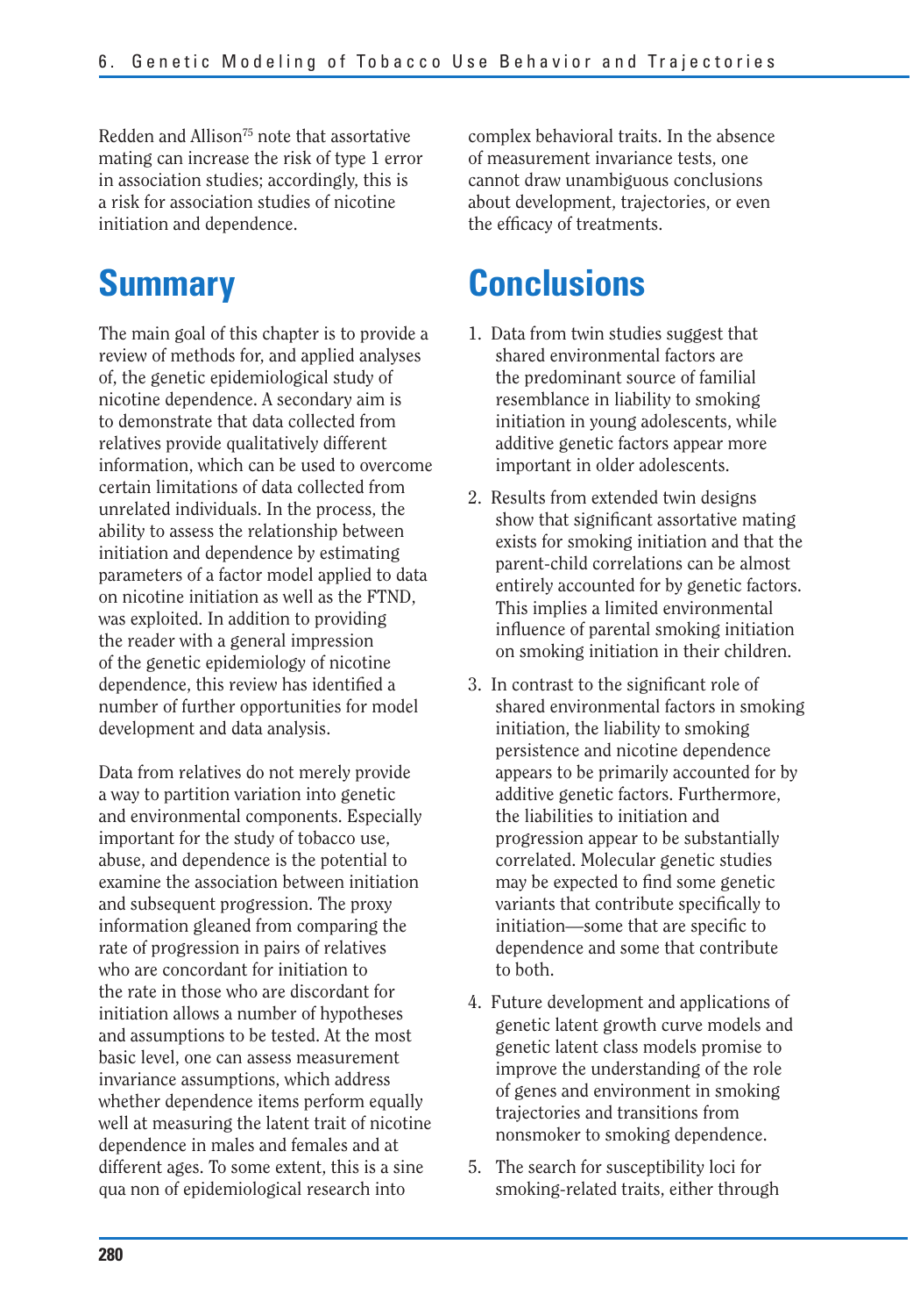Redden and Allison[75] note that assortative mating can increase the risk of type 1 error in association studies; accordingly, this is a risk for association studies of nicotine initiation and dependence.

## Summary

The main goal of this chapter is to provide a review of methods for, and applied analyses of, the genetic epidemiological study of nicotine dependence. A secondary aim is to demonstrate that data collected from relatives provide qualitatively different information, which can be used to overcome certain limitations of data collected from unrelated individuals. In the process, the ability to assess the relationship between initiation and dependence by estimating parameters of a factor model applied to data on nicotine initiation as well as the FTND, was exploited. In addition to providing the reader with a general impression of the genetic epidemiology of nicotine dependence, this review has identified a number of further opportunities for model development and data analysis.

Data from relatives do not merely provide a way to partition variation into genetic and environmental components. Especially important for the study of tobacco use, abuse, and dependence is the potential to examine the association between initiation and subsequent progression. The proxy information gleaned from comparing the rate of progression in pairs of relatives who are concordant for initiation to the rate in those who are discordant for initiation allows a number of hypotheses and assumptions to be tested. At the most basic level, one can assess measurement invariance assumptions, which address whether dependence items perform equally well at measuring the latent trait of nicotine dependence in males and females and at different ages. To some extent, this is a sine qua non of epidemiological research into complex behavioral traits. In the absence of measurement invariance tests, one cannot draw unambiguous conclusions about development, trajectories, or even the efficacy of treatments.

## Conclusions

1. Data from twin studies suggest that shared environmental factors are the predominant source of familial resemblance in liability to smoking initiation in young adolescents, while additive genetic factors appear more important in older adolescents.
2. Results from extended twin designs show that significant assortative mating exists for smoking initiation and that the parent-child correlations can be almost entirely accounted for by genetic factors. This implies a limited environmental influence of parental smoking initiation on smoking initiation in their children.
3. In contrast to the significant role of shared environmental factors in smoking initiation, the liability to smoking persistence and nicotine dependence appears to be primarily accounted for by additive genetic factors. Furthermore, the liabilities to initiation and progression appear to be substantially correlated. Molecular genetic studies may be expected to find some genetic variants that contribute specifically to initiation—some that are specific to dependence and some that contribute to both.
4. Future development and applications of genetic latent growth curve models and genetic latent class models promise to improve the understanding of the role of genes and environment in smoking trajectories and transitions from nonsmoker to smoking dependence.
5. The search for susceptibility loci for smoking-related traits, either through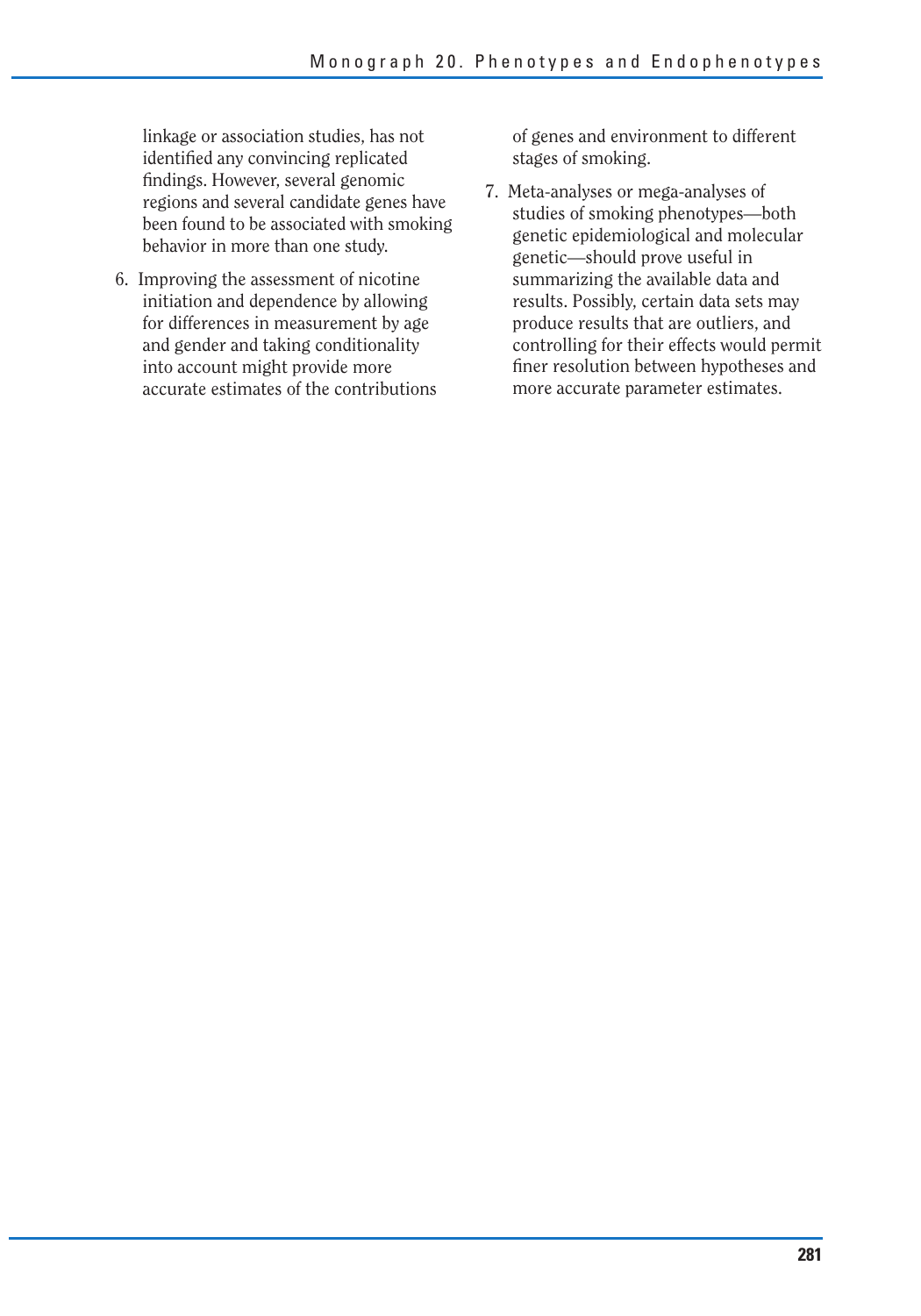linkage or association studies, has not identified any convincing replicated findings. However, several genomic regions and several candidate genes have been found to be associated with smoking behavior in more than one study.

6. Improving the assessment of nicotine initiation and dependence by allowing for differences in measurement by age and gender and taking conditionality into account might provide more accurate estimates of the contributions of genes and environment to different stages of smoking.

7. Meta-analyses or mega-analyses of studies of smoking phenotypes—both genetic epidemiological and molecular genetic—should prove useful in summarizing the available data and results. Possibly, certain data sets may produce results that are outliers, and controlling for their effects would permit finer resolution between hypotheses and more accurate parameter estimates.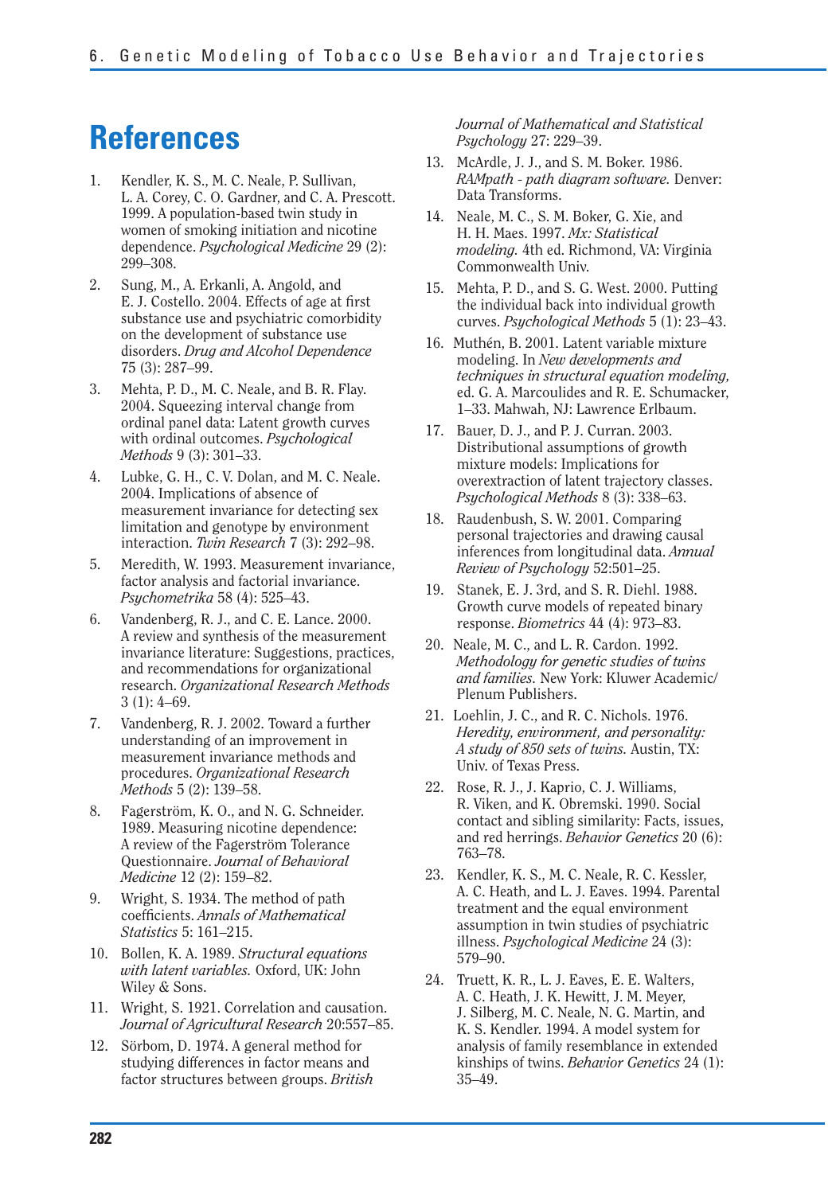# References

1. Kendler, K. S., M. C. Neale, P. Sullivan, L. A. Corey, C. O. Gardner, and C. A. Prescott. 1999. A population-based twin study in women of smoking initiation and nicotine dependence. *Psychological Medicine* 29 (2): 299–308.
2. Sung, M., A. Erkanli, A. Angold, and E. J. Costello. 2004. Effects of age at first substance use and psychiatric comorbidity on the development of substance use disorders. *Drug and Alcohol Dependence* 75 (3): 287–99.
3. Mehta, P. D., M. C. Neale, and B. R. Flay. 2004. Squeezing interval change from ordinal panel data: Latent growth curves with ordinal outcomes. *Psychological Methods* 9 (3): 301–33.
4. Lubke, G. H., C. V. Dolan, and M. C. Neale. 2004. Implications of absence of measurement invariance for detecting sex limitation and genotype by environment interaction. *Twin Research* 7 (3): 292–98.
5. Meredith, W. 1993. Measurement invariance, factor analysis and factorial invariance. *Psychometrika* 58 (4): 525–43.
6. Vandenberg, R. J., and C. E. Lance. 2000. A review and synthesis of the measurement invariance literature: Suggestions, practices, and recommendations for organizational research. *Organizational Research Methods* 3 (1): 4–69.
7. Vandenberg, R. J. 2002. Toward a further understanding of an improvement in measurement invariance methods and procedures. *Organizational Research Methods* 5 (2): 139–58.
8. Fagerström, K. O., and N. G. Schneider. 1989. Measuring nicotine dependence: A review of the Fagerström Tolerance Questionnaire. *Journal of Behavioral Medicine* 12 (2): 159–82.
9. Wright, S. 1934. The method of path coefficients. *Annals of Mathematical Statistics* 5: 161–215.
10. Bollen, K. A. 1989. *Structural equations with latent variables.* Oxford, UK: John Wiley & Sons.
11. Wright, S. 1921. Correlation and causation. *Journal of Agricultural Research* 20:557–85.
12. Sörbom, D. 1974. A general method for studying differences in factor means and factor structures between groups. *British Journal of Mathematical and Statistical Psychology* 27: 229–39.
13. McArdle, J. J., and S. M. Boker. 1986. *RAMpath - path diagram software.* Denver: Data Transforms.
14. Neale, M. C., S. M. Boker, G. Xie, and H. H. Maes. 1997. *Mx: Statistical modeling.* 4th ed. Richmond, VA: Virginia Commonwealth Univ.
15. Mehta, P. D., and S. G. West. 2000. Putting the individual back into individual growth curves. *Psychological Methods* 5 (1): 23–43.
16. Muthén, B. 2001. Latent variable mixture modeling. In *New developments and techniques in structural equation modeling,* ed. G. A. Marcoulides and R. E. Schumacker, 1–33. Mahwah, NJ: Lawrence Erlbaum.
17. Bauer, D. J., and P. J. Curran. 2003. Distributional assumptions of growth mixture models: Implications for overextraction of latent trajectory classes. *Psychological Methods* 8 (3): 338–63.
18. Raudenbush, S. W. 2001. Comparing personal trajectories and drawing causal inferences from longitudinal data. *Annual Review of Psychology* 52:501–25.
19. Stanek, E. J. 3rd, and S. R. Diehl. 1988. Growth curve models of repeated binary response. *Biometrics* 44 (4): 973–83.
20. Neale, M. C., and L. R. Cardon. 1992. *Methodology for genetic studies of twins and families.* New York: Kluwer Academic/ Plenum Publishers.
21. Loehlin, J. C., and R. C. Nichols. 1976. *Heredity, environment, and personality: A study of 850 sets of twins.* Austin, TX: Univ. of Texas Press.
22. Rose, R. J., J. Kaprio, C. J. Williams, R. Viken, and K. Obremski. 1990. Social contact and sibling similarity: Facts, issues, and red herrings. *Behavior Genetics* 20 (6): 763–78.
23. Kendler, K. S., M. C. Neale, R. C. Kessler, A. C. Heath, and L. J. Eaves. 1994. Parental treatment and the equal environment assumption in twin studies of psychiatric illness. *Psychological Medicine* 24 (3): 579–90.
24. Truett, K. R., L. J. Eaves, E. E. Walters, A. C. Heath, J. K. Hewitt, J. M. Meyer, J. Silberg, M. C. Neale, N. G. Martin, and K. S. Kendler. 1994. A model system for analysis of family resemblance in extended kinships of twins. *Behavior Genetics* 24 (1): 35–49.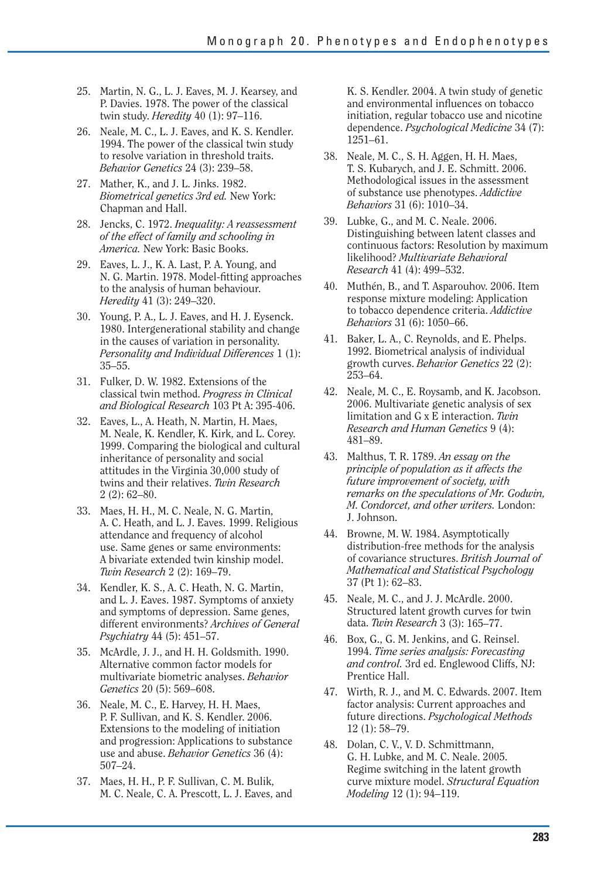25. Martin, N. G., L. J. Eaves, M. J. Kearsey, and P. Davies. 1978. The power of the classical twin study. *Heredity* 40 (1): 97–116.
26. Neale, M. C., L. J. Eaves, and K. S. Kendler. 1994. The power of the classical twin study to resolve variation in threshold traits. *Behavior Genetics* 24 (3): 239–58.
27. Mather, K., and J. L. Jinks. 1982. *Biometrical genetics 3rd ed.* New York: Chapman and Hall.
28. Jencks, C. 1972. *Inequality: A reassessment of the effect of family and schooling in America.* New York: Basic Books.
29. Eaves, L. J., K. A. Last, P. A. Young, and N. G. Martin. 1978. Model-fitting approaches to the analysis of human behaviour. *Heredity* 41 (3): 249–320.
30. Young, P. A., L. J. Eaves, and H. J. Eysenck. 1980. Intergenerational stability and change in the causes of variation in personality. *Personality and Individual Differences* 1 (1): 35–55.
31. Fulker, D. W. 1982. Extensions of the classical twin method. *Progress in Clinical and Biological Research* 103 Pt A: 395-406.
32. Eaves, L., A. Heath, N. Martin, H. Maes, M. Neale, K. Kendler, K. Kirk, and L. Corey. 1999. Comparing the biological and cultural inheritance of personality and social attitudes in the Virginia 30,000 study of twins and their relatives. *Twin Research* 2 (2): 62–80.
33. Maes, H. H., M. C. Neale, N. G. Martin, A. C. Heath, and L. J. Eaves. 1999. Religious attendance and frequency of alcohol use. Same genes or same environments: A bivariate extended twin kinship model. *Twin Research* 2 (2): 169–79.
34. Kendler, K. S., A. C. Heath, N. G. Martin, and L. J. Eaves. 1987. Symptoms of anxiety and symptoms of depression. Same genes, different environments? *Archives of General Psychiatry* 44 (5): 451–57.
35. McArdle, J. J., and H. H. Goldsmith. 1990. Alternative common factor models for multivariate biometric analyses. *Behavior Genetics* 20 (5): 569–608.
36. Neale, M. C., E. Harvey, H. H. Maes, P. F. Sullivan, and K. S. Kendler. 2006. Extensions to the modeling of initiation and progression: Applications to substance use and abuse. *Behavior Genetics* 36 (4): 507–24.
37. Maes, H. H., P. F. Sullivan, C. M. Bulik, M. C. Neale, C. A. Prescott, L. J. Eaves, and K. S. Kendler. 2004. A twin study of genetic and environmental influences on tobacco initiation, regular tobacco use and nicotine dependence. *Psychological Medicine* 34 (7): 1251–61.
38. Neale, M. C., S. H. Aggen, H. H. Maes, T. S. Kubarych, and J. E. Schmitt. 2006. Methodological issues in the assessment of substance use phenotypes. *Addictive Behaviors* 31 (6): 1010–34.
39. Lubke, G., and M. C. Neale. 2006. Distinguishing between latent classes and continuous factors: Resolution by maximum likelihood? *Multivariate Behavioral Research* 41 (4): 499–532.
40. Muthén, B., and T. Asparouhov. 2006. Item response mixture modeling: Application to tobacco dependence criteria. *Addictive Behaviors* 31 (6): 1050–66.
41. Baker, L. A., C. Reynolds, and E. Phelps. 1992. Biometrical analysis of individual growth curves. *Behavior Genetics* 22 (2): 253–64.
42. Neale, M. C., E. Roysamb, and K. Jacobson. 2006. Multivariate genetic analysis of sex limitation and G x E interaction. *Twin Research and Human Genetics* 9 (4): 481–89.
43. Malthus, T. R. 1789. *An essay on the principle of population as it affects the future improvement of society, with remarks on the speculations of Mr. Godwin, M. Condorcet, and other writers.* London: J. Johnson.
44. Browne, M. W. 1984. Asymptotically distribution-free methods for the analysis of covariance structures. *British Journal of Mathematical and Statistical Psychology* 37 (Pt 1): 62–83.
45. Neale, M. C., and J. J. McArdle. 2000. Structured latent growth curves for twin data. *Twin Research* 3 (3): 165–77.
46. Box, G., G. M. Jenkins, and G. Reinsel. 1994. *Time series analysis: Forecasting and control.* 3rd ed. Englewood Cliffs, NJ: Prentice Hall.
47. Wirth, R. J., and M. C. Edwards. 2007. Item factor analysis: Current approaches and future directions. *Psychological Methods* 12 (1): 58–79.
48. Dolan, C. V., V. D. Schmittmann, G. H. Lubke, and M. C. Neale. 2005. Regime switching in the latent growth curve mixture model. *Structural Equation Modeling* 12 (1): 94–119.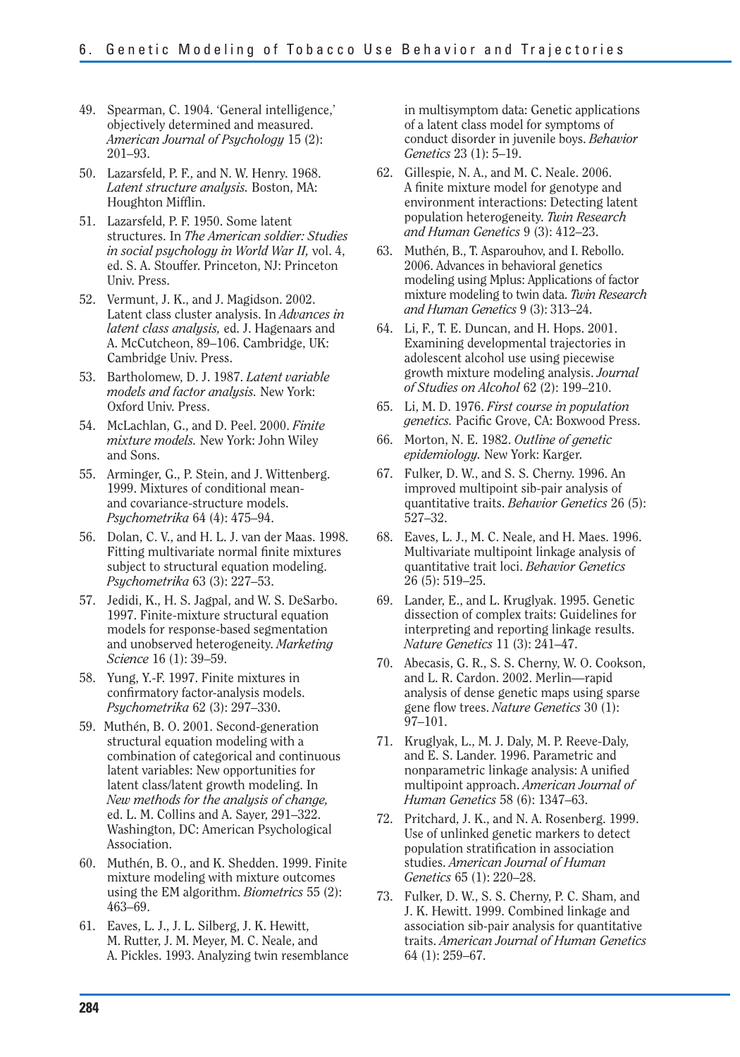49. Spearman, C. 1904. 'General intelligence,' objectively determined and measured. *American Journal of Psychology* 15 (2): 201–93.
50. Lazarsfeld, P. F., and N. W. Henry. 1968. *Latent structure analysis.* Boston, MA: Houghton Mifflin.
51. Lazarsfeld, P. F. 1950. Some latent structures. In *The American soldier: Studies in social psychology in World War II,* vol. 4, ed. S. A. Stouffer. Princeton, NJ: Princeton Univ. Press.
52. Vermunt, J. K., and J. Magidson. 2002. Latent class cluster analysis. In *Advances in latent class analysis,* ed. J. Hagenaars and A. McCutcheon, 89–106. Cambridge, UK: Cambridge Univ. Press.
53. Bartholomew, D. J. 1987. *Latent variable models and factor analysis.* New York: Oxford Univ. Press.
54. McLachlan, G., and D. Peel. 2000. *Finite mixture models.* New York: John Wiley and Sons.
55. Arminger, G., P. Stein, and J. Wittenberg. 1999. Mixtures of conditional mean- and covariance-structure models. *Psychometrika* 64 (4): 475–94.
56. Dolan, C. V., and H. L. J. van der Maas. 1998. Fitting multivariate normal finite mixtures subject to structural equation modeling. *Psychometrika* 63 (3): 227–53.
57. Jedidi, K., H. S. Jagpal, and W. S. DeSarbo. 1997. Finite-mixture structural equation models for response-based segmentation and unobserved heterogeneity. *Marketing Science* 16 (1): 39–59.
58. Yung, Y.-F. 1997. Finite mixtures in confirmatory factor-analysis models. *Psychometrika* 62 (3): 297–330.
59. Muthén, B. O. 2001. Second-generation structural equation modeling with a combination of categorical and continuous latent variables: New opportunities for latent class/latent growth modeling. In *New methods for the analysis of change,* ed. L. M. Collins and A. Sayer, 291–322. Washington, DC: American Psychological Association.
60. Muthén, B. O., and K. Shedden. 1999. Finite mixture modeling with mixture outcomes using the EM algorithm. *Biometrics* 55 (2): 463–69.
61. Eaves, L. J., J. L. Silberg, J. K. Hewitt, M. Rutter, J. M. Meyer, M. C. Neale, and A. Pickles. 1993. Analyzing twin resemblance in multisymptom data: Genetic applications of a latent class model for symptoms of conduct disorder in juvenile boys. *Behavior Genetics* 23 (1): 5–19.
62. Gillespie, N. A., and M. C. Neale. 2006. A finite mixture model for genotype and environment interactions: Detecting latent population heterogeneity. *Twin Research and Human Genetics* 9 (3): 412–23.
63. Muthén, B., T. Asparouhov, and I. Rebollo. 2006. Advances in behavioral genetics modeling using Mplus: Applications of factor mixture modeling to twin data. *Twin Research and Human Genetics* 9 (3): 313–24.
64. Li, F., T. E. Duncan, and H. Hops. 2001. Examining developmental trajectories in adolescent alcohol use using piecewise growth mixture modeling analysis. *Journal of Studies on Alcohol* 62 (2): 199–210.
65. Li, M. D. 1976. *First course in population genetics.* Pacific Grove, CA: Boxwood Press.
66. Morton, N. E. 1982. *Outline of genetic epidemiology.* New York: Karger.
67. Fulker, D. W., and S. S. Cherny. 1996. An improved multipoint sib-pair analysis of quantitative traits. *Behavior Genetics* 26 (5): 527–32.
68. Eaves, L. J., M. C. Neale, and H. Maes. 1996. Multivariate multipoint linkage analysis of quantitative trait loci. *Behavior Genetics* 26 (5): 519–25.
69. Lander, E., and L. Kruglyak. 1995. Genetic dissection of complex traits: Guidelines for interpreting and reporting linkage results. *Nature Genetics* 11 (3): 241–47.
70. Abecasis, G. R., S. S. Cherny, W. O. Cookson, and L. R. Cardon. 2002. Merlin—rapid analysis of dense genetic maps using sparse gene flow trees. *Nature Genetics* 30 (1): 97–101.
71. Kruglyak, L., M. J. Daly, M. P. Reeve-Daly, and E. S. Lander. 1996. Parametric and nonparametric linkage analysis: A unified multipoint approach. *American Journal of Human Genetics* 58 (6): 1347–63.
72. Pritchard, J. K., and N. A. Rosenberg. 1999. Use of unlinked genetic markers to detect population stratification in association studies. *American Journal of Human Genetics* 65 (1): 220–28.
73. Fulker, D. W., S. S. Cherny, P. C. Sham, and J. K. Hewitt. 1999. Combined linkage and association sib-pair analysis for quantitative traits. *American Journal of Human Genetics* 64 (1): 259–67.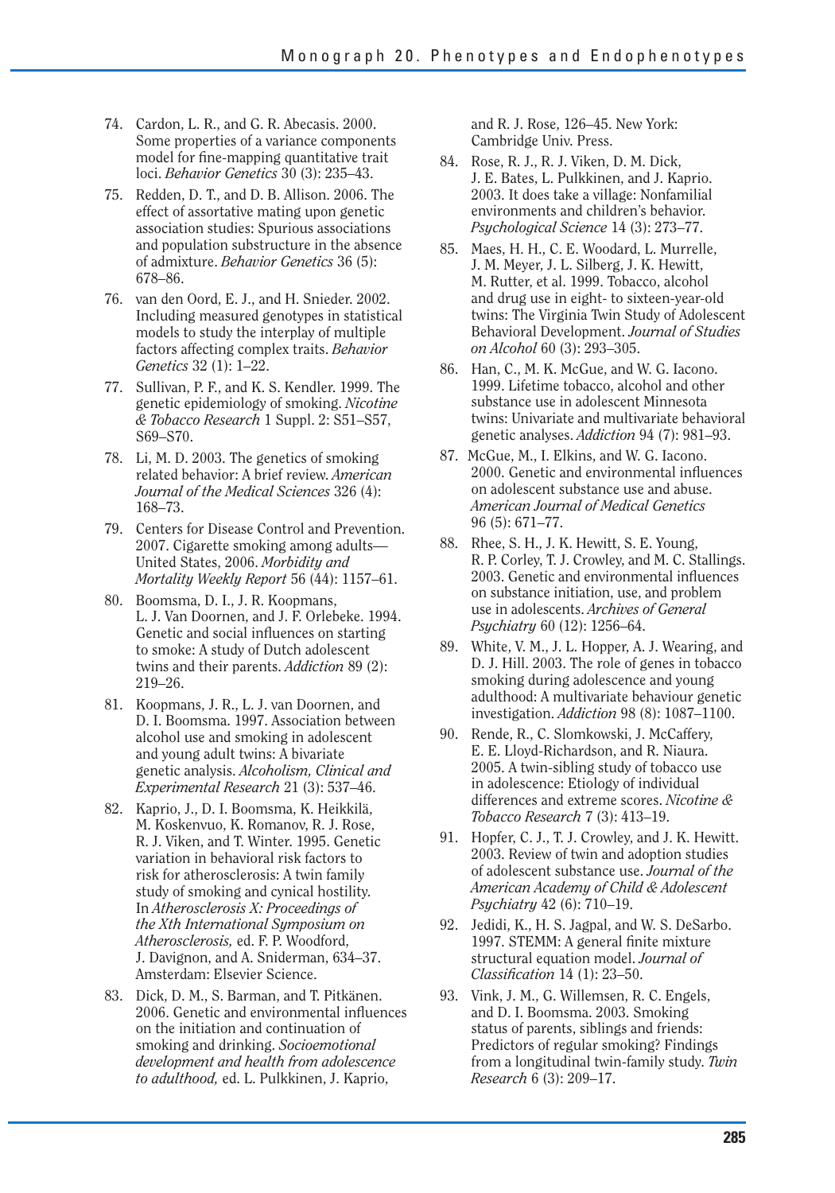74. Cardon, L. R., and G. R. Abecasis. 2000. Some properties of a variance components model for fine-mapping quantitative trait loci. *Behavior Genetics* 30 (3): 235–43.

75. Redden, D. T., and D. B. Allison. 2006. The effect of assortative mating upon genetic association studies: Spurious associations and population substructure in the absence of admixture. *Behavior Genetics* 36 (5): 678–86.

76. van den Oord, E. J., and H. Snieder. 2002. Including measured genotypes in statistical models to study the interplay of multiple factors affecting complex traits. *Behavior Genetics* 32 (1): 1–22.

77. Sullivan, P. F., and K. S. Kendler. 1999. The genetic epidemiology of smoking. *Nicotine & Tobacco Research* 1 Suppl. 2: S51–S57, S69–S70.

78. Li, M. D. 2003. The genetics of smoking related behavior: A brief review. *American Journal of the Medical Sciences* 326 (4): 168–73.

79. Centers for Disease Control and Prevention. 2007. Cigarette smoking among adults—United States, 2006. *Morbidity and Mortality Weekly Report* 56 (44): 1157–61.

80. Boomsma, D. I., J. R. Koopmans, L. J. Van Doornen, and J. F. Orlebeke. 1994. Genetic and social influences on starting to smoke: A study of Dutch adolescent twins and their parents. *Addiction* 89 (2): 219–26.

81. Koopmans, J. R., L. J. van Doornen, and D. I. Boomsma. 1997. Association between alcohol use and smoking in adolescent and young adult twins: A bivariate genetic analysis. *Alcoholism, Clinical and Experimental Research* 21 (3): 537–46.

82. Kaprio, J., D. I. Boomsma, K. Heikkilä, M. Koskenvuo, K. Romanov, R. J. Rose, R. J. Viken, and T. Winter. 1995. Genetic variation in behavioral risk factors to risk for atherosclerosis: A twin family study of smoking and cynical hostility. In *Atherosclerosis X: Proceedings of the Xth International Symposium on Atherosclerosis,* ed. F. P. Woodford, J. Davignon, and A. Sniderman, 634–37. Amsterdam: Elsevier Science.

83. Dick, D. M., S. Barman, and T. Pitkänen. 2006. Genetic and environmental influences on the initiation and continuation of smoking and drinking. *Socioemotional development and health from adolescence to adulthood,* ed. L. Pulkkinen, J. Kaprio, and R. J. Rose, 126–45. New York: Cambridge Univ. Press.

84. Rose, R. J., R. J. Viken, D. M. Dick, J. E. Bates, L. Pulkkinen, and J. Kaprio. 2003. It does take a village: Nonfamilial environments and children's behavior. *Psychological Science* 14 (3): 273–77.

85. Maes, H. H., C. E. Woodard, L. Murrelle, J. M. Meyer, J. L. Silberg, J. K. Hewitt, M. Rutter, et al. 1999. Tobacco, alcohol and drug use in eight- to sixteen-year-old twins: The Virginia Twin Study of Adolescent Behavioral Development. *Journal of Studies on Alcohol* 60 (3): 293–305.

86. Han, C., M. K. McGue, and W. G. Iacono. 1999. Lifetime tobacco, alcohol and other substance use in adolescent Minnesota twins: Univariate and multivariate behavioral genetic analyses. *Addiction* 94 (7): 981–93.

87. McGue, M., I. Elkins, and W. G. Iacono. 2000. Genetic and environmental influences on adolescent substance use and abuse. *American Journal of Medical Genetics* 96 (5): 671–77.

88. Rhee, S. H., J. K. Hewitt, S. E. Young, R. P. Corley, T. J. Crowley, and M. C. Stallings. 2003. Genetic and environmental influences on substance initiation, use, and problem use in adolescents. *Archives of General Psychiatry* 60 (12): 1256–64.

89. White, V. M., J. L. Hopper, A. J. Wearing, and D. J. Hill. 2003. The role of genes in tobacco smoking during adolescence and young adulthood: A multivariate behaviour genetic investigation. *Addiction* 98 (8): 1087–1100.

90. Rende, R., C. Slomkowski, J. McCaffery, E. E. Lloyd-Richardson, and R. Niaura. 2005. A twin-sibling study of tobacco use in adolescence: Etiology of individual differences and extreme scores. *Nicotine & Tobacco Research* 7 (3): 413–19.

91. Hopfer, C. J., T. J. Crowley, and J. K. Hewitt. 2003. Review of twin and adoption studies of adolescent substance use. *Journal of the American Academy of Child & Adolescent Psychiatry* 42 (6): 710–19.

92. Jedidi, K., H. S. Jagpal, and W. S. DeSarbo. 1997. STEMM: A general finite mixture structural equation model. *Journal of Classification* 14 (1): 23–50.

93. Vink, J. M., G. Willemsen, R. C. Engels, and D. I. Boomsma. 2003. Smoking status of parents, siblings and friends: Predictors of regular smoking? Findings from a longitudinal twin-family study. *Twin Research* 6 (3): 209–17.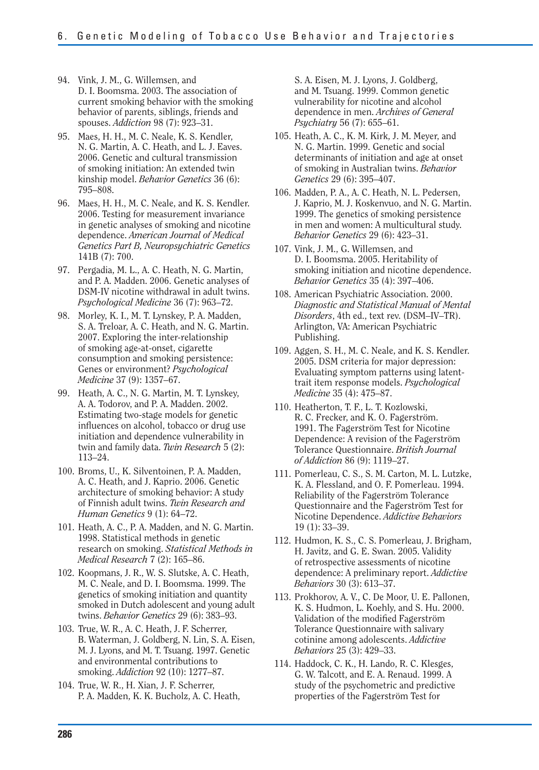94. Vink, J. M., G. Willemsen, and D. I. Boomsma. 2003. The association of current smoking behavior with the smoking behavior of parents, siblings, friends and spouses. *Addiction* 98 (7): 923–31.

95. Maes, H. H., M. C. Neale, K. S. Kendler, N. G. Martin, A. C. Heath, and L. J. Eaves. 2006. Genetic and cultural transmission of smoking initiation: An extended twin kinship model. *Behavior Genetics* 36 (6): 795–808.

96. Maes, H. H., M. C. Neale, and K. S. Kendler. 2006. Testing for measurement invariance in genetic analyses of smoking and nicotine dependence. *American Journal of Medical Genetics Part B, Neuropsychiatric Genetics* 141B (7): 700.

97. Pergadia, M. L., A. C. Heath, N. G. Martin, and P. A. Madden. 2006. Genetic analyses of DSM-IV nicotine withdrawal in adult twins. *Psychological Medicine* 36 (7): 963–72.

98. Morley, K. I., M. T. Lynskey, P. A. Madden, S. A. Treloar, A. C. Heath, and N. G. Martin. 2007. Exploring the inter-relationship of smoking age-at-onset, cigarette consumption and smoking persistence: Genes or environment? *Psychological Medicine* 37 (9): 1357–67.

99. Heath, A. C., N. G. Martin, M. T. Lynskey, A. A. Todorov, and P. A. Madden. 2002. Estimating two-stage models for genetic influences on alcohol, tobacco or drug use initiation and dependence vulnerability in twin and family data. *Twin Research* 5 (2): 113–24.

100. Broms, U., K. Silventoinen, P. A. Madden, A. C. Heath, and J. Kaprio. 2006. Genetic architecture of smoking behavior: A study of Finnish adult twins. *Twin Research and Human Genetics* 9 (1): 64–72.

101. Heath, A. C., P. A. Madden, and N. G. Martin. 1998. Statistical methods in genetic research on smoking. *Statistical Methods in Medical Research* 7 (2): 165–86.

102. Koopmans, J. R., W. S. Slutske, A. C. Heath, M. C. Neale, and D. I. Boomsma. 1999. The genetics of smoking initiation and quantity smoked in Dutch adolescent and young adult twins. *Behavior Genetics* 29 (6): 383–93.

103. True, W. R., A. C. Heath, J. F. Scherrer, B. Waterman, J. Goldberg, N. Lin, S. A. Eisen, M. J. Lyons, and M. T. Tsuang. 1997. Genetic and environmental contributions to smoking. *Addiction* 92 (10): 1277–87.

104. True, W. R., H. Xian, J. F. Scherrer, P. A. Madden, K. K. Bucholz, A. C. Heath, S. A. Eisen, M. J. Lyons, J. Goldberg, and M. Tsuang. 1999. Common genetic vulnerability for nicotine and alcohol dependence in men. *Archives of General Psychiatry* 56 (7): 655–61.

105. Heath, A. C., K. M. Kirk, J. M. Meyer, and N. G. Martin. 1999. Genetic and social determinants of initiation and age at onset of smoking in Australian twins. *Behavior Genetics* 29 (6): 395–407.

106. Madden, P. A., A. C. Heath, N. L. Pedersen, J. Kaprio, M. J. Koskenvuo, and N. G. Martin. 1999. The genetics of smoking persistence in men and women: A multicultural study. *Behavior Genetics* 29 (6): 423–31.

107. Vink, J. M., G. Willemsen, and D. I. Boomsma. 2005. Heritability of smoking initiation and nicotine dependence. *Behavior Genetics* 35 (4): 397–406.

108. American Psychiatric Association. 2000. *Diagnostic and Statistical Manual of Mental Disorders*, 4th ed., text rev. (DSM–IV–TR). Arlington, VA: American Psychiatric Publishing.

109. Aggen, S. H., M. C. Neale, and K. S. Kendler. 2005. DSM criteria for major depression: Evaluating symptom patterns using latent-trait item response models. *Psychological Medicine* 35 (4): 475–87.

110. Heatherton, T. F., L. T. Kozlowski, R. C. Frecker, and K. O. Fagerström. 1991. The Fagerström Test for Nicotine Dependence: A revision of the Fagerström Tolerance Questionnaire. *British Journal of Addiction* 86 (9): 1119–27.

111. Pomerleau, C. S., S. M. Carton, M. L. Lutzke, K. A. Flessland, and O. F. Pomerleau. 1994. Reliability of the Fagerström Tolerance Questionnaire and the Fagerström Test for Nicotine Dependence. *Addictive Behaviors* 19 (1): 33–39.

112. Hudmon, K. S., C. S. Pomerleau, J. Brigham, H. Javitz, and G. E. Swan. 2005. Validity of retrospective assessments of nicotine dependence: A preliminary report. *Addictive Behaviors* 30 (3): 613–37.

113. Prokhorov, A. V., C. De Moor, U. E. Pallonen, K. S. Hudmon, L. Koehly, and S. Hu. 2000. Validation of the modified Fagerström Tolerance Questionnaire with salivary cotinine among adolescents. *Addictive Behaviors* 25 (3): 429–33.

114. Haddock, C. K., H. Lando, R. C. Klesges, G. W. Talcott, and E. A. Renaud. 1999. A study of the psychometric and predictive properties of the Fagerström Test for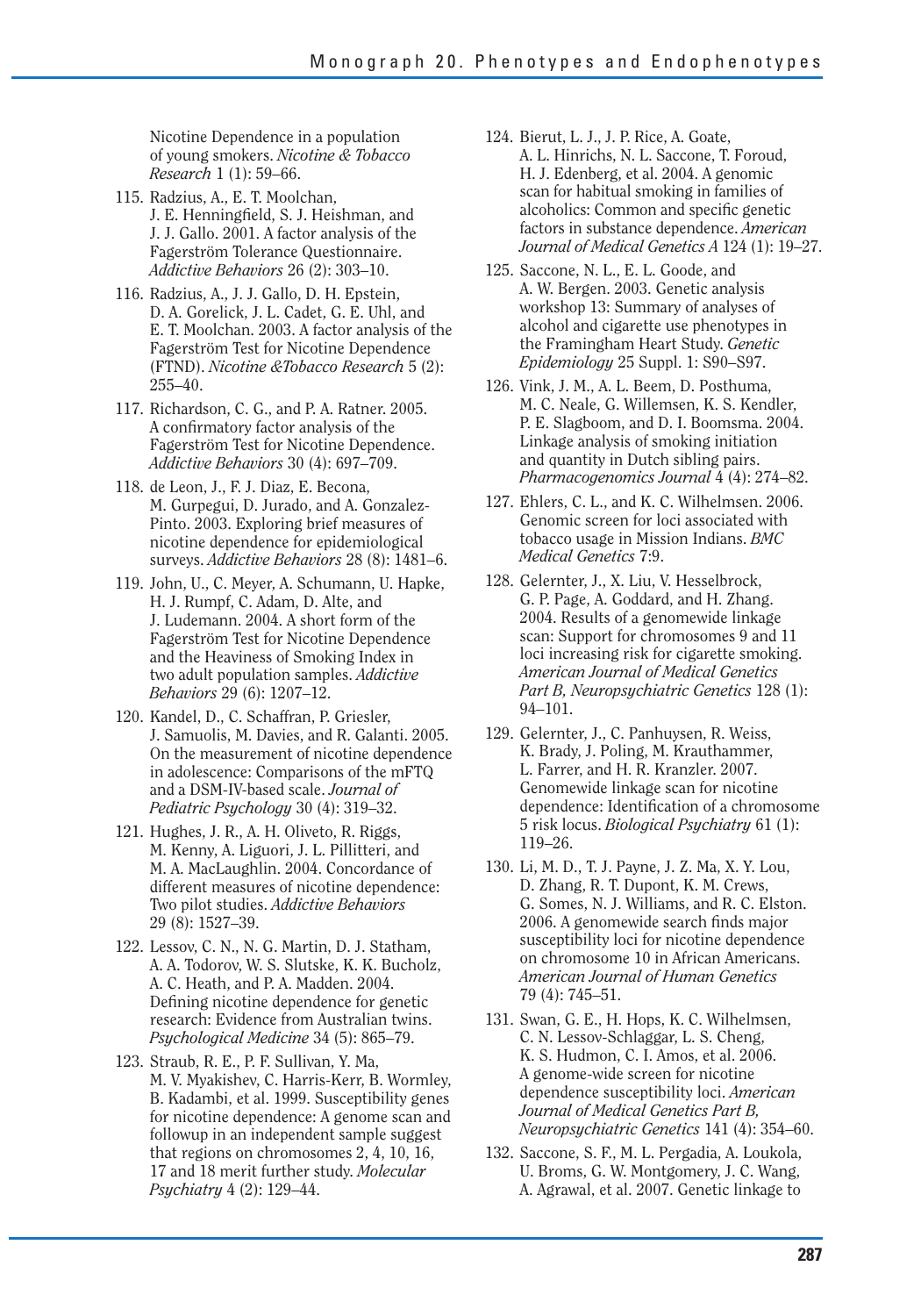Nicotine Dependence in a population of young smokers. *Nicotine & Tobacco Research* 1 (1): 59–66.

115. Radzius, A., E. T. Moolchan, J. E. Henningfield, S. J. Heishman, and J. J. Gallo. 2001. A factor analysis of the Fagerström Tolerance Questionnaire. *Addictive Behaviors* 26 (2): 303–10.

116. Radzius, A., J. J. Gallo, D. H. Epstein, D. A. Gorelick, J. L. Cadet, G. E. Uhl, and E. T. Moolchan. 2003. A factor analysis of the Fagerström Test for Nicotine Dependence (FTND). *Nicotine &Tobacco Research* 5 (2): 255–40.

117. Richardson, C. G., and P. A. Ratner. 2005. A confirmatory factor analysis of the Fagerström Test for Nicotine Dependence. *Addictive Behaviors* 30 (4): 697–709.

118. de Leon, J., F. J. Diaz, E. Becona, M. Gurpegui, D. Jurado, and A. Gonzalez-Pinto. 2003. Exploring brief measures of nicotine dependence for epidemiological surveys. *Addictive Behaviors* 28 (8): 1481–6.

119. John, U., C. Meyer, A. Schumann, U. Hapke, H. J. Rumpf, C. Adam, D. Alte, and J. Ludemann. 2004. A short form of the Fagerström Test for Nicotine Dependence and the Heaviness of Smoking Index in two adult population samples. *Addictive Behaviors* 29 (6): 1207–12.

120. Kandel, D., C. Schaffran, P. Griesler, J. Samuolis, M. Davies, and R. Galanti. 2005. On the measurement of nicotine dependence in adolescence: Comparisons of the mFTQ and a DSM-IV-based scale. *Journal of Pediatric Psychology* 30 (4): 319–32.

121. Hughes, J. R., A. H. Oliveto, R. Riggs, M. Kenny, A. Liguori, J. L. Pillitteri, and M. A. MacLaughlin. 2004. Concordance of different measures of nicotine dependence: Two pilot studies. *Addictive Behaviors* 29 (8): 1527–39.

122. Lessov, C. N., N. G. Martin, D. J. Statham, A. A. Todorov, W. S. Slutske, K. K. Bucholz, A. C. Heath, and P. A. Madden. 2004. Defining nicotine dependence for genetic research: Evidence from Australian twins. *Psychological Medicine* 34 (5): 865–79.

123. Straub, R. E., P. F. Sullivan, Y. Ma, M. V. Myakishev, C. Harris-Kerr, B. Wormley, B. Kadambi, et al. 1999. Susceptibility genes for nicotine dependence: A genome scan and followup in an independent sample suggest that regions on chromosomes 2, 4, 10, 16, 17 and 18 merit further study. *Molecular Psychiatry* 4 (2): 129–44.

124. Bierut, L. J., J. P. Rice, A. Goate, A. L. Hinrichs, N. L. Saccone, T. Foroud, H. J. Edenberg, et al. 2004. A genomic scan for habitual smoking in families of alcoholics: Common and specific genetic factors in substance dependence. *American Journal of Medical Genetics A* 124 (1): 19–27.

125. Saccone, N. L., E. L. Goode, and A. W. Bergen. 2003. Genetic analysis workshop 13: Summary of analyses of alcohol and cigarette use phenotypes in the Framingham Heart Study. *Genetic Epidemiology* 25 Suppl. 1: S90–S97.

126. Vink, J. M., A. L. Beem, D. Posthuma, M. C. Neale, G. Willemsen, K. S. Kendler, P. E. Slagboom, and D. I. Boomsma. 2004. Linkage analysis of smoking initiation and quantity in Dutch sibling pairs. *Pharmacogenomics Journal* 4 (4): 274–82.

127. Ehlers, C. L., and K. C. Wilhelmsen. 2006. Genomic screen for loci associated with tobacco usage in Mission Indians. *BMC Medical Genetics* 7:9.

128. Gelernter, J., X. Liu, V. Hesselbrock, G. P. Page, A. Goddard, and H. Zhang. 2004. Results of a genomewide linkage scan: Support for chromosomes 9 and 11 loci increasing risk for cigarette smoking. *American Journal of Medical Genetics Part B, Neuropsychiatric Genetics* 128 (1): 94–101.

129. Gelernter, J., C. Panhuysen, R. Weiss, K. Brady, J. Poling, M. Krauthammer, L. Farrer, and H. R. Kranzler. 2007. Genomewide linkage scan for nicotine dependence: Identification of a chromosome 5 risk locus. *Biological Psychiatry* 61 (1): 119–26.

130. Li, M. D., T. J. Payne, J. Z. Ma, X. Y. Lou, D. Zhang, R. T. Dupont, K. M. Crews, G. Somes, N. J. Williams, and R. C. Elston. 2006. A genomewide search finds major susceptibility loci for nicotine dependence on chromosome 10 in African Americans. *American Journal of Human Genetics* 79 (4): 745–51.

131. Swan, G. E., H. Hops, K. C. Wilhelmsen, C. N. Lessov-Schlaggar, L. S. Cheng, K. S. Hudmon, C. I. Amos, et al. 2006. A genome-wide screen for nicotine dependence susceptibility loci. *American Journal of Medical Genetics Part B, Neuropsychiatric Genetics* 141 (4): 354–60.

132. Saccone, S. F., M. L. Pergadia, A. Loukola, U. Broms, G. W. Montgomery, J. C. Wang, A. Agrawal, et al. 2007. Genetic linkage to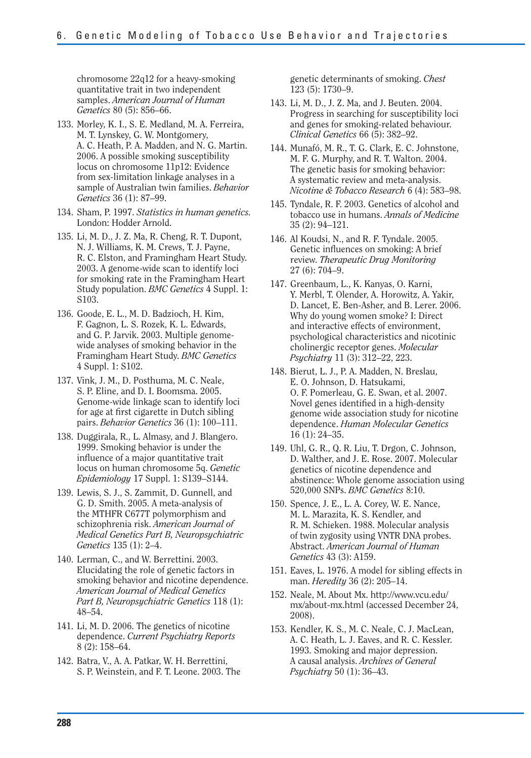chromosome 22q12 for a heavy-smoking quantitative trait in two independent samples. *American Journal of Human Genetics* 80 (5): 856–66.

133. Morley, K. I., S. E. Medland, M. A. Ferreira, M. T. Lynskey, G. W. Montgomery, A. C. Heath, P. A. Madden, and N. G. Martin. 2006. A possible smoking susceptibility locus on chromosome 11p12: Evidence from sex-limitation linkage analyses in a sample of Australian twin families. *Behavior Genetics* 36 (1): 87–99.

134. Sham, P. 1997. *Statistics in human genetics*. London: Hodder Arnold.

135. Li, M. D., J. Z. Ma, R. Cheng, R. T. Dupont, N. J. Williams, K. M. Crews, T. J. Payne, R. C. Elston, and Framingham Heart Study. 2003. A genome-wide scan to identify loci for smoking rate in the Framingham Heart Study population. *BMC Genetics* 4 Suppl. 1: S103.

136. Goode, E. L., M. D. Badzioch, H. Kim, F. Gagnon, L. S. Rozek, K. L. Edwards, and G. P. Jarvik. 2003. Multiple genome-wide analyses of smoking behavior in the Framingham Heart Study. *BMC Genetics* 4 Suppl. 1: S102.

137. Vink, J. M., D. Posthuma, M. C. Neale, S. P. Eline, and D. I. Boomsma. 2005. Genome-wide linkage scan to identify loci for age at first cigarette in Dutch sibling pairs. *Behavior Genetics* 36 (1): 100–111.

138. Duggirala, R., L. Almasy, and J. Blangero. 1999. Smoking behavior is under the influence of a major quantitative trait locus on human chromosome 5q. *Genetic Epidemiology* 17 Suppl. 1: S139–S144.

139. Lewis, S. J., S. Zammit, D. Gunnell, and G. D. Smith. 2005. A meta-analysis of the MTHFR C677T polymorphism and schizophrenia risk. *American Journal of Medical Genetics Part B, Neuropsychiatric Genetics* 135 (1): 2–4.

140. Lerman, C., and W. Berrettini. 2003. Elucidating the role of genetic factors in smoking behavior and nicotine dependence. *American Journal of Medical Genetics Part B, Neuropsychiatric Genetics* 118 (1): 48–54.

141. Li, M. D. 2006. The genetics of nicotine dependence. *Current Psychiatry Reports* 8 (2): 158–64.

142. Batra, V., A. A. Patkar, W. H. Berrettini, S. P. Weinstein, and F. T. Leone. 2003. The genetic determinants of smoking. *Chest* 123 (5): 1730–9.

143. Li, M. D., J. Z. Ma, and J. Beuten. 2004. Progress in searching for susceptibility loci and genes for smoking-related behaviour. *Clinical Genetics* 66 (5): 382–92.

144. Munafó, M. R., T. G. Clark, E. C. Johnstone, M. F. G. Murphy, and R. T. Walton. 2004. The genetic basis for smoking behavior: A systematic review and meta-analysis. *Nicotine & Tobacco Research* 6 (4): 583–98.

145. Tyndale, R. F. 2003. Genetics of alcohol and tobacco use in humans. *Annals of Medicine* 35 (2): 94–121.

146. Al Koudsi, N., and R. F. Tyndale. 2005. Genetic influences on smoking: A brief review. *Therapeutic Drug Monitoring* 27 (6): 704–9.

147. Greenbaum, L., K. Kanyas, O. Karni, Y. Merbl, T. Olender, A. Horowitz, A. Yakir, D. Lancet, E. Ben-Asher, and B. Lerer. 2006. Why do young women smoke? I: Direct and interactive effects of environment, psychological characteristics and nicotinic cholinergic receptor genes. *Molecular Psychiatry* 11 (3): 312–22, 223.

148. Bierut, L. J., P. A. Madden, N. Breslau, E. O. Johnson, D. Hatsukami, O. F. Pomerleau, G. E. Swan, et al. 2007. Novel genes identified in a high-density genome wide association study for nicotine dependence. *Human Molecular Genetics* 16 (1): 24–35.

149. Uhl, G. R., Q. R. Liu, T. Drgon, C. Johnson, D. Walther, and J. E. Rose. 2007. Molecular genetics of nicotine dependence and abstinence: Whole genome association using 520,000 SNPs. *BMC Genetics* 8:10.

150. Spence, J. E., L. A. Corey, W. E. Nance, M. L. Marazita, K. S. Kendler, and R. M. Schieken. 1988. Molecular analysis of twin zygosity using VNTR DNA probes. Abstract. *American Journal of Human Genetics* 43 (3): A159.

151. Eaves, L. 1976. A model for sibling effects in man. *Heredity* 36 (2): 205–14.

152. Neale, M. About Mx. http://www.vcu.edu/mx/about-mx.html (accessed December 24, 2008).

153. Kendler, K. S., M. C. Neale, C. J. MacLean, A. C. Heath, L. J. Eaves, and R. C. Kessler. 1993. Smoking and major depression. A causal analysis. *Archives of General Psychiatry* 50 (1): 36–43.